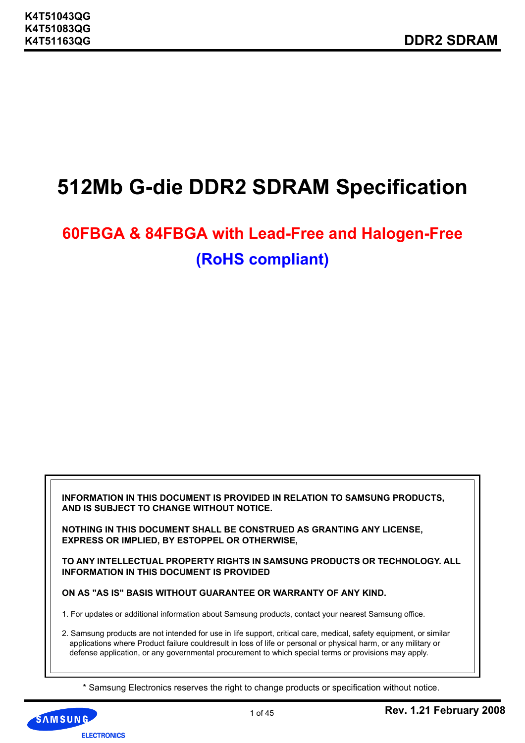# 512Mb G-die DDR2 SDRAM Specification

## 60FBGA & 84FBGA with Lead-Free and Halogen-Free

## (RoHS compliant)

**INFORMATION IN THIS DOCUMENT IS PROVIDED IN RELATION TO SAMSUNG PRODUCTS, AND IS SUBJECT TO CHANGE WITHOUT NOTICE.**

**NOTHING IN THIS DOCUMENT SHALL BE CONSTRUED AS GRANTING ANY LICENSE, EXPRESS OR IMPLIED, BY ESTOPPEL OR OTHERWISE,**

**TO ANY INTELLECTUAL PROPERTY RIGHTS IN SAMSUNG PRODUCTS OR TECHNOLOGY. ALL INFORMATION IN THIS DOCUMENT IS PROVIDED**

**ON AS "AS IS" BASIS WITHOUT GUARANTEE OR WARRANTY OF ANY KIND.**

1. For updates or additional information about Samsung products, contact your nearest Samsung office.

2. Samsung products are not intended for use in life support, critical care, medical, safety equipment, or similar applications where Product failure couldresult in loss of life or personal or physical harm, or any military or defense application, or any governmental procurement to which special terms or provisions may apply.

* Samsung Electronics reserves the right to change products or specification without notice.

Rev. 1.21 February 2008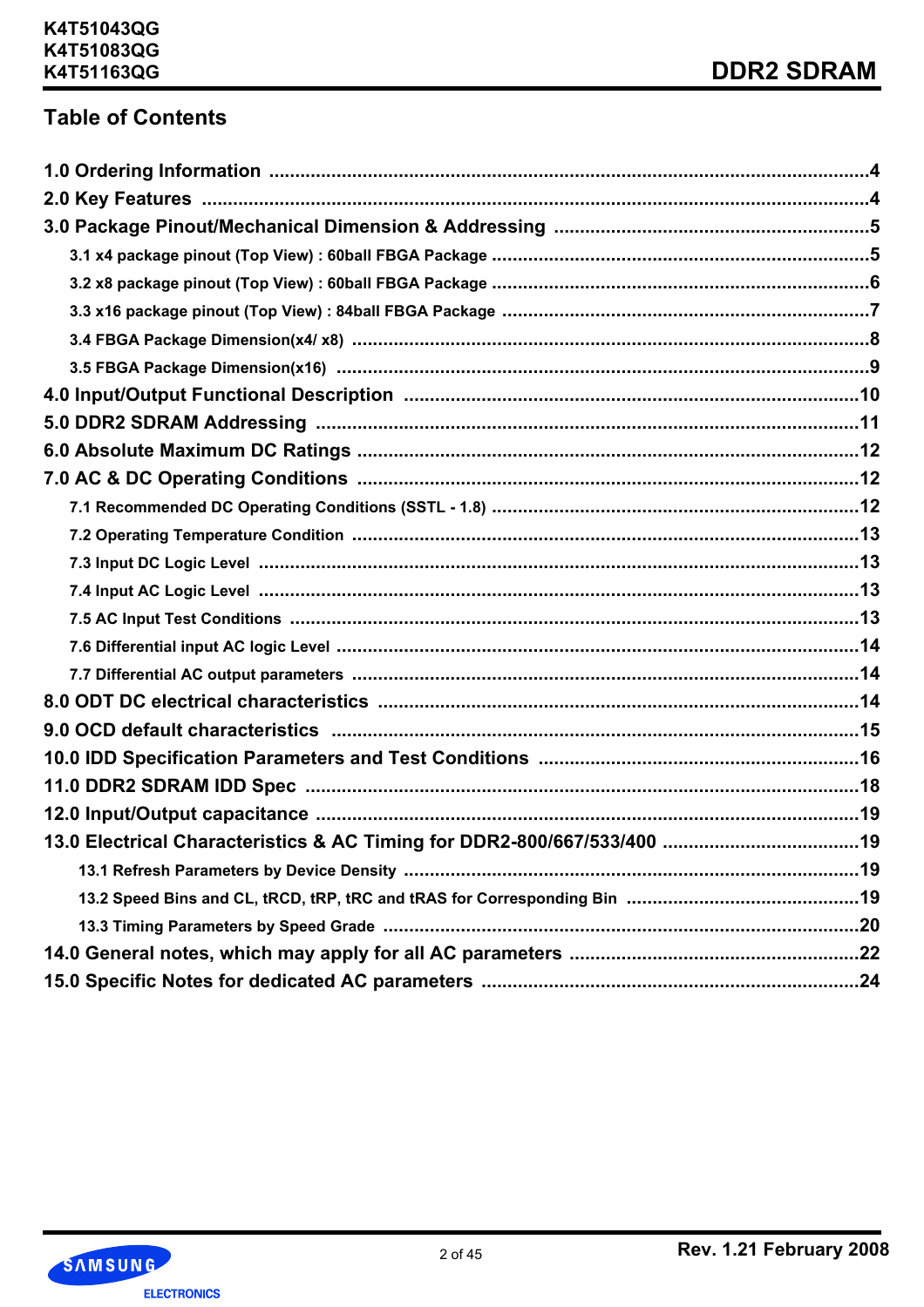# Table of Contents

1.0 Ordering Information .....................................................................................................4

2.0 Key Features ....................................................................................................................4

3.0 Package Pinout/Mechanical Dimension & Addressing .................................................5

- 3.1 x4 package pinout (Top View) : 60ball FBGA Package ..............................................5
- 3.2 x8 package pinout (Top View) : 60ball FBGA Package ..............................................6
- 3.3 x16 package pinout (Top View) : 84ball FBGA Package ............................................7
- 3.4 FBGA Package Dimension(x4/ x8) .............................................................................8
- 3.5 FBGA Package Dimension(x16) .................................................................................9

4.0 Input/Output Functional Description ...........................................................................10

5.0 DDR2 SDRAM Addressing ............................................................................................11

6.0 Absolute Maximum DC Ratings ....................................................................................12

7.0 AC & DC Operating Conditions ....................................................................................12

- 7.1 Recommended DC Operating Conditions (SSTL - 1.8) ............................................12
- 7.2 Operating Temperature Condition ..............................................................................13
- 7.3 Input DC Logic Level ..................................................................................................13
- 7.4 Input AC Logic Level ..................................................................................................13
- 7.5 AC Input Test Conditions ...........................................................................................13
- 7.6 Differential input AC logic Level .................................................................................14
- 7.7 Differential AC output parameters ..............................................................................14

8.0 ODT DC electrical characteristics .................................................................................14

9.0 OCD default characteristics ..........................................................................................15

10.0 IDD Specification Parameters and Test Conditions ..................................................16

11.0 DDR2 SDRAM IDD Spec ..............................................................................................18

12.0 Input/Output capacitance .............................................................................................19

13.0 Electrical Characteristics & AC Timing for DDR2-800/667/533/400 .........................19

- 13.1 Refresh Parameters by Device Density ....................................................................19
- 13.2 Speed Bins and CL, tRCD, tRP, tRC and tRAS for Corresponding Bin ...................19
- 13.3 Timing Parameters by Speed Grade .........................................................................20

14.0 General notes, which may apply for all AC parameters .............................................22

15.0 Specific Notes for dedicated AC parameters ..............................................................24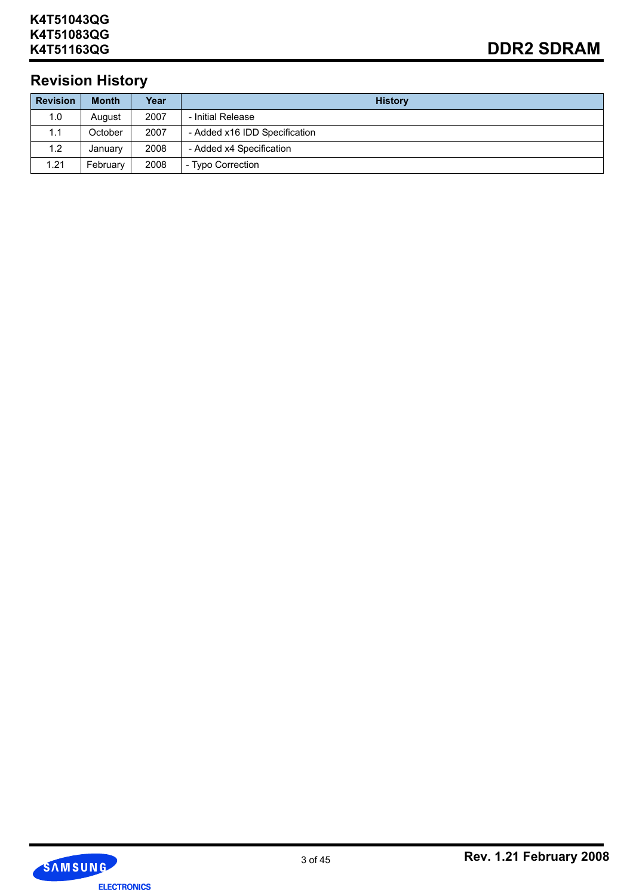## Revision History

| Revision | Month | Year | History |
|---|---|---|---|
| 1.0 | August | 2007 | - Initial Release |
| 1.1 | October | 2007 | - Added x16 IDD Specification |
| 1.2 | January | 2008 | - Added x4 Specification |
| 1.21 | February | 2008 | - Typo Correction |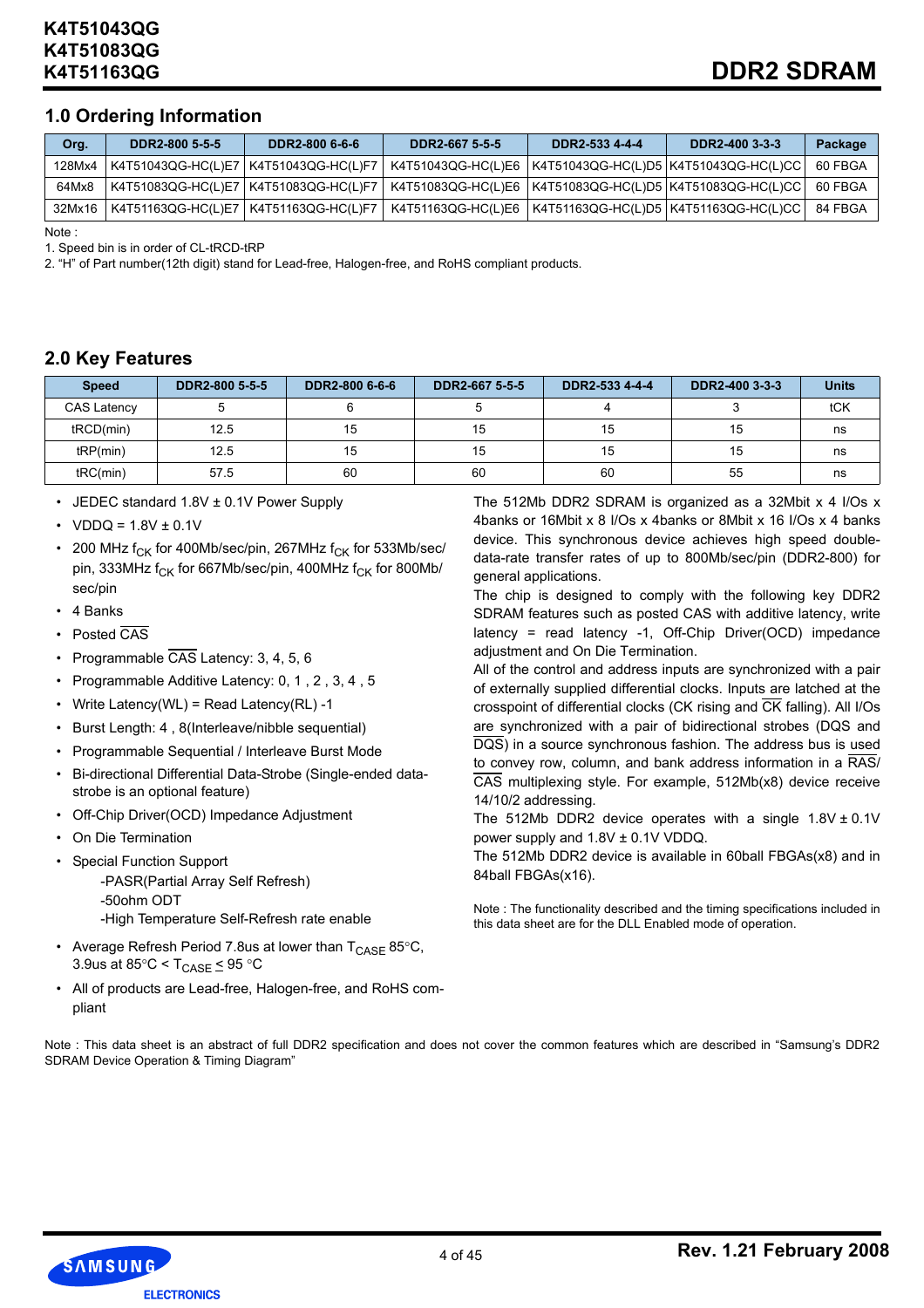## 1.0 Ordering Information

| Org. | DDR2-800 5-5-5 | DDR2-800 6-6-6 | DDR2-667 5-5-5 | DDR2-533 4-4-4 | DDR2-400 3-3-3 | Package |
|---|---|---|---|---|---|---|
| 128Mx4 | K4T51043QG-HC(L)E7 | K4T51043QG-HC(L)F7 | K4T51043QG-HC(L)E6 | K4T51043QG-HC(L)D5 | K4T51043QG-HC(L)CC | 60 FBGA |
| 64Mx8 | K4T51083QG-HC(L)E7 | K4T51083QG-HC(L)F7 | K4T51083QG-HC(L)E6 | K4T51083QG-HC(L)D5 | K4T51083QG-HC(L)CC | 60 FBGA |
| 32Mx16 | K4T51163QG-HC(L)E7 | K4T51163QG-HC(L)F7 | K4T51163QG-HC(L)E6 | K4T51163QG-HC(L)D5 | K4T51163QG-HC(L)CC | 84 FBGA |

Note :

1. Speed bin is in order of CL-tRCD-tRP
2. "H" of Part number(12th digit) stand for Lead-free, Halogen-free, and RoHS compliant products.

## 2.0 Key Features

| Speed | DDR2-800 5-5-5 | DDR2-800 6-6-6 | DDR2-667 5-5-5 | DDR2-533 4-4-4 | DDR2-400 3-3-3 | Units |
|---|---|---|---|---|---|---|
| CAS Latency | 5 | 6 | 5 | 4 | 3 | tCK |
| tRCD(min) | 12.5 | 15 | 15 | 15 | 15 | ns |
| tRP(min) | 12.5 | 15 | 15 | 15 | 15 | ns |
| tRC(min) | 57.5 | 60 | 60 | 60 | 55 | ns |

- JEDEC standard 1.8V ± 0.1V Power Supply
- VDDQ = 1.8V ± 0.1V
- 200 MHz $f_{CK}$ for 400Mb/sec/pin, 267MHz $f_{CK}$ for 533Mb/sec/pin, 333MHz $f_{CK}$ for 667Mb/sec/pin, 400MHz $f_{CK}$ for 800Mb/sec/pin
- 4 Banks
- Posted $\overline{\text{CAS}}$
- Programmable $\overline{\text{CAS}}$ Latency: 3, 4, 5, 6
- Programmable Additive Latency: 0, 1 , 2 , 3, 4 , 5
- Write Latency(WL) = Read Latency(RL) -1
- Burst Length: 4 , 8(Interleave/nibble sequential)
- Programmable Sequential / Interleave Burst Mode
- Bi-directional Differential Data-Strobe (Single-ended data-strobe is an optional feature)
- Off-Chip Driver(OCD) Impedance Adjustment
- On Die Termination
- Special Function Support
  - -PASR(Partial Array Self Refresh)
  - -50ohm ODT
  - -High Temperature Self-Refresh rate enable
- Average Refresh Period 7.8us at lower than $T_{CASE}$ 85°C, 3.9us at 85°C < $T_{CASE}$ ≤ 95 °C
- All of products are Lead-free, Halogen-free, and RoHS compliant

The 512Mb DDR2 SDRAM is organized as a 32Mbit x 4 I/Os x 4banks or 16Mbit x 8 I/Os x 4banks or 8Mbit x 16 I/Os x 4 banks device. This synchronous device achieves high speed double-data-rate transfer rates of up to 800Mb/sec/pin (DDR2-800) for general applications.

The chip is designed to comply with the following key DDR2 SDRAM features such as posted CAS with additive latency, write latency = read latency -1, Off-Chip Driver(OCD) impedance adjustment and On Die Termination.

All of the control and address inputs are synchronized with a pair of externally supplied differential clocks. Inputs are latched at the crosspoint of differential clocks (CK rising and $\overline{\text{CK}}$ falling). All I/Os are synchronized with a pair of bidirectional strobes (DQS and $\overline{\text{DQS}}$) in a source synchronous fashion. The address bus is used to convey row, column, and bank address information in a $\overline{\text{RAS}}$/$\overline{\text{CAS}}$ multiplexing style. For example, 512Mb(x8) device receive 14/10/2 addressing.

The 512Mb DDR2 device operates with a single 1.8V ± 0.1V power supply and 1.8V ± 0.1V VDDQ.

The 512Mb DDR2 device is available in 60ball FBGAs(x8) and in 84ball FBGAs(x16).

Note : The functionality described and the timing specifications included in this data sheet are for the DLL Enabled mode of operation.

Note : This data sheet is an abstract of full DDR2 specification and does not cover the common features which are described in "Samsung's DDR2 SDRAM Device Operation & Timing Diagram"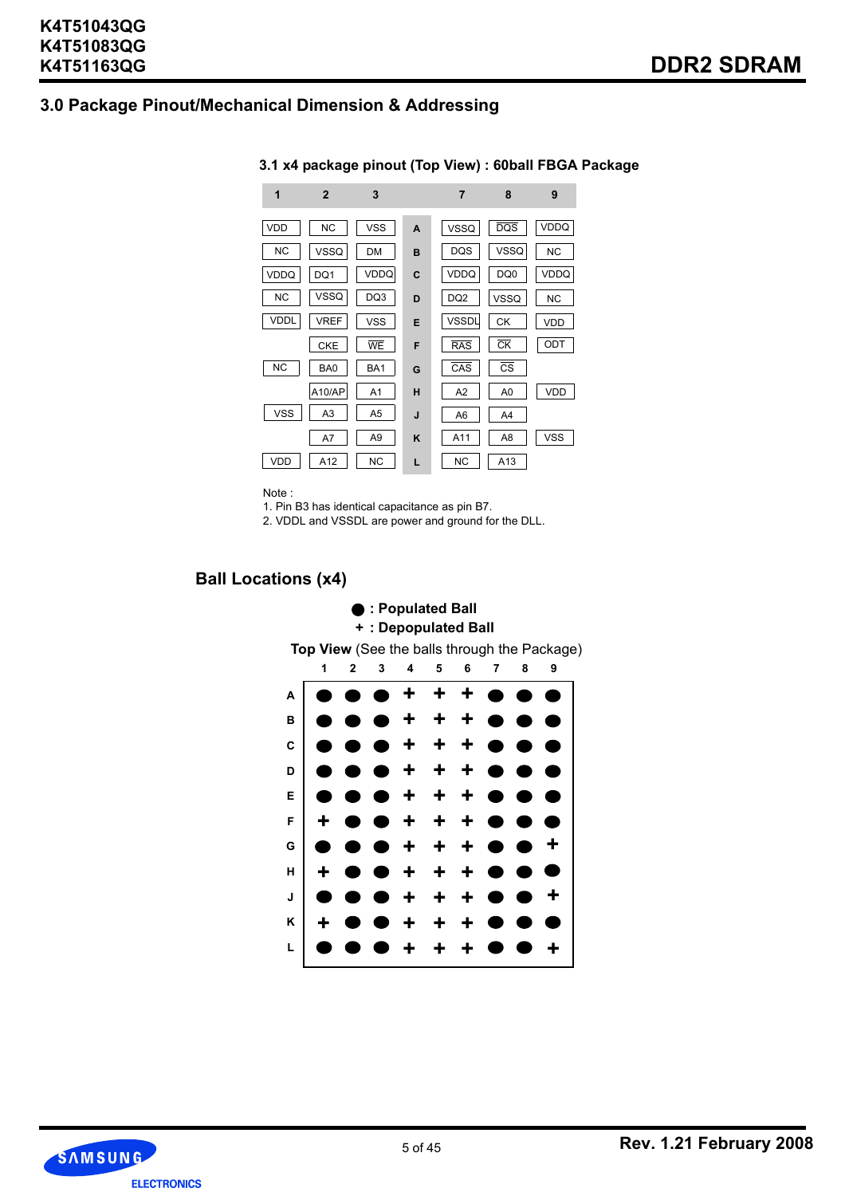## 3.0 Package Pinout/Mechanical Dimension & Addressing

### 3.1 x4 package pinout (Top View) : 60ball FBGA Package

| 1 | 2 | 3 | | 7 | 8 | 9 |
|---|---|---|---|---|---|---|
| VDD | NC | VSS | A | VSSQ | $\overline{DQS}$ | VDDQ |
| NC | VSSQ | DM | B | DQS | VSSQ | NC |
| VDDQ | DQ1 | VDDQ | C | VDDQ | DQ0 | VDDQ |
| NC | VSSQ | DQ3 | D | DQ2 | VSSQ | NC |
| VDDL | VREF | VSS | E | VSSDL | CK | VDD |
| | CKE | $\overline{WE}$ | F | $\overline{RAS}$ | $\overline{CK}$ | ODT |
| NC | BA0 | BA1 | G | $\overline{CAS}$ | $\overline{CS}$ | |
| | A10/AP | A1 | H | A2 | A0 | VDD |
| VSS | A3 | A5 | J | A6 | A4 | |
| | A7 | A9 | K | A11 | A8 | VSS |
| VDD | A12 | NC | L | NC | A13 | |

Note :
1. Pin B3 has identical capacitance as pin B7.
2. VDDL and VSSDL are power and ground for the DLL.

## Ball Locations (x4)

● : Populated Ball
+ : Depopulated Ball

**Top View** (See the balls through the Package)

| | 1 | 2 | 3 | 4 | 5 | 6 | 7 | 8 | 9 |
|---|---|---|---|---|---|---|---|---|---|
| A | ● | ● | ● | + | + | + | ● | ● | ● |
| B | ● | ● | ● | + | + | + | ● | ● | ● |
| C | ● | ● | ● | + | + | + | ● | ● | ● |
| D | ● | ● | ● | + | + | + | ● | ● | ● |
| E | ● | ● | ● | + | + | + | ● | ● | ● |
| F | + | ● | ● | + | + | + | ● | ● | ● |
| G | ● | ● | ● | + | + | + | ● | ● | + |
| H | + | ● | ● | + | + | + | ● | ● | ● |
| J | ● | ● | ● | + | + | + | ● | ● | + |
| K | + | ● | ● | + | + | + | ● | ● | ● |
| L | ● | ● | ● | + | + | + | ● | ● | + |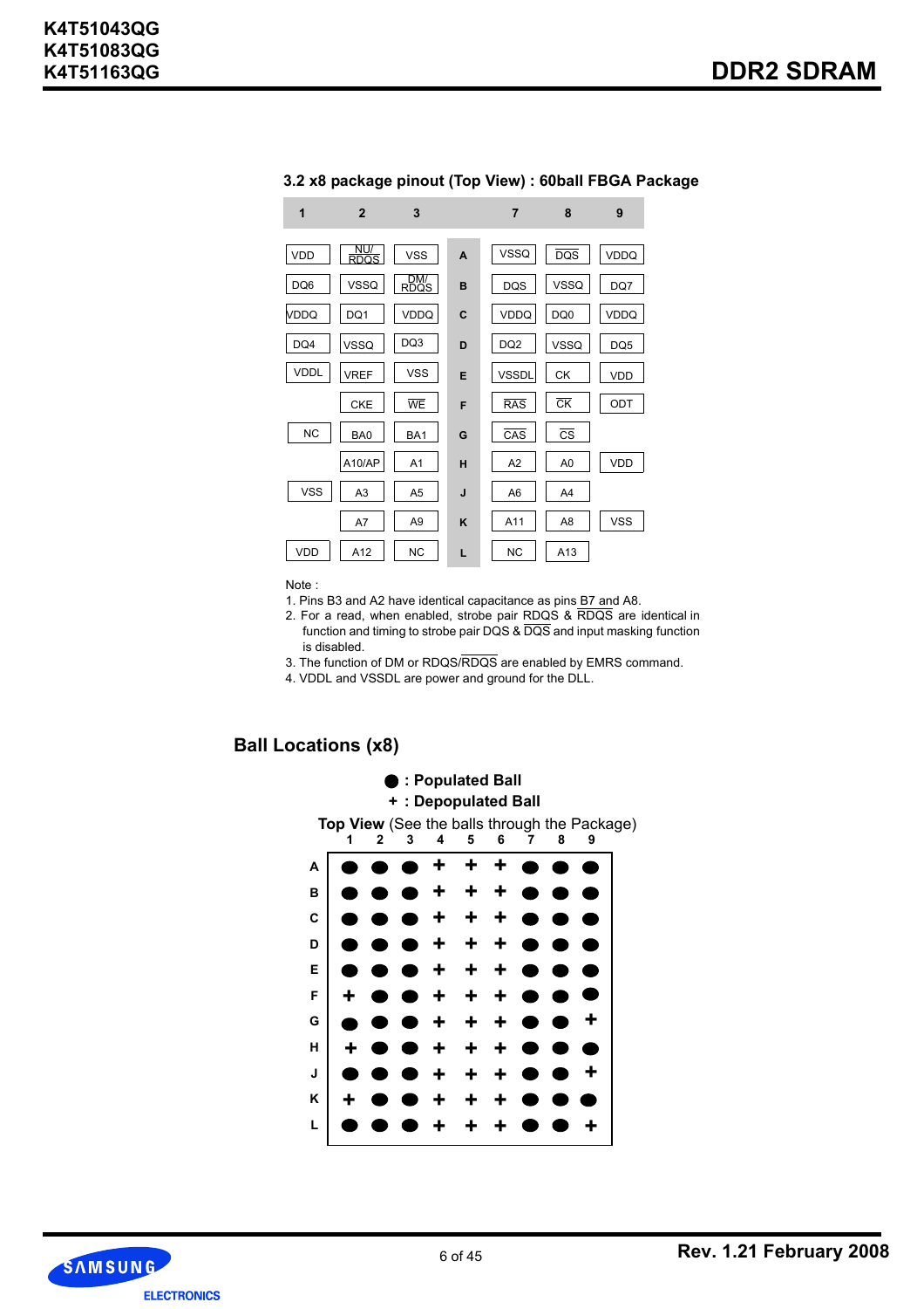### 3.2 x8 package pinout (Top View) : 60ball FBGA Package

| 1 | 2 | 3 | | 7 | 8 | 9 |
|---|---|---|---|---|---|---|
| VDD | NU/ $\overline{RDQS}$ | VSS | A | VSSQ | $\overline{DQS}$ | VDDQ |
| DQ6 | VSSQ | DM/ RDQS | B | DQS | VSSQ | DQ7 |
| VDDQ | DQ1 | VDDQ | C | VDDQ | DQ0 | VDDQ |
| DQ4 | VSSQ | DQ3 | D | DQ2 | VSSQ | DQ5 |
| VDDL | VREF | VSS | E | VSSDL | CK | VDD |
| | CKE | $\overline{WE}$ | F | $\overline{RAS}$ | $\overline{CK}$ | ODT |
| NC | BA0 | BA1 | G | $\overline{CAS}$ | $\overline{CS}$ | |
| | A10/AP | A1 | H | A2 | A0 | VDD |
| VSS | A3 | A5 | J | A6 | A4 | |
| | A7 | A9 | K | A11 | A8 | VSS |
| VDD | A12 | NC | L | NC | A13 | |

Note :
1. Pins B3 and A2 have identical capacitance as pins B7 and A8.
2. For a read, when enabled, strobe pair RDQS & $\overline{RDQS}$ are identical in function and timing to strobe pair DQS & $\overline{DQS}$ and input masking function is disabled.
3. The function of DM or RDQS/$\overline{RDQS}$ are enabled by EMRS command.
4. VDDL and VSSDL are power and ground for the DLL.

## Ball Locations (x8)

● : Populated Ball
+ : Depopulated Ball

**Top View** (See the balls through the Package)

| | 1 | 2 | 3 | 4 | 5 | 6 | 7 | 8 | 9 |
|---|---|---|---|---|---|---|---|---|---|
| A | ● | ● | ● | + | + | + | ● | ● | ● |
| B | ● | ● | ● | + | + | + | ● | ● | ● |
| C | ● | ● | ● | + | + | + | ● | ● | ● |
| D | ● | ● | ● | + | + | + | ● | ● | ● |
| E | ● | ● | ● | + | + | + | ● | ● | ● |
| F | + | ● | ● | + | + | + | ● | ● | ● |
| G | ● | ● | ● | + | + | + | ● | ● | + |
| H | + | ● | ● | + | + | + | ● | ● | ● |
| J | ● | ● | ● | + | + | + | ● | ● | + |
| K | + | ● | ● | + | + | + | ● | ● | ● |
| L | ● | ● | ● | + | + | + | ● | ● | + |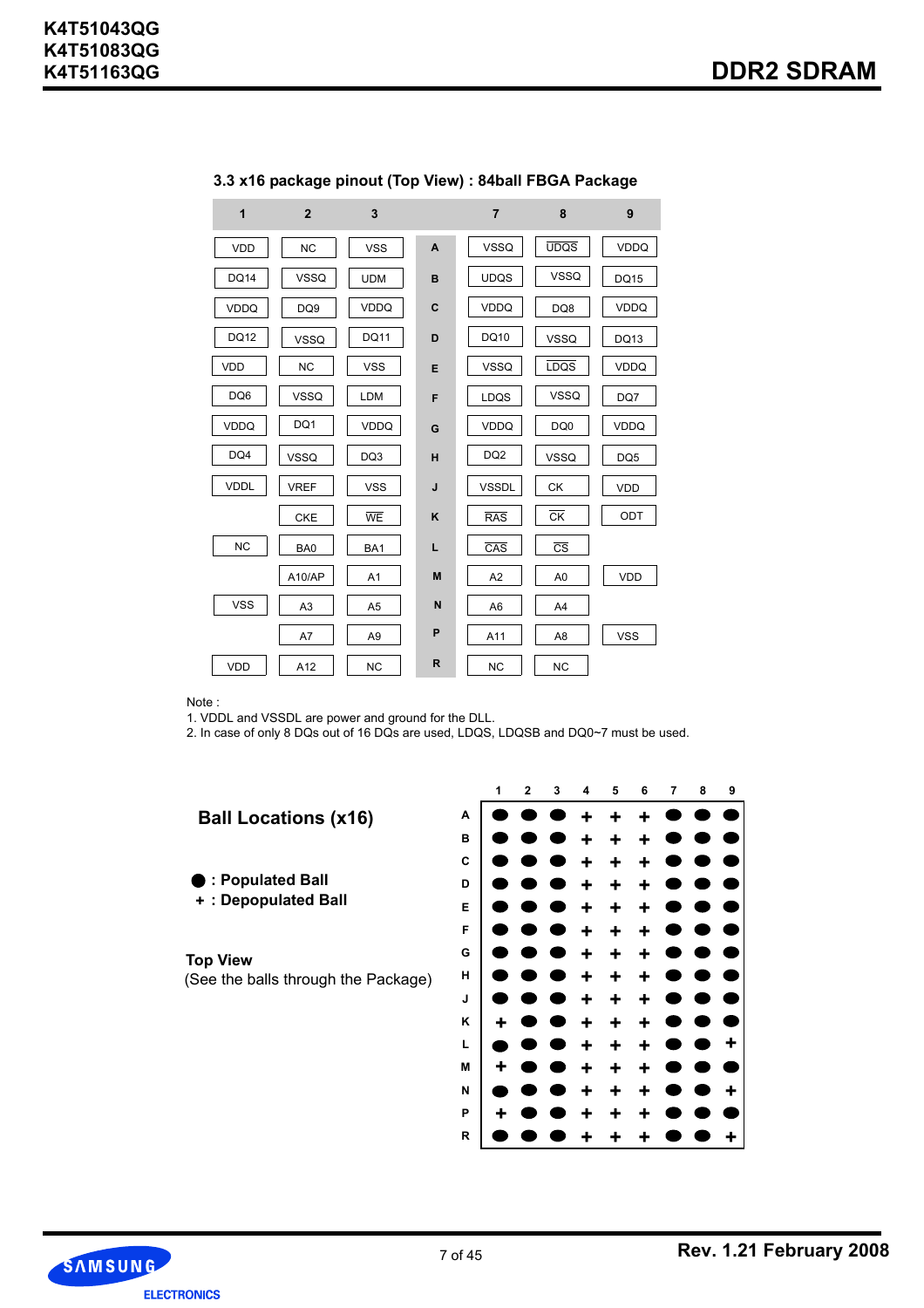### 3.3 x16 package pinout (Top View) : 84ball FBGA Package

| 1 | 2 | 3 | | 7 | 8 | 9 |
|---|---|---|---|---|---|---|
| VDD | NC | VSS | A | VSSQ | UDQS (overbar) | VDDQ |
| DQ14 | VSSQ | UDM | B | UDQS | VSSQ | DQ15 |
| VDDQ | DQ9 | VDDQ | C | VDDQ | DQ8 | VDDQ |
| DQ12 | VSSQ | DQ11 | D | DQ10 | VSSQ | DQ13 |
| VDD | NC | VSS | E | VSSQ | LDQS (overbar) | VDDQ |
| DQ6 | VSSQ | LDM | F | LDQS | VSSQ | DQ7 |
| VDDQ | DQ1 | VDDQ | G | VDDQ | DQ0 | VDDQ |
| DQ4 | VSSQ | DQ3 | H | DQ2 | VSSQ | DQ5 |
| VDDL | VREF | VSS | J | VSSDL | CK | VDD |
| | CKE | WE (overbar) | K | RAS (overbar) | CK (overbar) | ODT |
| NC | BA0 | BA1 | L | CAS (overbar) | CS (overbar) | |
| | A10/AP | A1 | M | A2 | A0 | VDD |
| VSS | A3 | A5 | N | A6 | A4 | |
| | A7 | A9 | P | A11 | A8 | VSS |
| VDD | A12 | NC | R | NC | NC | |

Note :
1. VDDL and VSSDL are power and ground for the DLL.
2. In case of only 8 DQs out of 16 DQs are used, LDQS, LDQSB and DQ0~7 must be used.

## Ball Locations (x16)

● : Populated Ball
+ : Depopulated Ball

**Top View**
(See the balls through the Package)

| | 1 | 2 | 3 | 4 | 5 | 6 | 7 | 8 | 9 |
|---|---|---|---|---|---|---|---|---|---|
| A | ● | ● | ● | + | + | + | ● | ● | ● |
| B | ● | ● | ● | + | + | + | ● | ● | ● |
| C | ● | ● | ● | + | + | + | ● | ● | ● |
| D | ● | ● | ● | + | + | + | ● | ● | ● |
| E | ● | ● | ● | + | + | + | ● | ● | ● |
| F | ● | ● | ● | + | + | + | ● | ● | ● |
| G | ● | ● | ● | + | + | + | ● | ● | ● |
| H | ● | ● | ● | + | + | + | ● | ● | ● |
| J | ● | ● | ● | + | + | + | ● | ● | ● |
| K | + | ● | ● | + | + | + | ● | ● | ● |
| L | ● | ● | ● | + | + | + | ● | ● | + |
| M | + | ● | ● | + | + | + | ● | ● | ● |
| N | ● | ● | ● | + | + | + | ● | ● | + |
| P | + | ● | ● | + | + | + | ● | ● | ● |
| R | ● | ● | ● | + | + | + | ● | ● | + |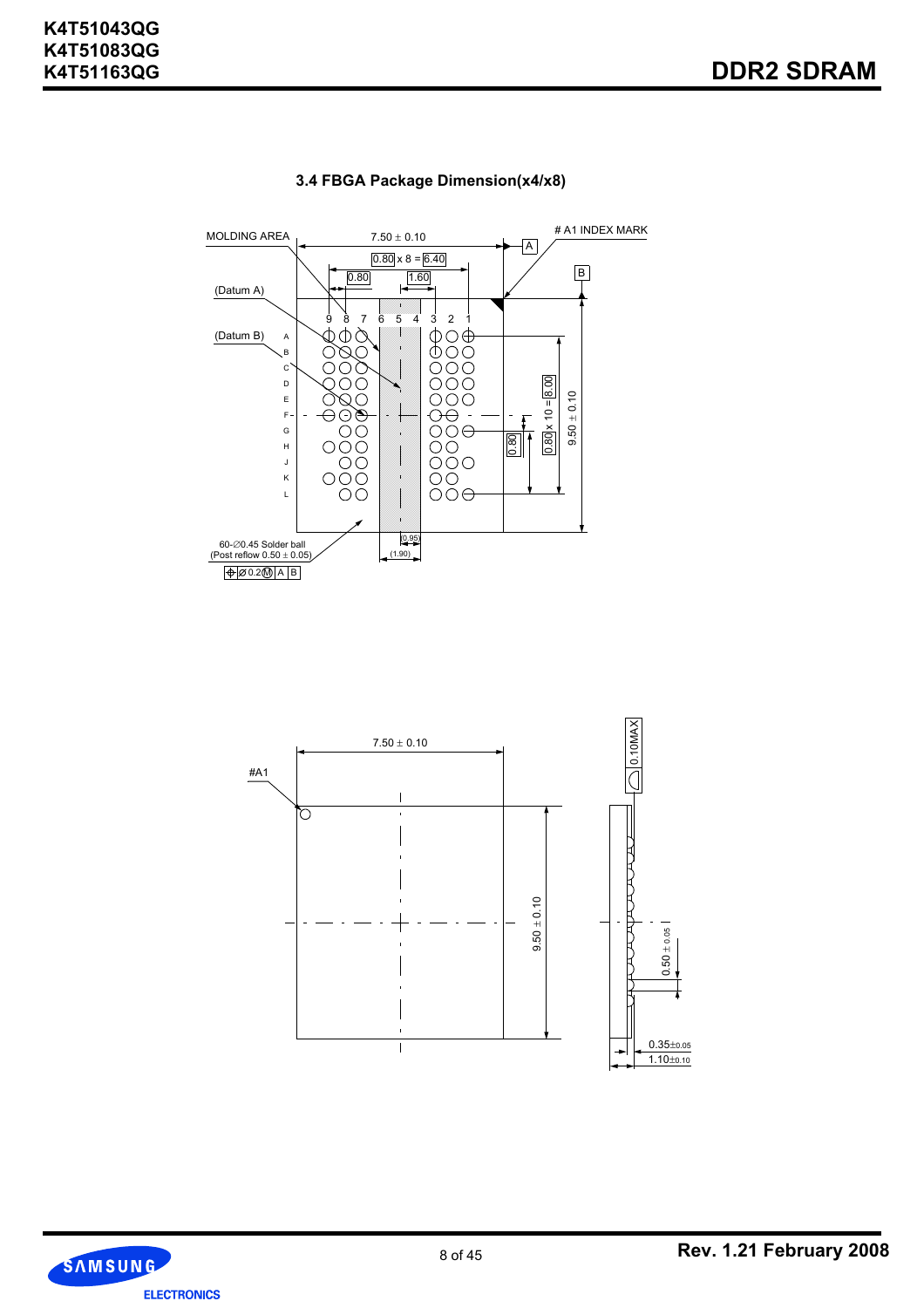### 3.4 FBGA Package Dimension(x4/x8)

MOLDING AREA

7.50 ± 0.10

# A1 INDEX MARK

0.80 x 8 = 6.40

0.80

1.60

A

B

(Datum A)

(Datum B)

9 8 7 6 5 4 3 2 1

A B C D E F G H J K L

0.80

0.80 x 10 = 8.00

9.50 ± 0.10

(0.95)

(1.90)

60-∅0.45 Solder ball
(Post reflow 0.50 ± 0.05)

⊕ ∅0.2Ⓜ A B

7.50 ± 0.10

#A1

9.50 ± 0.10

0.10MAX

0.50 ± 0.05

0.35±0.05

1.10±0.10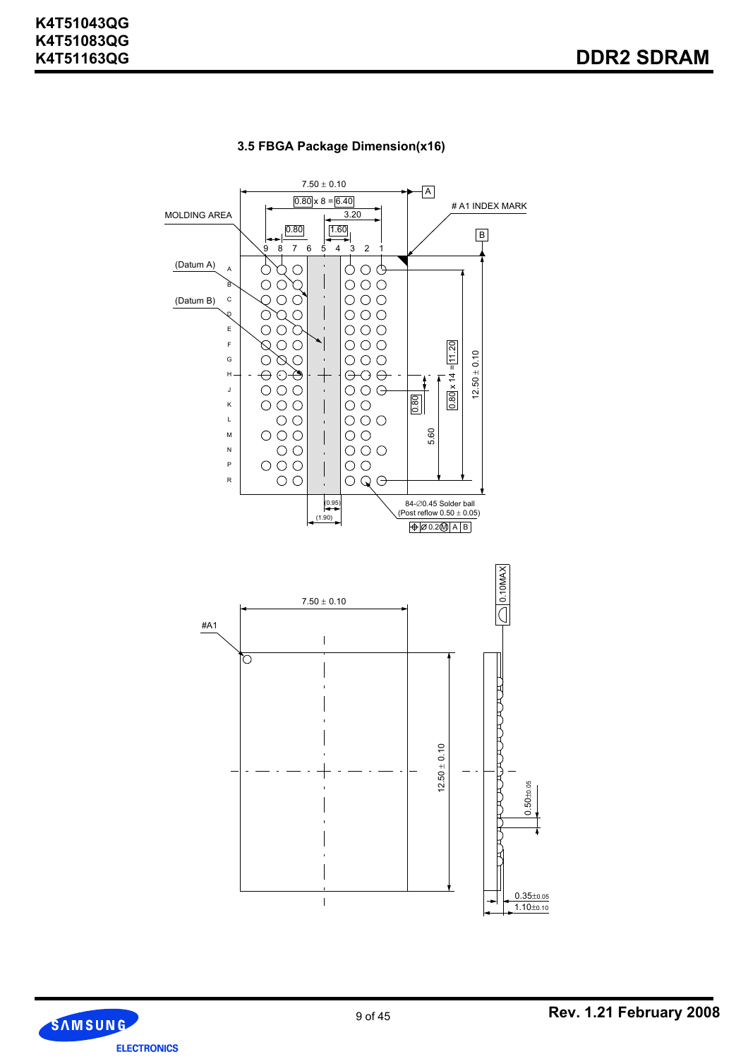### 3.5 FBGA Package Dimension(x16)

7.50 ± 0.10

0.80 x 8 = 6.40

3.20

0.80

1.60

MOLDING AREA

# A1 INDEX MARK

A

B

9 8 7 6 5 4 3 2 1

(Datum A)

(Datum B)

A B C D E F G H J K L M N P R

0.80 x 14 = 11.20

12.50 ± 0.10

0.80

5.60

(0.95)

(1.90)

84-∅0.45 Solder ball
(Post reflow 0.50 ± 0.05)

⊕ ∅0.2 Ⓜ A B

7.50 ± 0.10

#A1

12.50 ± 0.10

0.10MAX

0.50±0.05

0.35±0.05

1.10±0.10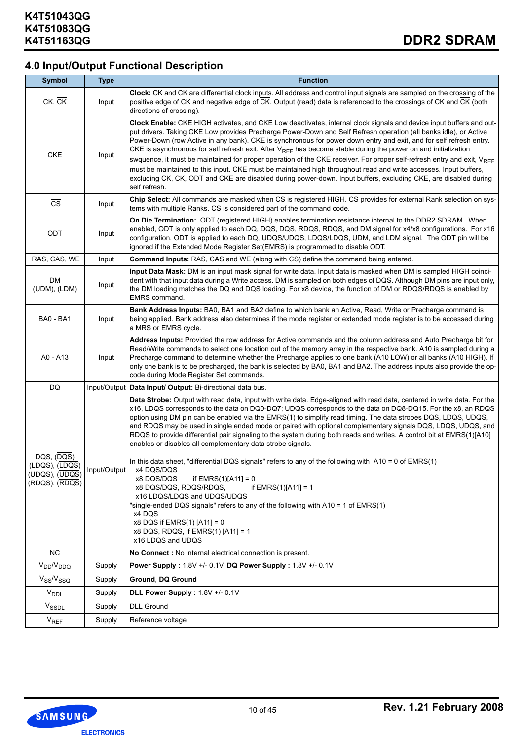## 4.0 Input/Output Functional Description

| Symbol | Type | Function |
|---|---|---|
| CK, $\overline{CK}$ | Input | **Clock:** CK and $\overline{CK}$ are differential clock inputs. All address and control input signals are sampled on the crossing of the positive edge of CK and negative edge of $\overline{CK}$. Output (read) data is referenced to the crossings of CK and $\overline{CK}$ (both directions of crossing). |
| CKE | Input | **Clock Enable:** CKE HIGH activates, and CKE Low deactivates, internal clock signals and device input buffers and output drivers. Taking CKE Low provides Precharge Power-Down and Self Refresh operation (all banks idle), or Active Power-Down (row Active in any bank). CKE is synchronous for power down entry and exit, and for self refresh entry. CKE is asynchronous for self refresh exit. After $V_{REF}$ has become stable during the power on and initialization swquence, it must be maintained for proper operation of the CKE receiver. For proper self-refresh entry and exit, $V_{REF}$ must be maintained to this input. CKE must be maintained high throughout read and write accesses. Input buffers, excluding CK, $\overline{CK}$, ODT and CKE are disabled during power-down. Input buffers, excluding CKE, are disabled during self refresh. |
| $\overline{CS}$ | Input | **Chip Select:** All commands are masked when $\overline{CS}$ is registered HIGH. $\overline{CS}$ provides for external Rank selection on systems with multiple Ranks. $\overline{CS}$ is considered part of the command code. |
| ODT | Input | **On Die Termination:** ODT (registered HIGH) enables termination resistance internal to the DDR2 SDRAM. When enabled, ODT is only applied to each DQ, DQS, $\overline{DQS}$, RDQS, $\overline{RDQS}$, and DM signal for x4/x8 configurations. For x16 configuration, ODT is applied to each DQ, UDQS/$\overline{UDQS}$, LDQS/$\overline{LDQS}$, UDM, and LDM signal. The ODT pin will be ignored if the Extended Mode Register Set(EMRS) is programmed to disable ODT. |
| $\overline{RAS}$, $\overline{CAS}$, $\overline{WE}$ | Input | **Command Inputs:** $\overline{RAS}$, $\overline{CAS}$ and $\overline{WE}$ (along with $\overline{CS}$) define the command being entered. |
| DM (UDM), (LDM) | Input | **Input Data Mask:** DM is an input mask signal for write data. Input data is masked when DM is sampled HIGH coincident with that input data during a Write access. DM is sampled on both edges of DQS. Although DM pins are input only, the DM loading matches the DQ and DQS loading. For x8 device, the function of DM or RDQS/$\overline{RDQS}$ is enabled by EMRS command. |
| BA0 - BA1 | Input | **Bank Address Inputs:** BA0, BA1 and BA2 define to which bank an Active, Read, Write or Precharge command is being applied. Bank address also determines if the mode register or extended mode register is to be accessed during a MRS or EMRS cycle. |
| A0 - A13 | Input | **Address Inputs:** Provided the row address for Active commands and the column address and Auto Precharge bit for Read/Write commands to select one location out of the memory array in the respective bank. A10 is sampled during a Precharge command to determine whether the Precharge applies to one bank (A10 LOW) or all banks (A10 HIGH). If only one bank is to be precharged, the bank is selected by BA0, BA1 and BA2. The address inputs also provide the op-code during Mode Register Set commands. |
| DQ | Input/Output | **Data Input/ Output:** Bi-directional data bus. |
| DQS, ($\overline{DQS}$) (LDQS), ($\overline{LDQS}$) (UDQS), ($\overline{UDQS}$) (RDQS), ($\overline{RDQS}$) | Input/Output | **Data Strobe:** Output with read data, input with write data. Edge-aligned with read data, centered in write data. For the x16, LDQS corresponds to the data on DQ0-DQ7; UDQS corresponds to the data on DQ8-DQ15. For the x8, an RDQS option using DM pin can be enabled via the EMRS(1) to simplify read timing. The data strobes DQS, LDQS, UDQS, and RDQS may be used in single ended mode or paired with optional complementary signals $\overline{DQS}$, $\overline{LDQS}$, $\overline{UDQS}$, and $\overline{RDQS}$ to provide differential pair signaling to the system during both reads and writes. A control bit at EMRS(1)[A10] enables or disables all complementary data strobe signals.<br><br>In this data sheet, "differential DQS signals" refers to any of the following with A10 = 0 of EMRS(1)<br>x4 DQS/$\overline{DQS}$<br>x8 DQS/$\overline{DQS}$ if EMRS(1)[A11] = 0<br>x8 DQS/$\overline{DQS}$, RDQS/$\overline{RDQS}$, if EMRS(1)[A11] = 1<br>x16 LDQS/$\overline{LDQS}$ and UDQS/$\overline{UDQS}$<br>"single-ended DQS signals" refers to any of the following with A10 = 1 of EMRS(1)<br>x4 DQS<br>x8 DQS if EMRS(1) [A11] = 0<br>x8 DQS, RDQS, if EMRS(1) [A11] = 1<br>x16 LDQS and UDQS |
| NC | | **No Connect :** No internal electrical connection is present. |
| $V_{DD}$/$V_{DDQ}$ | Supply | **Power Supply :** 1.8V +/- 0.1V, **DQ Power Supply :** 1.8V +/- 0.1V |
| $V_{SS}$/$V_{SSQ}$ | Supply | **Ground**, **DQ Ground** |
| $V_{DDL}$ | Supply | **DLL Power Supply :** 1.8V +/- 0.1V |
| $V_{SSDL}$ | Supply | DLL Ground |
| $V_{REF}$ | Supply | Reference voltage |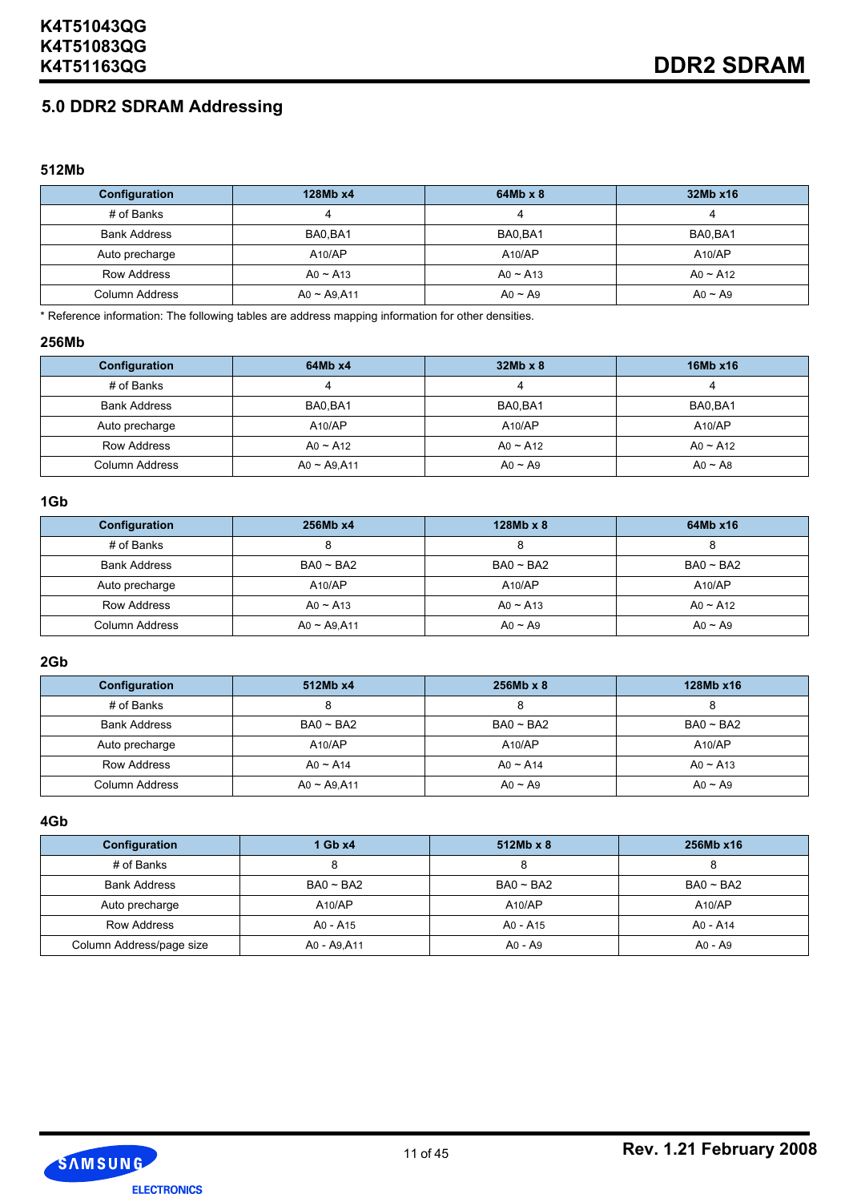## 5.0 DDR2 SDRAM Addressing

### 512Mb

| Configuration | 128Mb x4 | 64Mb x 8 | 32Mb x16 |
|---|---|---|---|
| # of Banks | 4 | 4 | 4 |
| Bank Address | BA0,BA1 | BA0,BA1 | BA0,BA1 |
| Auto precharge | A10/AP | A10/AP | A10/AP |
| Row Address | A0 ~ A13 | A0 ~ A13 | A0 ~ A12 |
| Column Address | A0 ~ A9,A11 | A0 ~ A9 | A0 ~ A9 |

* Reference information: The following tables are address mapping information for other densities.

### 256Mb

| Configuration | 64Mb x4 | 32Mb x 8 | 16Mb x16 |
|---|---|---|---|
| # of Banks | 4 | 4 | 4 |
| Bank Address | BA0,BA1 | BA0,BA1 | BA0,BA1 |
| Auto precharge | A10/AP | A10/AP | A10/AP |
| Row Address | A0 ~ A12 | A0 ~ A12 | A0 ~ A12 |
| Column Address | A0 ~ A9,A11 | A0 ~ A9 | A0 ~ A8 |

### 1Gb

| Configuration | 256Mb x4 | 128Mb x 8 | 64Mb x16 |
|---|---|---|---|
| # of Banks | 8 | 8 | 8 |
| Bank Address | BA0 ~ BA2 | BA0 ~ BA2 | BA0 ~ BA2 |
| Auto precharge | A10/AP | A10/AP | A10/AP |
| Row Address | A0 ~ A13 | A0 ~ A13 | A0 ~ A12 |
| Column Address | A0 ~ A9,A11 | A0 ~ A9 | A0 ~ A9 |

### 2Gb

| Configuration | 512Mb x4 | 256Mb x 8 | 128Mb x16 |
|---|---|---|---|
| # of Banks | 8 | 8 | 8 |
| Bank Address | BA0 ~ BA2 | BA0 ~ BA2 | BA0 ~ BA2 |
| Auto precharge | A10/AP | A10/AP | A10/AP |
| Row Address | A0 ~ A14 | A0 ~ A14 | A0 ~ A13 |
| Column Address | A0 ~ A9,A11 | A0 ~ A9 | A0 ~ A9 |

### 4Gb

| Configuration | 1 Gb x4 | 512Mb x 8 | 256Mb x16 |
|---|---|---|---|
| # of Banks | 8 | 8 | 8 |
| Bank Address | BA0 ~ BA2 | BA0 ~ BA2 | BA0 ~ BA2 |
| Auto precharge | A10/AP | A10/AP | A10/AP |
| Row Address | A0 - A15 | A0 - A15 | A0 - A14 |
| Column Address/page size | A0 - A9,A11 | A0 - A9 | A0 - A9 |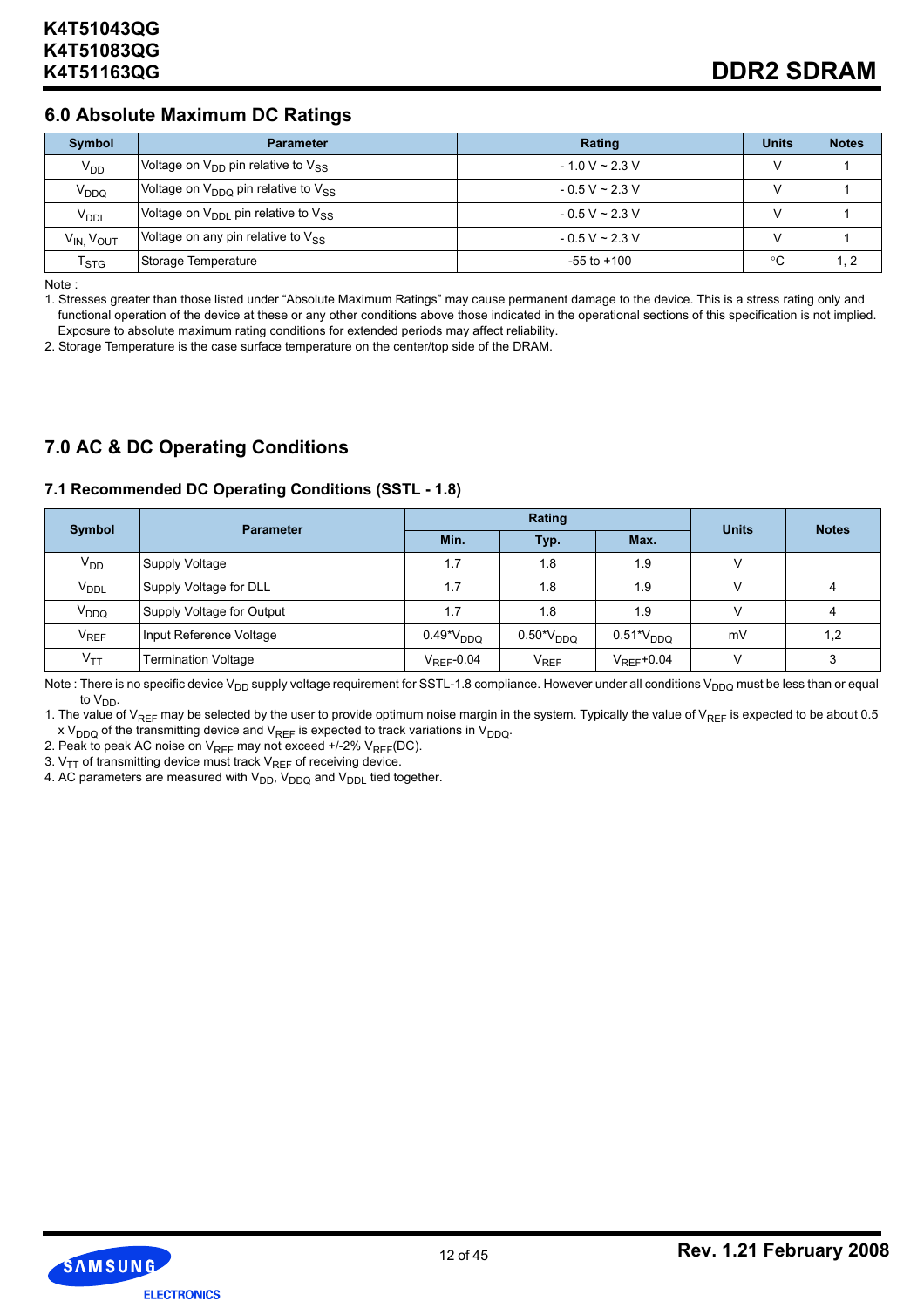## 6.0 Absolute Maximum DC Ratings

| Symbol | Parameter | Rating | Units | Notes |
|---|---|---|---|---|
| $V_{DD}$ | Voltage on $V_{DD}$ pin relative to $V_{SS}$ | - 1.0 V ~ 2.3 V | V | 1 |
| $V_{DDQ}$ | Voltage on $V_{DDQ}$ pin relative to $V_{SS}$ | - 0.5 V ~ 2.3 V | V | 1 |
| $V_{DDL}$ | Voltage on $V_{DDL}$ pin relative to $V_{SS}$ | - 0.5 V ~ 2.3 V | V | 1 |
| $V_{IN}, V_{OUT}$ | Voltage on any pin relative to $V_{SS}$ | - 0.5 V ~ 2.3 V | V | 1 |
| $T_{STG}$ | Storage Temperature | -55 to +100 | °C | 1, 2 |

Note :

1. Stresses greater than those listed under “Absolute Maximum Ratings” may cause permanent damage to the device. This is a stress rating only and functional operation of the device at these or any other conditions above those indicated in the operational sections of this specification is not implied. Exposure to absolute maximum rating conditions for extended periods may affect reliability.
2. Storage Temperature is the case surface temperature on the center/top side of the DRAM.

## 7.0 AC & DC Operating Conditions

### 7.1 Recommended DC Operating Conditions (SSTL - 1.8)

| Symbol | Parameter | Rating | | | Units | Notes |
|---|---|---|---|---|---|---|
| | | Min. | Typ. | Max. | | |
| $V_{DD}$ | Supply Voltage | 1.7 | 1.8 | 1.9 | V | |
| $V_{DDL}$ | Supply Voltage for DLL | 1.7 | 1.8 | 1.9 | V | 4 |
| $V_{DDQ}$ | Supply Voltage for Output | 1.7 | 1.8 | 1.9 | V | 4 |
| $V_{REF}$ | Input Reference Voltage | $0.49*V_{DDQ}$ | $0.50*V_{DDQ}$ | $0.51*V_{DDQ}$ | mV | 1,2 |
| $V_{TT}$ | Termination Voltage | $V_{REF}$-0.04 | $V_{REF}$ | $V_{REF}$+0.04 | V | 3 |

Note : There is no specific device $V_{DD}$ supply voltage requirement for SSTL-1.8 compliance. However under all conditions $V_{DDQ}$ must be less than or equal to $V_{DD}$.

1. The value of $V_{REF}$ may be selected by the user to provide optimum noise margin in the system. Typically the value of $V_{REF}$ is expected to be about 0.5 x $V_{DDQ}$ of the transmitting device and $V_{REF}$ is expected to track variations in $V_{DDQ}$.
2. Peak to peak AC noise on $V_{REF}$ may not exceed +/-2% $V_{REF}$(DC).
3. $V_{TT}$ of transmitting device must track $V_{REF}$ of receiving device.
4. AC parameters are measured with $V_{DD}$, $V_{DDQ}$ and $V_{DDL}$ tied together.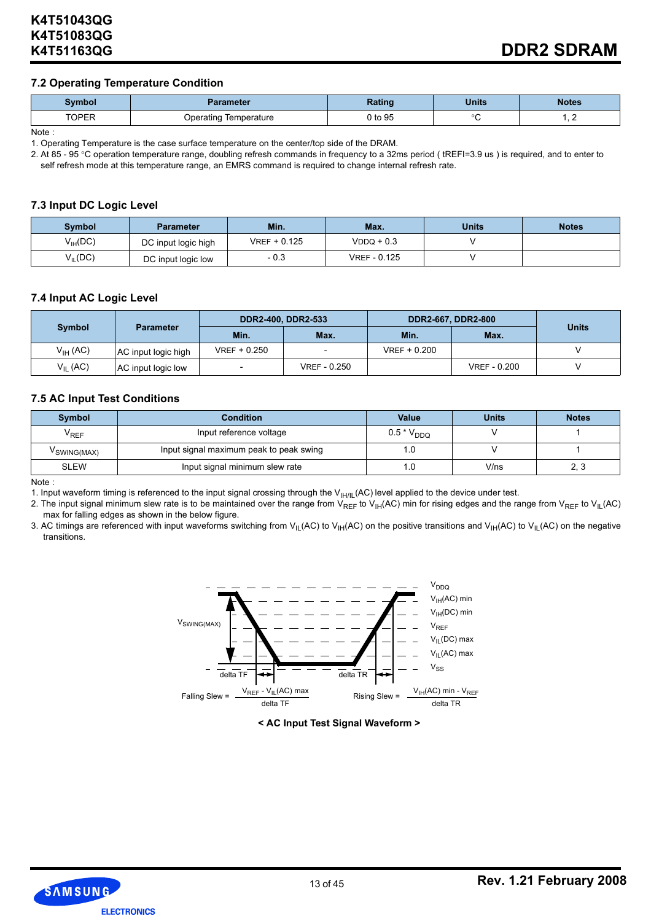## 7.2 Operating Temperature Condition

| Symbol | Parameter | Rating | Units | Notes |
|---|---|---|---|---|
| TOPER | Operating Temperature | 0 to 95 | °C | 1, 2 |

Note :

1. Operating Temperature is the case surface temperature on the center/top side of the DRAM.
2. At 85 - 95 °C operation temperature range, doubling refresh commands in frequency to a 32ms period ( tREFI=3.9 us ) is required, and to enter to self refresh mode at this temperature range, an EMRS command is required to change internal refresh rate.

## 7.3 Input DC Logic Level

| Symbol | Parameter | Min. | Max. | Units | Notes |
|---|---|---|---|---|---|
| $V_{IH}$(DC) | DC input logic high | VREF + 0.125 | VDDQ + 0.3 | V | |
| $V_{IL}$(DC) | DC input logic low | - 0.3 | VREF - 0.125 | V | |

## 7.4 Input AC Logic Level

| Symbol | Parameter | DDR2-400, DDR2-533 | | DDR2-667, DDR2-800 | | Units |
|---|---|---|---|---|---|---|
| | | Min. | Max. | Min. | Max. | |
| $V_{IH}$ (AC) | AC input logic high | VREF + 0.250 | - | VREF + 0.200 | | V |
| $V_{IL}$ (AC) | AC input logic low | - | VREF - 0.250 | | VREF - 0.200 | V |

## 7.5 AC Input Test Conditions

| Symbol | Condition | Value | Units | Notes |
|---|---|---|---|---|
| $V_{REF}$ | Input reference voltage | 0.5 * $V_{DDQ}$ | V | 1 |
| $V_{SWING(MAX)}$ | Input signal maximum peak to peak swing | 1.0 | V | 1 |
| SLEW | Input signal minimum slew rate | 1.0 | V/ns | 2, 3 |

Note :

1. Input waveform timing is referenced to the input signal crossing through the $V_{IH/IL}$(AC) level applied to the device under test.
2. The input signal minimum slew rate is to be maintained over the range from $V_{REF}$ to $V_{IH}$(AC) min for rising edges and the range from $V_{REF}$ to $V_{IL}$(AC) max for falling edges as shown in the below figure.
3. AC timings are referenced with input waveforms switching from $V_{IL}$(AC) to $V_{IH}$(AC) on the positive transitions and $V_{IH}$(AC) to $V_{IL}$(AC) on the negative transitions.

$V_{DDQ}$, $V_{IH}$(AC) min, $V_{IH}$(DC) min, $V_{REF}$, $V_{IL}$(DC) max, $V_{IL}$(AC) max, $V_{SS}$, $V_{SWING(MAX)}$, delta TF, delta TR

$$\text{Falling Slew} = \frac{V_{REF} - V_{IL}(AC)\ max}{\text{delta TF}} \qquad \text{Rising Slew} = \frac{V_{IH}(AC)\ min - V_{REF}}{\text{delta TR}}$$

**< AC Input Test Signal Waveform >**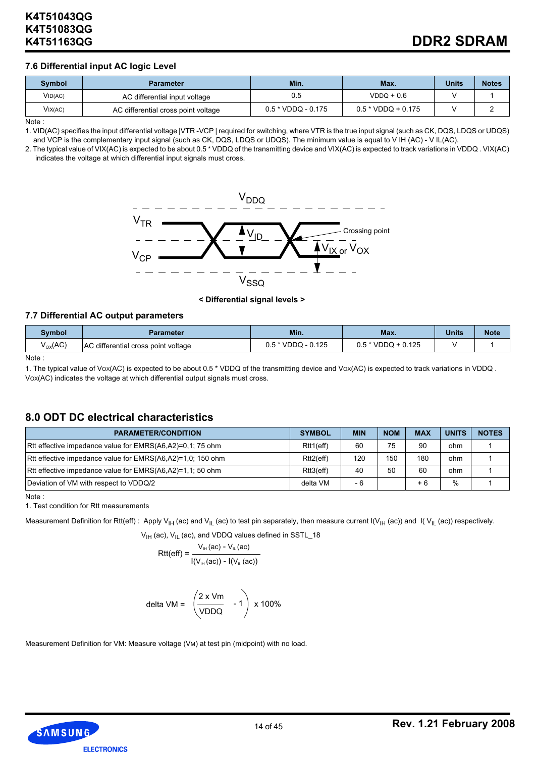## 7.6 Differential input AC logic Level

| Symbol | Parameter | Min. | Max. | Units | Notes |
|---|---|---|---|---|---|
| VID(AC) | AC differential input voltage | 0.5 | VDDQ + 0.6 | V | 1 |
| VIX(AC) | AC differential cross point voltage | 0.5 * VDDQ - 0.175 | 0.5 * VDDQ + 0.175 | V | 2 |

Note :

1. VID(AC) specifies the input differential voltage |VTR -VCP | required for switching, where VTR is the true input signal (such as CK, DQS, LDQS or UDQS) and VCP is the complementary input signal (such as $\overline{CK}$, $\overline{DQS}$, $\overline{LDQS}$ or $\overline{UDQS}$). The minimum value is equal to V IH (AC) - V IL(AC).
2. The typical value of VIX(AC) is expected to be about 0.5 * VDDQ of the transmitting device and VIX(AC) is expected to track variations in VDDQ . VIX(AC) indicates the voltage at which differential input signals must cross.

$V_{DDQ}$

$V_{TR}$ — $V_{ID}$ — Crossing point

$V_{CP}$ — $V_{IX}$ or $V_{OX}$

$V_{SSQ}$

**< Differential signal levels >**

## 7.7 Differential AC output parameters

| Symbol | Parameter | Min. | Max. | Units | Note |
|---|---|---|---|---|---|
| $V_{OX}$(AC) | AC differential cross point voltage | 0.5 * VDDQ - 0.125 | 0.5 * VDDQ + 0.125 | V | 1 |

Note :

1. The typical value of VOX(AC) is expected to be about 0.5 * VDDQ of the transmitting device and VOX(AC) is expected to track variations in VDDQ . VOX(AC) indicates the voltage at which differential output signals must cross.

## 8.0 ODT DC electrical characteristics

| PARAMETER/CONDITION | SYMBOL | MIN | NOM | MAX | UNITS | NOTES |
|---|---|---|---|---|---|---|
| Rtt effective impedance value for EMRS(A6,A2)=0,1; 75 ohm | Rtt1(eff) | 60 | 75 | 90 | ohm | 1 |
| Rtt effective impedance value for EMRS(A6,A2)=1,0; 150 ohm | Rtt2(eff) | 120 | 150 | 180 | ohm | 1 |
| Rtt effective impedance value for EMRS(A6,A2)=1,1; 50 ohm | Rtt3(eff) | 40 | 50 | 60 | ohm | 1 |
| Deviation of VM with respect to VDDQ/2 | delta VM | - 6 | | + 6 | % | 1 |

Note :

1. Test condition for Rtt measurements

Measurement Definition for Rtt(eff) : Apply $V_{IH}$ (ac) and $V_{IL}$ (ac) to test pin separately, then measure current I($V_{IH}$ (ac)) and I( $V_{IL}$ (ac)) respectively.

$V_{IH}$ (ac), $V_{IL}$ (ac), and VDDQ values defined in SSTL_18

$$Rtt(eff) = \frac{V_{IH}(ac) - V_{IL}(ac)}{I(V_{IH}(ac)) - I(V_{IL}(ac))}$$

$$\text{delta VM} = \left(\frac{2 \times Vm}{VDDQ} - 1\right) \times 100\%$$

Measurement Definition for VM: Measure voltage ($V_M$) at test pin (midpoint) with no load.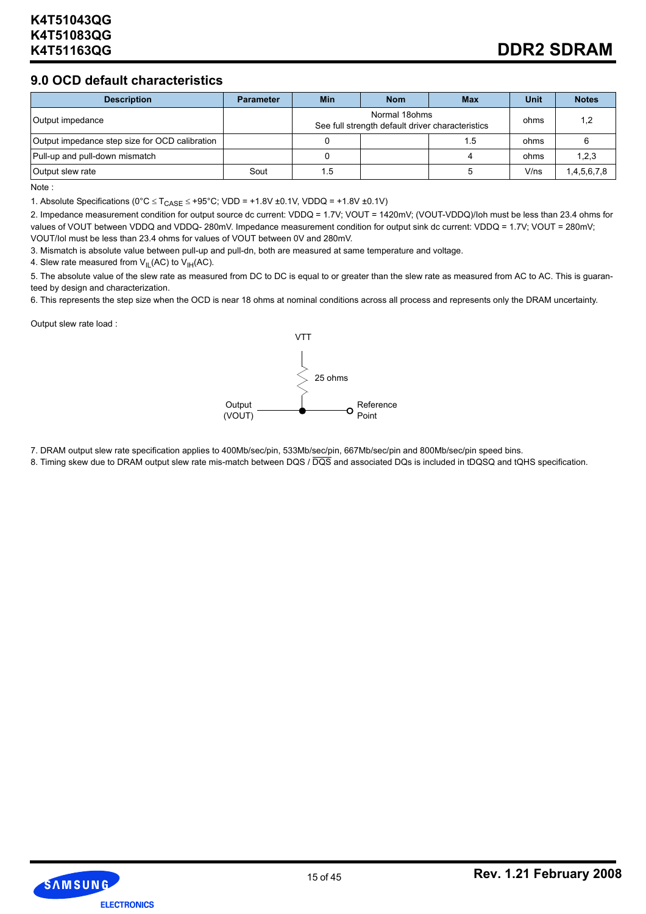## 9.0 OCD default characteristics

| Description | Parameter | Min | Nom | Max | Unit | Notes |
|---|---|---|---|---|---|---|
| Output impedance | | Normal 18ohms<br>See full strength default driver characteristics | | | ohms | 1,2 |
| Output impedance step size for OCD calibration | | 0 | | 1.5 | ohms | 6 |
| Pull-up and pull-down mismatch | | 0 | | 4 | ohms | 1,2,3 |
| Output slew rate | Sout | 1.5 | | 5 | V/ns | 1,4,5,6,7,8 |

Note :

1. Absolute Specifications (0°C ≤ $T_{CASE}$ ≤ +95°C; VDD = +1.8V ±0.1V, VDDQ = +1.8V ±0.1V)
2. Impedance measurement condition for output source dc current: VDDQ = 1.7V; VOUT = 1420mV; (VOUT-VDDQ)/Ioh must be less than 23.4 ohms for values of VOUT between VDDQ and VDDQ- 280mV. Impedance measurement condition for output sink dc current: VDDQ = 1.7V; VOUT = 280mV; VOUT/Iol must be less than 23.4 ohms for values of VOUT between 0V and 280mV.
3. Mismatch is absolute value between pull-up and pull-dn, both are measured at same temperature and voltage.
4. Slew rate measured from $V_{IL}$(AC) to $V_{IH}$(AC).
5. The absolute value of the slew rate as measured from DC to DC is equal to or greater than the slew rate as measured from AC to AC. This is guaranteed by design and characterization.
6. This represents the step size when the OCD is near 18 ohms at nominal conditions across all process and represents only the DRAM uncertainty.

Output slew rate load :

VTT

25 ohms

Output (VOUT) — Reference Point

7. DRAM output slew rate specification applies to 400Mb/sec/pin, 533Mb/sec/pin, 667Mb/sec/pin and 800Mb/sec/pin speed bins.
8. Timing skew due to DRAM output slew rate mis-match between DQS / $\overline{DQS}$ and associated DQs is included in tDQSQ and tQHS specification.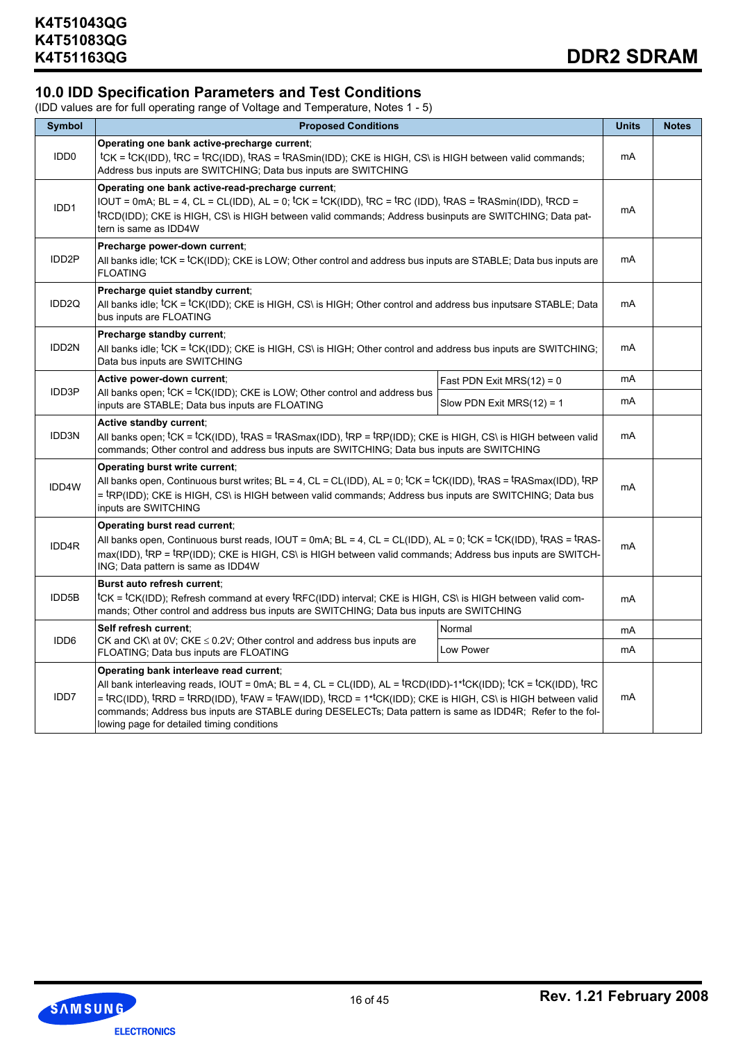## 10.0 IDD Specification Parameters and Test Conditions

(IDD values are for full operating range of Voltage and Temperature, Notes 1 - 5)

| Symbol | Proposed Conditions | | Units | Notes |
|---|---|---|---|---|
| IDD0 | **Operating one bank active-precharge current**; tCK = tCK(IDD), tRC = tRC(IDD), tRAS = tRASmin(IDD); CKE is HIGH, CS\ is HIGH between valid commands; Address bus inputs are SWITCHING; Data bus inputs are SWITCHING | | mA | |
| IDD1 | **Operating one bank active-read-precharge current**; IOUT = 0mA; BL = 4, CL = CL(IDD), AL = 0; tCK = tCK(IDD), tRC = tRC (IDD), tRAS = tRASmin(IDD), tRCD = tRCD(IDD); CKE is HIGH, CS\ is HIGH between valid commands; Address businputs are SWITCHING; Data pattern is same as IDD4W | | mA | |
| IDD2P | **Precharge power-down current**; All banks idle; tCK = tCK(IDD); CKE is LOW; Other control and address bus inputs are STABLE; Data bus inputs are FLOATING | | mA | |
| IDD2Q | **Precharge quiet standby current**; All banks idle; tCK = tCK(IDD); CKE is HIGH, CS\ is HIGH; Other control and address bus inputsare STABLE; Data bus inputs are FLOATING | | mA | |
| IDD2N | **Precharge standby current**; All banks idle; tCK = tCK(IDD); CKE is HIGH, CS\ is HIGH; Other control and address bus inputs are SWITCHING; Data bus inputs are SWITCHING | | mA | |
| IDD3P | **Active power-down current**; All banks open; tCK = tCK(IDD); CKE is LOW; Other control and address bus inputs are STABLE; Data bus inputs are FLOATING | Fast PDN Exit MRS(12) = 0 | mA | |
| | | Slow PDN Exit MRS(12) = 1 | mA | |
| IDD3N | **Active standby current**; All banks open; tCK = tCK(IDD), tRAS = tRASmax(IDD), tRP = tRP(IDD); CKE is HIGH, CS\ is HIGH between valid commands; Other control and address bus inputs are SWITCHING; Data bus inputs are SWITCHING | | mA | |
| IDD4W | **Operating burst write current**; All banks open, Continuous burst writes; BL = 4, CL = CL(IDD), AL = 0; tCK = tCK(IDD), tRAS = tRASmax(IDD), tRP = tRP(IDD); CKE is HIGH, CS\ is HIGH between valid commands; Address bus inputs are SWITCHING; Data bus inputs are SWITCHING | | mA | |
| IDD4R | **Operating burst read current**; All banks open, Continuous burst reads, IOUT = 0mA; BL = 4, CL = CL(IDD), AL = 0; tCK = tCK(IDD), tRAS = tRASmax(IDD), tRP = tRP(IDD); CKE is HIGH, CS\ is HIGH between valid commands; Address bus inputs are SWITCHING; Data pattern is same as IDD4W | | mA | |
| IDD5B | **Burst auto refresh current**; tCK = tCK(IDD); Refresh command at every tRFC(IDD) interval; CKE is HIGH, CS\ is HIGH between valid commands; Other control and address bus inputs are SWITCHING; Data bus inputs are SWITCHING | | mA | |
| IDD6 | **Self refresh current**; CK and CK\ at 0V; CKE $\leq$ 0.2V; Other control and address bus inputs are FLOATING; Data bus inputs are FLOATING | Normal | mA | |
| | | Low Power | mA | |
| IDD7 | **Operating bank interleave read current**; All bank interleaving reads, IOUT = 0mA; BL = 4, CL = CL(IDD), AL = tRCD(IDD)-1*tCK(IDD); tCK = tCK(IDD), tRC = tRC(IDD), tRRD = tRRD(IDD), tFAW = tFAW(IDD), tRCD = 1*tCK(IDD); CKE is HIGH, CS\ is HIGH between valid commands; Address bus inputs are STABLE during DESELECTs; Data pattern is same as IDD4R; Refer to the following page for detailed timing conditions | | mA | |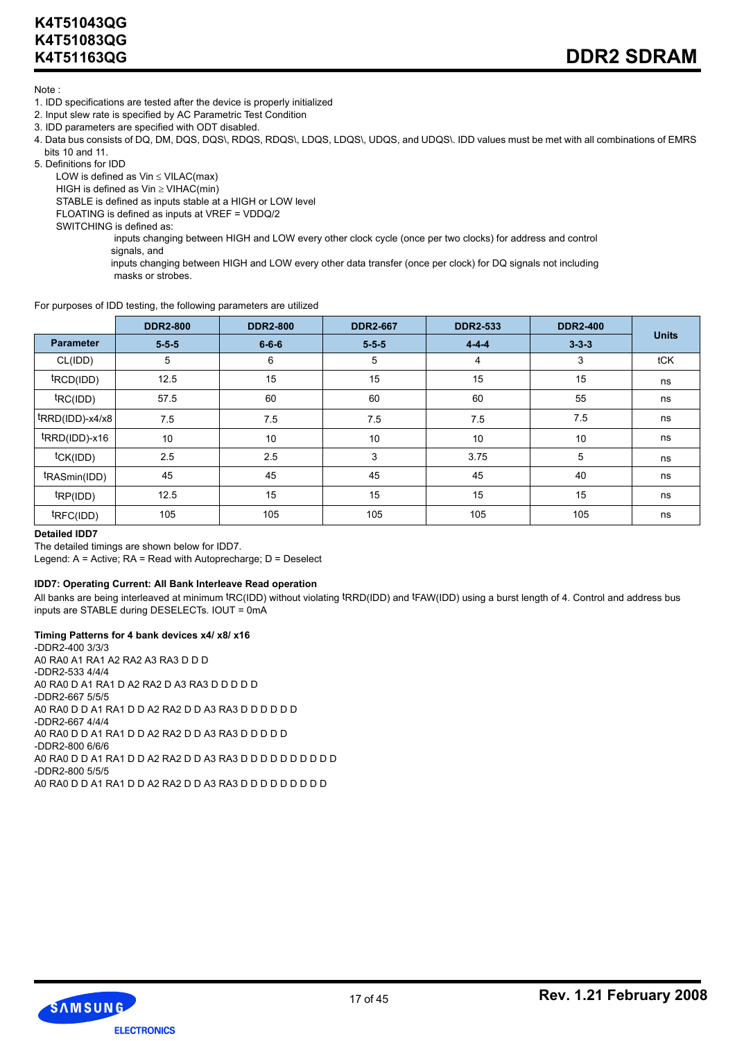Note :

1. IDD specifications are tested after the device is properly initialized
2. Input slew rate is specified by AC Parametric Test Condition
3. IDD parameters are specified with ODT disabled.
4. Data bus consists of DQ, DM, DQS, DQS\, RDQS, RDQS\, LDQS, LDQS\, UDQS, and UDQS\. IDD values must be met with all combinations of EMRS bits 10 and 11.
5. Definitions for IDD

   LOW is defined as Vin ≤ VILAC(max)

   HIGH is defined as Vin ≥ VIHAC(min)

   STABLE is defined as inputs stable at a HIGH or LOW level

   FLOATING is defined as inputs at VREF = VDDQ/2

   SWITCHING is defined as:

   inputs changing between HIGH and LOW every other clock cycle (once per two clocks) for address and control signals, and

   inputs changing between HIGH and LOW every other data transfer (once per clock) for DQ signals not including masks or strobes.

For purposes of IDD testing, the following parameters are utilized

| | DDR2-800 | DDR2-800 | DDR2-667 | DDR2-533 | DDR2-400 | Units |
|---|---|---|---|---|---|---|
| Parameter | 5-5-5 | 6-6-6 | 5-5-5 | 4-4-4 | 3-3-3 | |
| CL(IDD) | 5 | 6 | 5 | 4 | 3 | tCK |
| tRCD(IDD) | 12.5 | 15 | 15 | 15 | 15 | ns |
| tRC(IDD) | 57.5 | 60 | 60 | 60 | 55 | ns |
| tRRD(IDD)-x4/x8 | 7.5 | 7.5 | 7.5 | 7.5 | 7.5 | ns |
| tRRD(IDD)-x16 | 10 | 10 | 10 | 10 | 10 | ns |
| tCK(IDD) | 2.5 | 2.5 | 3 | 3.75 | 5 | ns |
| tRASmin(IDD) | 45 | 45 | 45 | 45 | 40 | ns |
| tRP(IDD) | 12.5 | 15 | 15 | 15 | 15 | ns |
| tRFC(IDD) | 105 | 105 | 105 | 105 | 105 | ns |

**Detailed IDD7**

The detailed timings are shown below for IDD7.

Legend: A = Active; RA = Read with Autoprecharge; D = Deselect

**IDD7: Operating Current: All Bank Interleave Read operation**

All banks are being interleaved at minimum tRC(IDD) without violating tRRD(IDD) and tFAW(IDD) using a burst length of 4. Control and address bus inputs are STABLE during DESELECTs. IOUT = 0mA

**Timing Patterns for 4 bank devices x4/ x8/ x16**

-DDR2-400 3/3/3

A0 RA0 A1 RA1 A2 RA2 A3 RA3 D D D

-DDR2-533 4/4/4

A0 RA0 D A1 RA1 D A2 RA2 D A3 RA3 D D D D D

-DDR2-667 5/5/5

A0 RA0 D D A1 RA1 D D A2 RA2 D D A3 RA3 D D D D D D

-DDR2-667 4/4/4

A0 RA0 D D A1 RA1 D D A2 RA2 D D A3 RA3 D D D D D

-DDR2-800 6/6/6

A0 RA0 D D A1 RA1 D D A2 RA2 D D A3 RA3 D D D D D D D D D D

-DDR2-800 5/5/5

A0 RA0 D D A1 RA1 D D A2 RA2 D D A3 RA3 D D D D D D D D D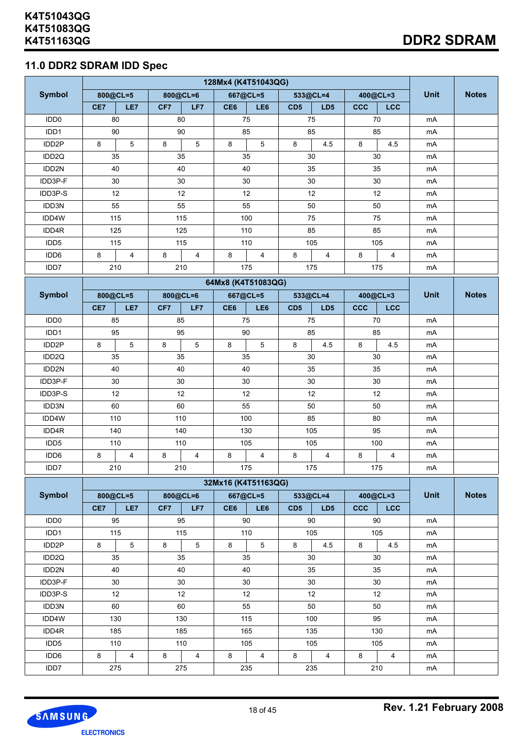## 11.0 DDR2 SDRAM IDD Spec

| Symbol | 128Mx4 (K4T51043QG) | | | | | | | | | | Unit | Notes |
|---|---|---|---|---|---|---|---|---|---|---|---|---|
| | 800@CL=5 | | 800@CL=6 | | 667@CL=5 | | 533@CL=4 | | 400@CL=3 | | | |
| | CE7 | LE7 | CF7 | LF7 | CE6 | LE6 | CD5 | LD5 | CCC | LCC | | |
| IDD0 | 80 | | 80 | | 75 | | 75 | | 70 | | mA | |
| IDD1 | 90 | | 90 | | 85 | | 85 | | 85 | | mA | |
| IDD2P | 8 | 5 | 8 | 5 | 8 | 5 | 8 | 4.5 | 8 | 4.5 | mA | |
| IDD2Q | 35 | | 35 | | 35 | | 30 | | 30 | | mA | |
| IDD2N | 40 | | 40 | | 40 | | 35 | | 35 | | mA | |
| IDD3P-F | 30 | | 30 | | 30 | | 30 | | 30 | | mA | |
| IDD3P-S | 12 | | 12 | | 12 | | 12 | | 12 | | mA | |
| IDD3N | 55 | | 55 | | 55 | | 50 | | 50 | | mA | |
| IDD4W | 115 | | 115 | | 100 | | 75 | | 75 | | mA | |
| IDD4R | 125 | | 125 | | 110 | | 85 | | 85 | | mA | |
| IDD5 | 115 | | 115 | | 110 | | 105 | | 105 | | mA | |
| IDD6 | 8 | 4 | 8 | 4 | 8 | 4 | 8 | 4 | 8 | 4 | mA | |
| IDD7 | 210 | | 210 | | 175 | | 175 | | 175 | | mA | |

| Symbol | 64Mx8 (K4T51083QG) | | | | | | | | | | Unit | Notes |
|---|---|---|---|---|---|---|---|---|---|---|---|---|
| | 800@CL=5 | | 800@CL=6 | | 667@CL=5 | | 533@CL=4 | | 400@CL=3 | | | |
| | CE7 | LE7 | CF7 | LF7 | CE6 | LE6 | CD5 | LD5 | CCC | LCC | | |
| IDD0 | 85 | | 85 | | 75 | | 75 | | 70 | | mA | |
| IDD1 | 95 | | 95 | | 90 | | 85 | | 85 | | mA | |
| IDD2P | 8 | 5 | 8 | 5 | 8 | 5 | 8 | 4.5 | 8 | 4.5 | mA | |
| IDD2Q | 35 | | 35 | | 35 | | 30 | | 30 | | mA | |
| IDD2N | 40 | | 40 | | 40 | | 35 | | 35 | | mA | |
| IDD3P-F | 30 | | 30 | | 30 | | 30 | | 30 | | mA | |
| IDD3P-S | 12 | | 12 | | 12 | | 12 | | 12 | | mA | |
| IDD3N | 60 | | 60 | | 55 | | 50 | | 50 | | mA | |
| IDD4W | 110 | | 110 | | 100 | | 85 | | 80 | | mA | |
| IDD4R | 140 | | 140 | | 130 | | 105 | | 95 | | mA | |
| IDD5 | 110 | | 110 | | 105 | | 105 | | 100 | | mA | |
| IDD6 | 8 | 4 | 8 | 4 | 8 | 4 | 8 | 4 | 8 | 4 | mA | |
| IDD7 | 210 | | 210 | | 175 | | 175 | | 175 | | mA | |

| Symbol | 32Mx16 (K4T51163QG) | | | | | | | | | | Unit | Notes |
|---|---|---|---|---|---|---|---|---|---|---|---|---|
| | 800@CL=5 | | 800@CL=6 | | 667@CL=5 | | 533@CL=4 | | 400@CL=3 | | | |
| | CE7 | LE7 | CF7 | LF7 | CE6 | LE6 | CD5 | LD5 | CCC | LCC | | |
| IDD0 | 95 | | 95 | | 90 | | 90 | | 90 | | mA | |
| IDD1 | 115 | | 115 | | 110 | | 105 | | 105 | | mA | |
| IDD2P | 8 | 5 | 8 | 5 | 8 | 5 | 8 | 4.5 | 8 | 4.5 | mA | |
| IDD2Q | 35 | | 35 | | 35 | | 30 | | 30 | | mA | |
| IDD2N | 40 | | 40 | | 40 | | 35 | | 35 | | mA | |
| IDD3P-F | 30 | | 30 | | 30 | | 30 | | 30 | | mA | |
| IDD3P-S | 12 | | 12 | | 12 | | 12 | | 12 | | mA | |
| IDD3N | 60 | | 60 | | 55 | | 50 | | 50 | | mA | |
| IDD4W | 130 | | 130 | | 115 | | 100 | | 95 | | mA | |
| IDD4R | 185 | | 185 | | 165 | | 135 | | 130 | | mA | |
| IDD5 | 110 | | 110 | | 105 | | 105 | | 105 | | mA | |
| IDD6 | 8 | 4 | 8 | 4 | 8 | 4 | 8 | 4 | 8 | 4 | mA | |
| IDD7 | 275 | | 275 | | 235 | | 235 | | 210 | | mA | |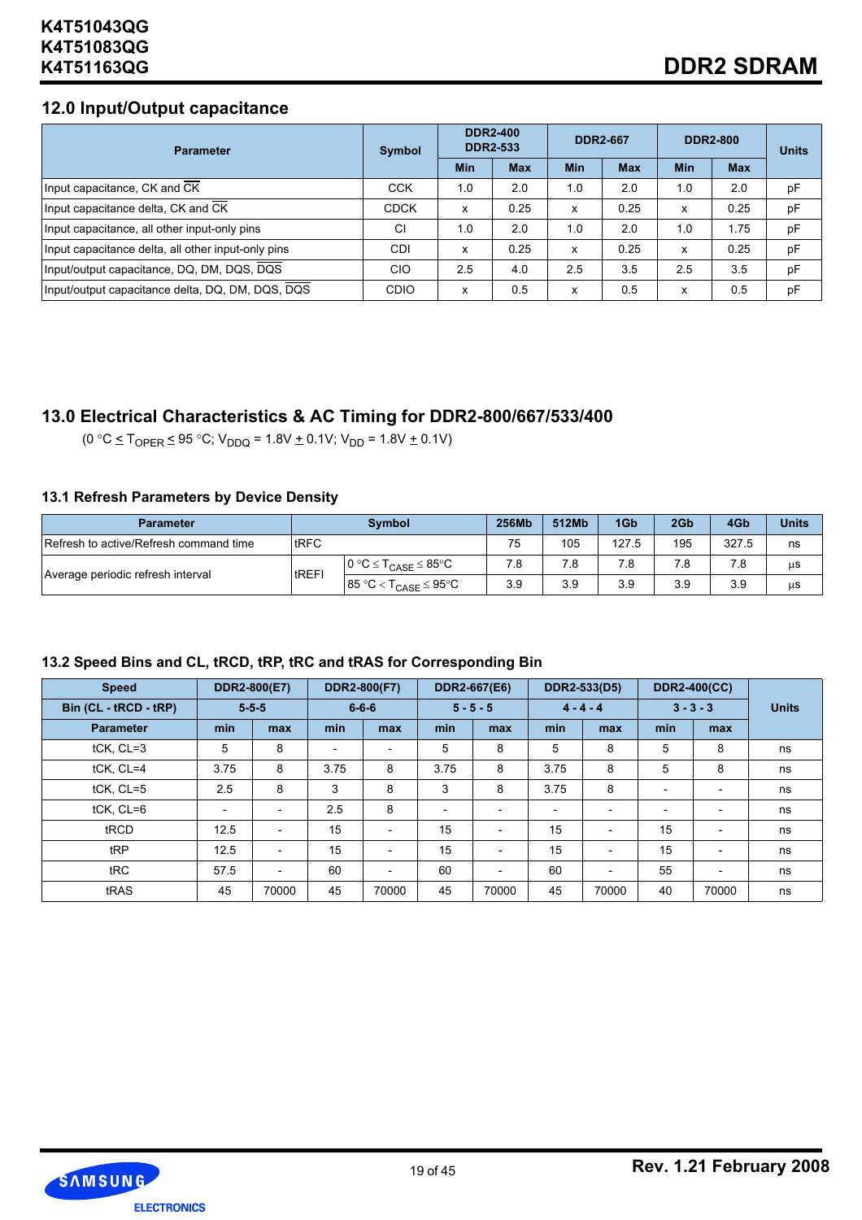## 12.0 Input/Output capacitance

| Parameter | Symbol | DDR2-400 DDR2-533 | | DDR2-667 | | DDR2-800 | | Units |
|---|---|---|---|---|---|---|---|---|
| | | Min | Max | Min | Max | Min | Max | |
| Input capacitance, CK and $\overline{CK}$ | CCK | 1.0 | 2.0 | 1.0 | 2.0 | 1.0 | 2.0 | pF |
| Input capacitance delta, CK and $\overline{CK}$ | CDCK | x | 0.25 | x | 0.25 | x | 0.25 | pF |
| Input capacitance, all other input-only pins | CI | 1.0 | 2.0 | 1.0 | 2.0 | 1.0 | 1.75 | pF |
| Input capacitance delta, all other input-only pins | CDI | x | 0.25 | x | 0.25 | x | 0.25 | pF |
| Input/output capacitance, DQ, DM, DQS, $\overline{DQS}$ | CIO | 2.5 | 4.0 | 2.5 | 3.5 | 2.5 | 3.5 | pF |
| Input/output capacitance delta, DQ, DM, DQS, $\overline{DQS}$ | CDIO | x | 0.5 | x | 0.5 | x | 0.5 | pF |

## 13.0 Electrical Characteristics & AC Timing for DDR2-800/667/533/400

(0 °C $\leq$ $T_{OPER}$ $\leq$ 95 °C; $V_{DDQ}$ = 1.8V $\pm$ 0.1V; $V_{DD}$ = 1.8V $\pm$ 0.1V)

### 13.1 Refresh Parameters by Device Density

| Parameter | Symbol | | 256Mb | 512Mb | 1Gb | 2Gb | 4Gb | Units |
|---|---|---|---|---|---|---|---|---|
| Refresh to active/Refresh command time | tRFC | | 75 | 105 | 127.5 | 195 | 327.5 | ns |
| Average periodic refresh interval | tREFI | 0 °C $\leq$ $T_{CASE}$ $\leq$ 85°C | 7.8 | 7.8 | 7.8 | 7.8 | 7.8 | μs |
| | | 85 °C < $T_{CASE}$ $\leq$ 95°C | 3.9 | 3.9 | 3.9 | 3.9 | 3.9 | μs |

### 13.2 Speed Bins and CL, tRCD, tRP, tRC and tRAS for Corresponding Bin

| Speed | DDR2-800(E7) | | DDR2-800(F7) | | DDR2-667(E6) | | DDR2-533(D5) | | DDR2-400(CC) | | Units |
|---|---|---|---|---|---|---|---|---|---|---|---|
| Bin (CL - tRCD - tRP) | 5-5-5 | | 6-6-6 | | 5 - 5 - 5 | | 4 - 4 - 4 | | 3 - 3 - 3 | | |
| Parameter | min | max | min | max | min | max | min | max | min | max | |
| tCK, CL=3 | 5 | 8 | - | - | 5 | 8 | 5 | 8 | 5 | 8 | ns |
| tCK, CL=4 | 3.75 | 8 | 3.75 | 8 | 3.75 | 8 | 3.75 | 8 | 5 | 8 | ns |
| tCK, CL=5 | 2.5 | 8 | 3 | 8 | 3 | 8 | 3.75 | 8 | - | - | ns |
| tCK, CL=6 | - | - | 2.5 | 8 | - | - | - | - | - | - | ns |
| tRCD | 12.5 | - | 15 | - | 15 | - | 15 | - | 15 | - | ns |
| tRP | 12.5 | - | 15 | - | 15 | - | 15 | - | 15 | - | ns |
| tRC | 57.5 | - | 60 | - | 60 | - | 60 | - | 55 | - | ns |
| tRAS | 45 | 70000 | 45 | 70000 | 45 | 70000 | 45 | 70000 | 40 | 70000 | ns |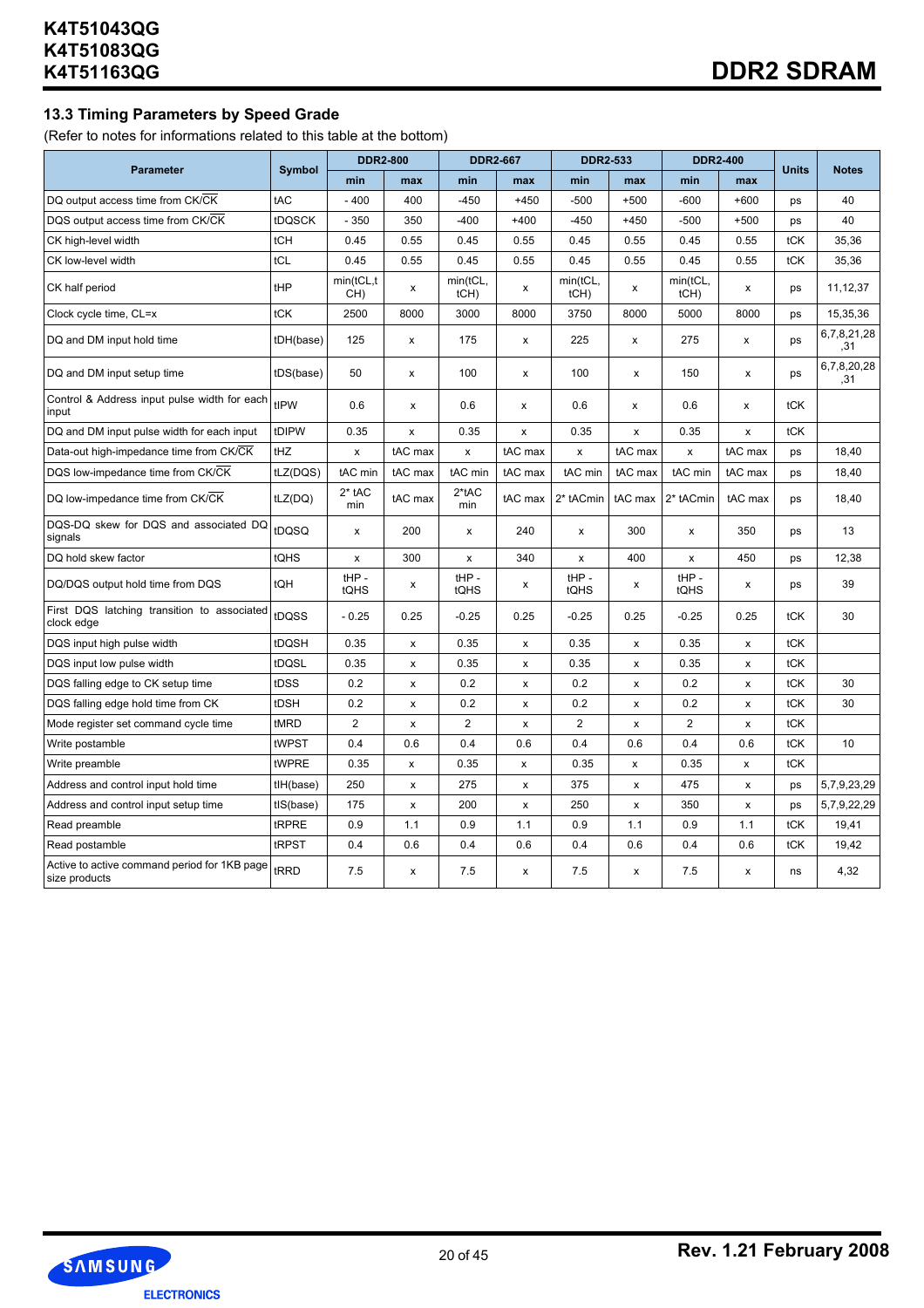## 13.3 Timing Parameters by Speed Grade

(Refer to notes for informations related to this table at the bottom)

| Parameter | Symbol | DDR2-800 | | DDR2-667 | | DDR2-533 | | DDR2-400 | | Units | Notes |
|---|---|---|---|---|---|---|---|---|---|---|---|
| | | min | max | min | max | min | max | min | max | | |
| DQ output access time from CK/$\overline{CK}$ | tAC | - 400 | 400 | -450 | +450 | -500 | +500 | -600 | +600 | ps | 40 |
| DQS output access time from CK/$\overline{CK}$ | tDQSCK | - 350 | 350 | -400 | +400 | -450 | +450 | -500 | +500 | ps | 40 |
| CK high-level width | tCH | 0.45 | 0.55 | 0.45 | 0.55 | 0.45 | 0.55 | 0.45 | 0.55 | tCK | 35,36 |
| CK low-level width | tCL | 0.45 | 0.55 | 0.45 | 0.55 | 0.45 | 0.55 | 0.45 | 0.55 | tCK | 35,36 |
| CK half period | tHP | min(tCL,tCH) | x | min(tCL, tCH) | x | min(tCL, tCH) | x | min(tCL, tCH) | x | ps | 11,12,37 |
| Clock cycle time, CL=x | tCK | 2500 | 8000 | 3000 | 8000 | 3750 | 8000 | 5000 | 8000 | ps | 15,35,36 |
| DQ and DM input hold time | tDH(base) | 125 | x | 175 | x | 225 | x | 275 | x | ps | 6,7,8,21,28,31 |
| DQ and DM input setup time | tDS(base) | 50 | x | 100 | x | 100 | x | 150 | x | ps | 6,7,8,20,28,31 |
| Control & Address input pulse width for each input | tIPW | 0.6 | x | 0.6 | x | 0.6 | x | 0.6 | x | tCK | |
| DQ and DM input pulse width for each input | tDIPW | 0.35 | x | 0.35 | x | 0.35 | x | 0.35 | x | tCK | |
| Data-out high-impedance time from CK/$\overline{CK}$ | tHZ | x | tAC max | x | tAC max | x | tAC max | x | tAC max | ps | 18,40 |
| DQS low-impedance time from CK/$\overline{CK}$ | tLZ(DQS) | tAC min | tAC max | tAC min | tAC max | tAC min | tAC max | tAC min | tAC max | ps | 18,40 |
| DQ low-impedance time from CK/$\overline{CK}$ | tLZ(DQ) | 2* tAC min | tAC max | 2*tAC min | tAC max | 2* tACmin | tAC max | 2* tACmin | tAC max | ps | 18,40 |
| DQS-DQ skew for DQS and associated DQ signals | tDQSQ | x | 200 | x | 240 | x | 300 | x | 350 | ps | 13 |
| DQ hold skew factor | tQHS | x | 300 | x | 340 | x | 400 | x | 450 | ps | 12,38 |
| DQ/DQS output hold time from DQS | tQH | tHP - tQHS | x | tHP - tQHS | x | tHP - tQHS | x | tHP - tQHS | x | ps | 39 |
| First DQS latching transition to associated clock edge | tDQSS | - 0.25 | 0.25 | -0.25 | 0.25 | -0.25 | 0.25 | -0.25 | 0.25 | tCK | 30 |
| DQS input high pulse width | tDQSH | 0.35 | x | 0.35 | x | 0.35 | x | 0.35 | x | tCK | |
| DQS input low pulse width | tDQSL | 0.35 | x | 0.35 | x | 0.35 | x | 0.35 | x | tCK | |
| DQS falling edge to CK setup time | tDSS | 0.2 | x | 0.2 | x | 0.2 | x | 0.2 | x | tCK | 30 |
| DQS falling edge hold time from CK | tDSH | 0.2 | x | 0.2 | x | 0.2 | x | 0.2 | x | tCK | 30 |
| Mode register set command cycle time | tMRD | 2 | x | 2 | x | 2 | x | 2 | x | tCK | |
| Write postamble | tWPST | 0.4 | 0.6 | 0.4 | 0.6 | 0.4 | 0.6 | 0.4 | 0.6 | tCK | 10 |
| Write preamble | tWPRE | 0.35 | x | 0.35 | x | 0.35 | x | 0.35 | x | tCK | |
| Address and control input hold time | tIH(base) | 250 | x | 275 | x | 375 | x | 475 | x | ps | 5,7,9,23,29 |
| Address and control input setup time | tIS(base) | 175 | x | 200 | x | 250 | x | 350 | x | ps | 5,7,9,22,29 |
| Read preamble | tRPRE | 0.9 | 1.1 | 0.9 | 1.1 | 0.9 | 1.1 | 0.9 | 1.1 | tCK | 19,41 |
| Read postamble | tRPST | 0.4 | 0.6 | 0.4 | 0.6 | 0.4 | 0.6 | 0.4 | 0.6 | tCK | 19,42 |
| Active to active command period for 1KB page size products | tRRD | 7.5 | x | 7.5 | x | 7.5 | x | 7.5 | x | ns | 4,32 |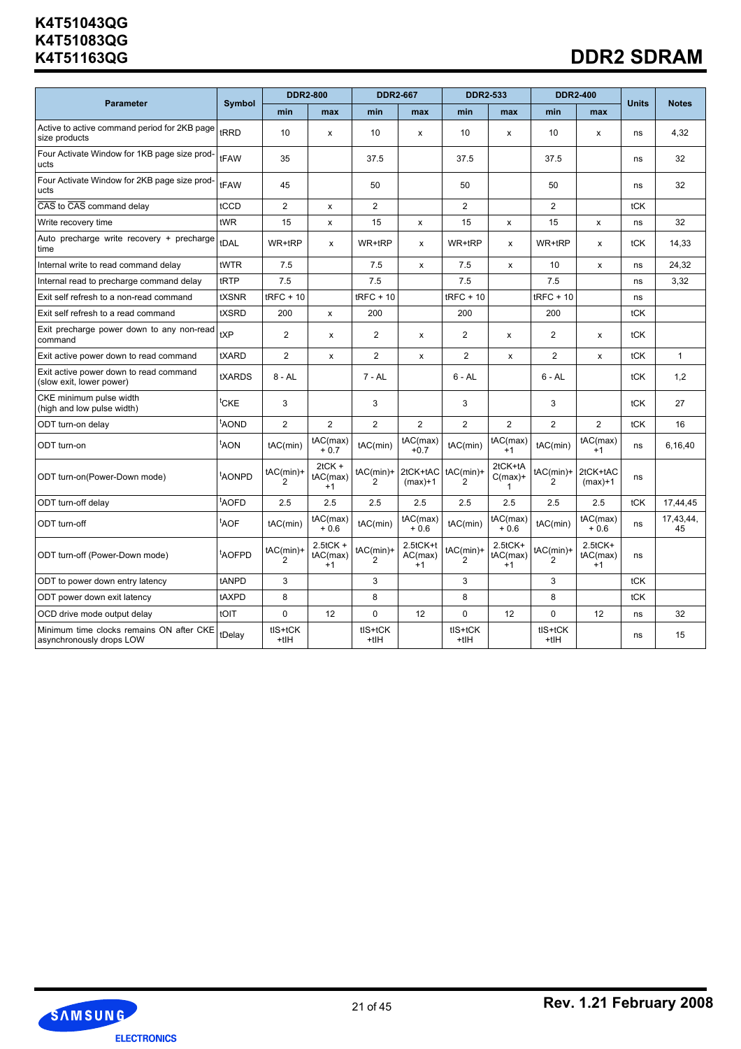| Parameter | Symbol | DDR2-800 | | DDR2-667 | | DDR2-533 | | DDR2-400 | | Units | Notes |
|---|---|---|---|---|---|---|---|---|---|---|---|
| | | min | max | min | max | min | max | min | max | | |
| Active to active command period for 2KB page size products | tRRD | 10 | x | 10 | x | 10 | x | 10 | x | ns | 4,32 |
| Four Activate Window for 1KB page size products | tFAW | 35 | | 37.5 | | 37.5 | | 37.5 | | ns | 32 |
| Four Activate Window for 2KB page size products | tFAW | 45 | | 50 | | 50 | | 50 | | ns | 32 |
| CAS to CAS command delay | tCCD | 2 | x | 2 | | 2 | | 2 | | tCK | |
| Write recovery time | tWR | 15 | x | 15 | x | 15 | x | 15 | x | ns | 32 |
| Auto precharge write recovery + precharge time | tDAL | WR+tRP | x | WR+tRP | x | WR+tRP | x | WR+tRP | x | tCK | 14,33 |
| Internal write to read command delay | tWTR | 7.5 | | 7.5 | x | 7.5 | x | 10 | x | ns | 24,32 |
| Internal read to precharge command delay | tRTP | 7.5 | | 7.5 | | 7.5 | | 7.5 | | ns | 3,32 |
| Exit self refresh to a non-read command | tXSNR | tRFC + 10 | | tRFC + 10 | | tRFC + 10 | | tRFC + 10 | | ns | |
| Exit self refresh to a read command | tXSRD | 200 | x | 200 | | 200 | | 200 | | tCK | |
| Exit precharge power down to any non-read command | tXP | 2 | x | 2 | x | 2 | x | 2 | x | tCK | |
| Exit active power down to read command | tXARD | 2 | x | 2 | x | 2 | x | 2 | x | tCK | 1 |
| Exit active power down to read command (slow exit, lower power) | tXARDS | 8 - AL | | 7 - AL | | 6 - AL | | 6 - AL | | tCK | 1,2 |
| CKE minimum pulse width (high and low pulse width) | tCKE | 3 | | 3 | | 3 | | 3 | | tCK | 27 |
| ODT turn-on delay | tAOND | 2 | 2 | 2 | 2 | 2 | 2 | 2 | 2 | tCK | 16 |
| ODT turn-on | tAON | tAC(min) | tAC(max) + 0.7 | tAC(min) | tAC(max) +0.7 | tAC(min) | tAC(max) +1 | tAC(min) | tAC(max) +1 | ns | 6,16,40 |
| ODT turn-on(Power-Down mode) | tAONPD | tAC(min)+ 2 | 2tCK + tAC(max) +1 | tAC(min)+ 2 | 2tCK+tAC (max)+1 | tAC(min)+ 2 | 2tCK+tAC(max)+ 1 | tAC(min)+ 2 | 2tCK+tAC (max)+1 | ns | |
| ODT turn-off delay | tAOFD | 2.5 | 2.5 | 2.5 | 2.5 | 2.5 | 2.5 | 2.5 | 2.5 | tCK | 17,44,45 |
| ODT turn-off | tAOF | tAC(min) | tAC(max) + 0.6 | tAC(min) | tAC(max) + 0.6 | tAC(min) | tAC(max) + 0.6 | tAC(min) | tAC(max) + 0.6 | ns | 17,43,44, 45 |
| ODT turn-off (Power-Down mode) | tAOFPD | tAC(min)+ 2 | 2.5tCK + tAC(max) +1 | tAC(min)+ 2 | 2.5tCK+tAC(max) +1 | tAC(min)+ 2 | 2.5tCK+ tAC(max) +1 | tAC(min)+ 2 | 2.5tCK+ tAC(max) +1 | ns | |
| ODT to power down entry latency | tANPD | 3 | | 3 | | 3 | | 3 | | tCK | |
| ODT power down exit latency | tAXPD | 8 | | 8 | | 8 | | 8 | | tCK | |
| OCD drive mode output delay | tOIT | 0 | 12 | 0 | 12 | 0 | 12 | 0 | 12 | ns | 32 |
| Minimum time clocks remains ON after CKE asynchronously drops LOW | tDelay | tIS+tCK +tIH | | tIS+tCK +tIH | | tIS+tCK +tIH | | tIS+tCK +tIH | | ns | 15 |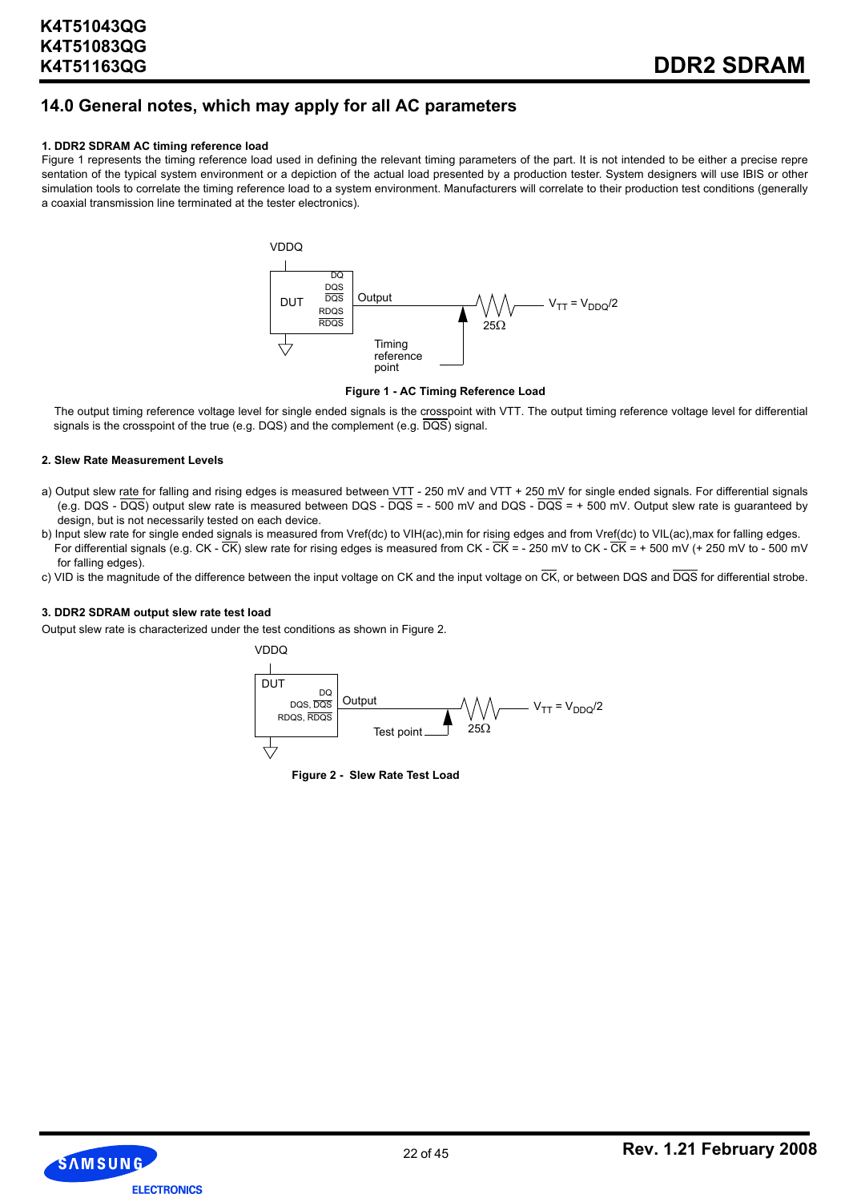## 14.0 General notes, which may apply for all AC parameters

**1. DDR2 SDRAM AC timing reference load**

Figure 1 represents the timing reference load used in defining the relevant timing parameters of the part. It is not intended to be either a precise representation of the typical system environment or a depiction of the actual load presented by a production tester. System designers will use IBIS or other simulation tools to correlate the timing reference load to a system environment. Manufacturers will correlate to their production test conditions (generally a coaxial transmission line terminated at the tester electronics).

VDDQ

DUT — DQ, DQS, $\overline{DQS}$, RDQS, $\overline{RDQS}$ — Output — 25Ω — $V_{TT} = V_{DDQ}/2$

Timing reference point

**Figure 1 - AC Timing Reference Load**

The output timing reference voltage level for single ended signals is the crosspoint with VTT. The output timing reference voltage level for differential signals is the crosspoint of the true (e.g. DQS) and the complement (e.g. $\overline{DQS}$) signal.

**2. Slew Rate Measurement Levels**

a) Output slew rate for falling and rising edges is measured between VTT - 250 mV and VTT + 250 mV for single ended signals. For differential signals (e.g. DQS - $\overline{DQS}$) output slew rate is measured between DQS - $\overline{DQS}$ = - 500 mV and DQS - $\overline{DQS}$ = + 500 mV. Output slew rate is guaranteed by design, but is not necessarily tested on each device.

b) Input slew rate for single ended signals is measured from Vref(dc) to VIH(ac),min for rising edges and from Vref(dc) to VIL(ac),max for falling edges. For differential signals (e.g. CK - $\overline{CK}$) slew rate for rising edges is measured from CK - $\overline{CK}$ = - 250 mV to CK - $\overline{CK}$ = + 500 mV (+ 250 mV to - 500 mV for falling edges).

c) VID is the magnitude of the difference between the input voltage on CK and the input voltage on $\overline{CK}$, or between DQS and $\overline{DQS}$ for differential strobe.

**3. DDR2 SDRAM output slew rate test load**

Output slew rate is characterized under the test conditions as shown in Figure 2.

VDDQ

DUT — DQ, DQS, $\overline{DQS}$, RDQS, $\overline{RDQS}$ — Output — 25Ω — $V_{TT} = V_{DDQ}/2$

Test point

**Figure 2 - Slew Rate Test Load**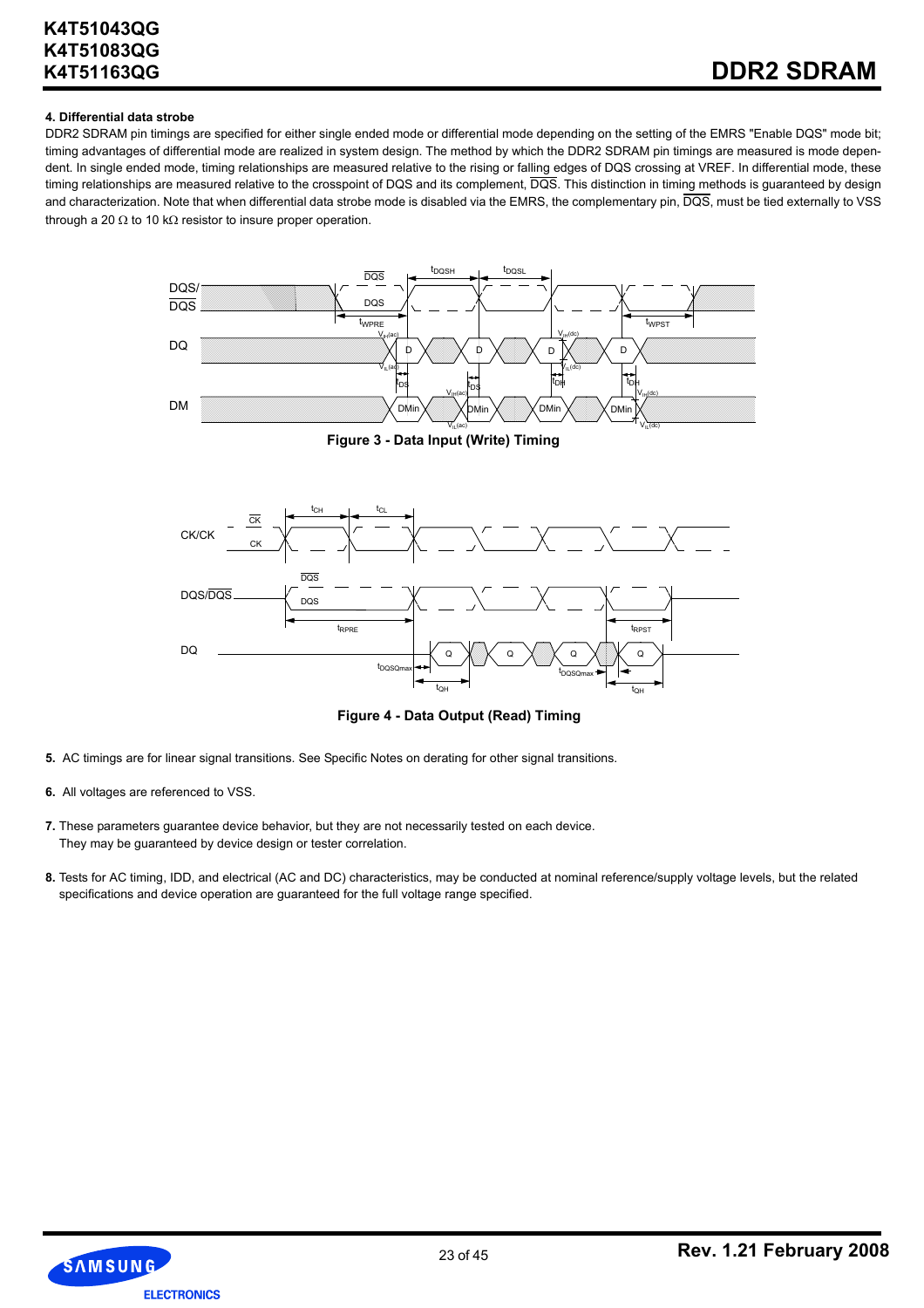**4. Differential data strobe**

DDR2 SDRAM pin timings are specified for either single ended mode or differential mode depending on the setting of the EMRS "Enable DQS" mode bit; timing advantages of differential mode are realized in system design. The method by which the DDR2 SDRAM pin timings are measured is mode dependent. In single ended mode, timing relationships are measured relative to the rising or falling edges of DQS crossing at VREF. In differential mode, these timing relationships are measured relative to the crosspoint of DQS and its complement, $\overline{DQS}$. This distinction in timing methods is guaranteed by design and characterization. Note that when differential data strobe mode is disabled via the EMRS, the complementary pin, $\overline{DQS}$, must be tied externally to VSS through a 20 Ω to 10 kΩ resistor to insure proper operation.

Figure 3 - Data Input (Write) Timing

Figure 4 - Data Output (Read) Timing

5. AC timings are for linear signal transitions. See Specific Notes on derating for other signal transitions.

6. All voltages are referenced to VSS.

7. These parameters guarantee device behavior, but they are not necessarily tested on each device. They may be guaranteed by device design or tester correlation.

8. Tests for AC timing, IDD, and electrical (AC and DC) characteristics, may be conducted at nominal reference/supply voltage levels, but the related specifications and device operation are guaranteed for the full voltage range specified.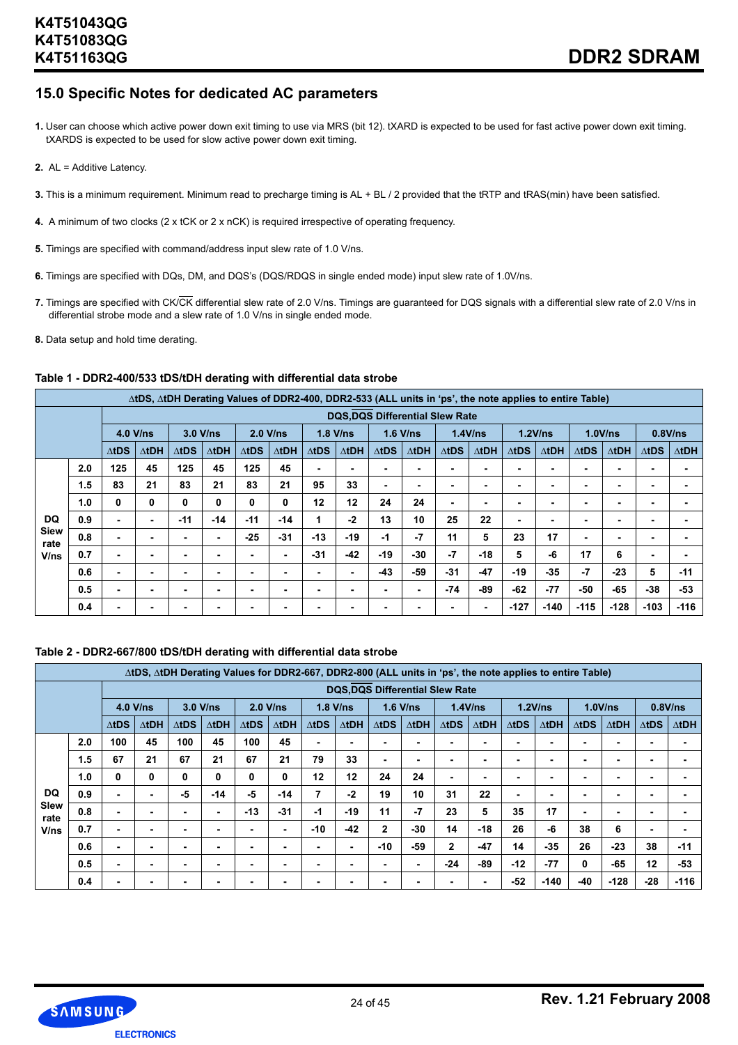## 15.0 Specific Notes for dedicated AC parameters

1. User can choose which active power down exit timing to use via MRS (bit 12). tXARD is expected to be used for fast active power down exit timing. tXARDS is expected to be used for slow active power down exit timing.

2. AL = Additive Latency.

3. This is a minimum requirement. Minimum read to precharge timing is AL + BL / 2 provided that the tRTP and tRAS(min) have been satisfied.

4. A minimum of two clocks (2 x tCK or 2 x nCK) is required irrespective of operating frequency.

5. Timings are specified with command/address input slew rate of 1.0 V/ns.

6. Timings are specified with DQs, DM, and DQS's (DQS/RDQS in single ended mode) input slew rate of 1.0V/ns.

7. Timings are specified with CK/$\overline{CK}$ differential slew rate of 2.0 V/ns. Timings are guaranteed for DQS signals with a differential slew rate of 2.0 V/ns in differential strobe mode and a slew rate of 1.0 V/ns in single ended mode.

8. Data setup and hold time derating.

**Table 1 - DDR2-400/533 tDS/tDH derating with differential data strobe**

| ΔtDS, ΔtDH Derating Values of DDR2-400, DDR2-533 (ALL units in 'ps', the note applies to entire Table) | | | | | | | | | | | | | | | | | | |
|---|---|---|---|---|---|---|---|---|---|---|---|---|---|---|---|---|---|---|
| | | DQS,$\overline{DQS}$ Differential Slew Rate | | | | | | | | | | | | | | | | |
| | | 4.0 V/ns | | 3.0 V/ns | | 2.0 V/ns | | 1.8 V/ns | | 1.6 V/ns | | 1.4V/ns | | 1.2V/ns | | 1.0V/ns | | 0.8V/ns | |
| | | ΔtDS | ΔtDH | ΔtDS | ΔtDH | ΔtDS | ΔtDH | ΔtDS | ΔtDH | ΔtDS | ΔtDH | ΔtDS | ΔtDH | ΔtDS | ΔtDH | ΔtDS | ΔtDH | ΔtDS | ΔtDH |
| DQ Slew rate V/ns | 2.0 | 125 | 45 | 125 | 45 | 125 | 45 | - | - | - | - | - | - | - | - | - | - | - | - |
| | 1.5 | 83 | 21 | 83 | 21 | 83 | 21 | 95 | 33 | - | - | - | - | - | - | - | - | - | - |
| | 1.0 | 0 | 0 | 0 | 0 | 0 | 0 | 12 | 12 | 24 | 24 | - | - | - | - | - | - | - | - |
| | 0.9 | - | - | -11 | -14 | -11 | -14 | 1 | -2 | 13 | 10 | 25 | 22 | - | - | - | - | - | - |
| | 0.8 | - | - | - | - | -25 | -31 | -13 | -19 | -1 | -7 | 11 | 5 | 23 | 17 | - | - | - | - |
| | 0.7 | - | - | - | - | - | - | -31 | -42 | -19 | -30 | -7 | -18 | 5 | -6 | 17 | 6 | - | - |
| | 0.6 | - | - | - | - | - | - | - | - | -43 | -59 | -31 | -47 | -19 | -35 | -7 | -23 | 5 | -11 |
| | 0.5 | - | - | - | - | - | - | - | - | - | - | -74 | -89 | -62 | -77 | -50 | -65 | -38 | -53 |
| | 0.4 | - | - | - | - | - | - | - | - | - | - | - | - | -127 | -140 | -115 | -128 | -103 | -116 |

**Table 2 - DDR2-667/800 tDS/tDH derating with differential data strobe**

| ΔtDS, ΔtDH Derating Values for DDR2-667, DDR2-800 (ALL units in 'ps', the note applies to entire Table) | | | | | | | | | | | | | | | | | | |
|---|---|---|---|---|---|---|---|---|---|---|---|---|---|---|---|---|---|---|
| | | DQS,$\overline{DQS}$ Differential Slew Rate | | | | | | | | | | | | | | | | |
| | | 4.0 V/ns | | 3.0 V/ns | | 2.0 V/ns | | 1.8 V/ns | | 1.6 V/ns | | 1.4V/ns | | 1.2V/ns | | 1.0V/ns | | 0.8V/ns | |
| | | ΔtDS | ΔtDH | ΔtDS | ΔtDH | ΔtDS | ΔtDH | ΔtDS | ΔtDH | ΔtDS | ΔtDH | ΔtDS | ΔtDH | ΔtDS | ΔtDH | ΔtDS | ΔtDH | ΔtDS | ΔtDH |
| DQ Slew rate V/ns | 2.0 | 100 | 45 | 100 | 45 | 100 | 45 | - | - | - | - | - | - | - | - | - | - | - | - |
| | 1.5 | 67 | 21 | 67 | 21 | 67 | 21 | 79 | 33 | - | - | - | - | - | - | - | - | - | - |
| | 1.0 | 0 | 0 | 0 | 0 | 0 | 0 | 12 | 12 | 24 | 24 | - | - | - | - | - | - | - | - |
| | 0.9 | - | - | -5 | -14 | -5 | -14 | 7 | -2 | 19 | 10 | 31 | 22 | - | - | - | - | - | - |
| | 0.8 | - | - | - | - | -13 | -31 | -1 | -19 | 11 | -7 | 23 | 5 | 35 | 17 | - | - | - | - |
| | 0.7 | - | - | - | - | - | - | -10 | -42 | 2 | -30 | 14 | -18 | 26 | -6 | 38 | 6 | - | - |
| | 0.6 | - | - | - | - | - | - | - | - | -10 | -59 | 2 | -47 | 14 | -35 | 26 | -23 | 38 | -11 |
| | 0.5 | - | - | - | - | - | - | - | - | - | - | -24 | -89 | -12 | -77 | 0 | -65 | 12 | -53 |
| | 0.4 | - | - | - | - | - | - | - | - | - | - | - | - | -52 | -140 | -40 | -128 | -28 | -116 |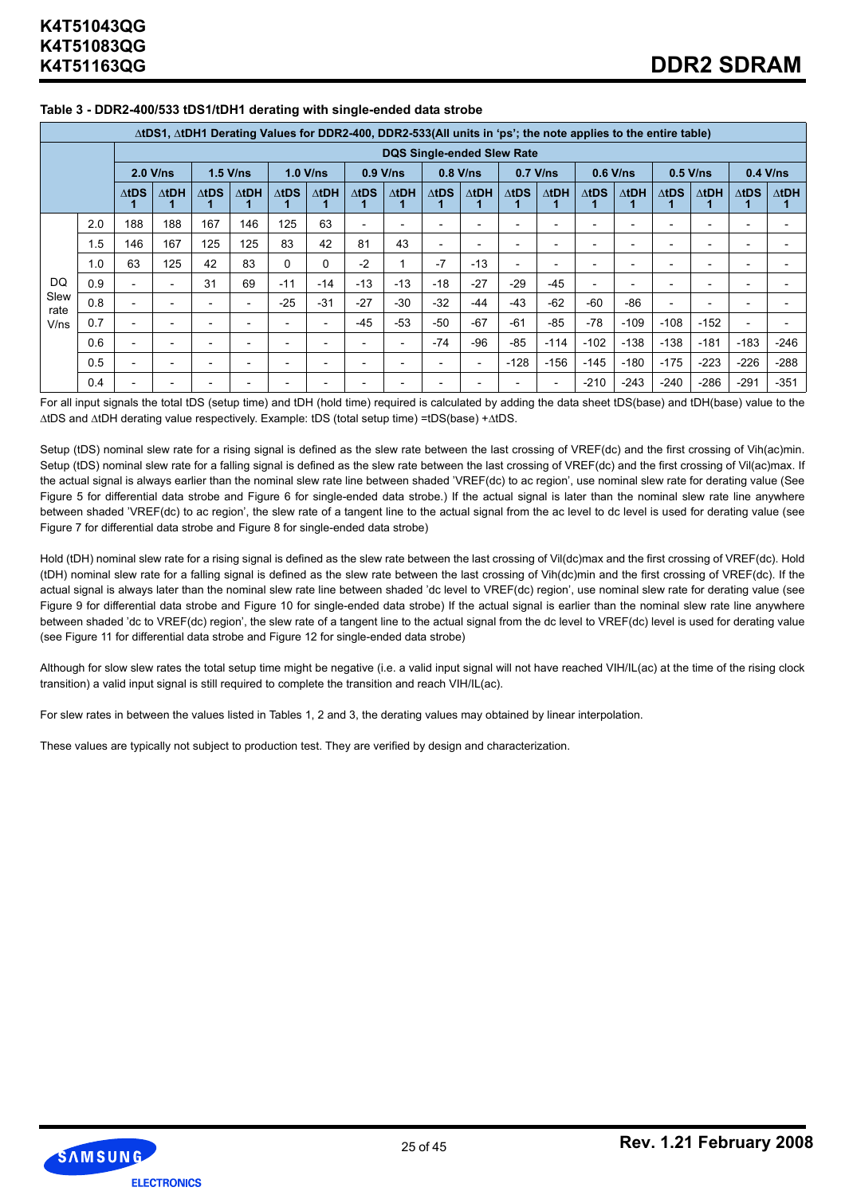**Table 3 - DDR2-400/533 tDS1/tDH1 derating with single-ended data strobe**

| ΔtDS1, ΔtDH1 Derating Values for DDR2-400, DDR2-533(All units in 'ps'; the note applies to the entire table) | | | | | | | | | | | | | | | | | | | |
|---|---|---|---|---|---|---|---|---|---|---|---|---|---|---|---|---|---|---|---|
| | | DQS Single-ended Slew Rate | | | | | | | | | | | | | | | | | |
| | | 2.0 V/ns | | 1.5 V/ns | | 1.0 V/ns | | 0.9 V/ns | | 0.8 V/ns | | 0.7 V/ns | | 0.6 V/ns | | 0.5 V/ns | | 0.4 V/ns | |
| | | ΔtDS1 | ΔtDH1 | ΔtDS1 | ΔtDH1 | ΔtDS1 | ΔtDH1 | ΔtDS1 | ΔtDH1 | ΔtDS1 | ΔtDH1 | ΔtDS1 | ΔtDH1 | ΔtDS1 | ΔtDH1 | ΔtDS1 | ΔtDH1 | ΔtDS1 | ΔtDH1 |
| DQ Slew rate V/ns | 2.0 | 188 | 188 | 167 | 146 | 125 | 63 | - | - | - | - | - | - | - | - | - | - | - | - |
| | 1.5 | 146 | 167 | 125 | 125 | 83 | 42 | 81 | 43 | - | - | - | - | - | - | - | - | - | - |
| | 1.0 | 63 | 125 | 42 | 83 | 0 | 0 | -2 | 1 | -7 | -13 | - | - | - | - | - | - | - | - |
| | 0.9 | - | - | 31 | 69 | -11 | -14 | -13 | -13 | -18 | -27 | -29 | -45 | - | - | - | - | - | - |
| | 0.8 | - | - | - | - | -25 | -31 | -27 | -30 | -32 | -44 | -43 | -62 | -60 | -86 | - | - | - | - |
| | 0.7 | - | - | - | - | - | - | -45 | -53 | -50 | -67 | -61 | -85 | -78 | -109 | -108 | -152 | - | - |
| | 0.6 | - | - | - | - | - | - | - | - | -74 | -96 | -85 | -114 | -102 | -138 | -138 | -181 | -183 | -246 |
| | 0.5 | - | - | - | - | - | - | - | - | - | - | -128 | -156 | -145 | -180 | -175 | -223 | -226 | -288 |
| | 0.4 | - | - | - | - | - | - | - | - | - | - | - | - | -210 | -243 | -240 | -286 | -291 | -351 |

For all input signals the total tDS (setup time) and tDH (hold time) required is calculated by adding the data sheet tDS(base) and tDH(base) value to the ΔtDS and ΔtDH derating value respectively. Example: tDS (total setup time) =tDS(base) +ΔtDS.

Setup (tDS) nominal slew rate for a rising signal is defined as the slew rate between the last crossing of VREF(dc) and the first crossing of Vih(ac)min. Setup (tDS) nominal slew rate for a falling signal is defined as the slew rate between the last crossing of VREF(dc) and the first crossing of Vil(ac)max. If the actual signal is always earlier than the nominal slew rate line between shaded 'VREF(dc) to ac region', use nominal slew rate for derating value (See Figure 5 for differential data strobe and Figure 6 for single-ended data strobe.) If the actual signal is later than the nominal slew rate line anywhere between shaded 'VREF(dc) to ac region', the slew rate of a tangent line to the actual signal from the ac level to dc level is used for derating value (see Figure 7 for differential data strobe and Figure 8 for single-ended data strobe)

Hold (tDH) nominal slew rate for a rising signal is defined as the slew rate between the last crossing of Vil(dc)max and the first crossing of VREF(dc). Hold (tDH) nominal slew rate for a falling signal is defined as the slew rate between the last crossing of Vih(dc)min and the first crossing of VREF(dc). If the actual signal is always later than the nominal slew rate line between shaded 'dc level to VREF(dc) region', use nominal slew rate for derating value (see Figure 9 for differential data strobe and Figure 10 for single-ended data strobe) If the actual signal is earlier than the nominal slew rate line anywhere between shaded 'dc to VREF(dc) region', the slew rate of a tangent line to the actual signal from the dc level to VREF(dc) level is used for derating value (see Figure 11 for differential data strobe and Figure 12 for single-ended data strobe)

Although for slow slew rates the total setup time might be negative (i.e. a valid input signal will not have reached VIH/IL(ac) at the time of the rising clock transition) a valid input signal is still required to complete the transition and reach VIH/IL(ac).

For slew rates in between the values listed in Tables 1, 2 and 3, the derating values may obtained by linear interpolation.

These values are typically not subject to production test. They are verified by design and characterization.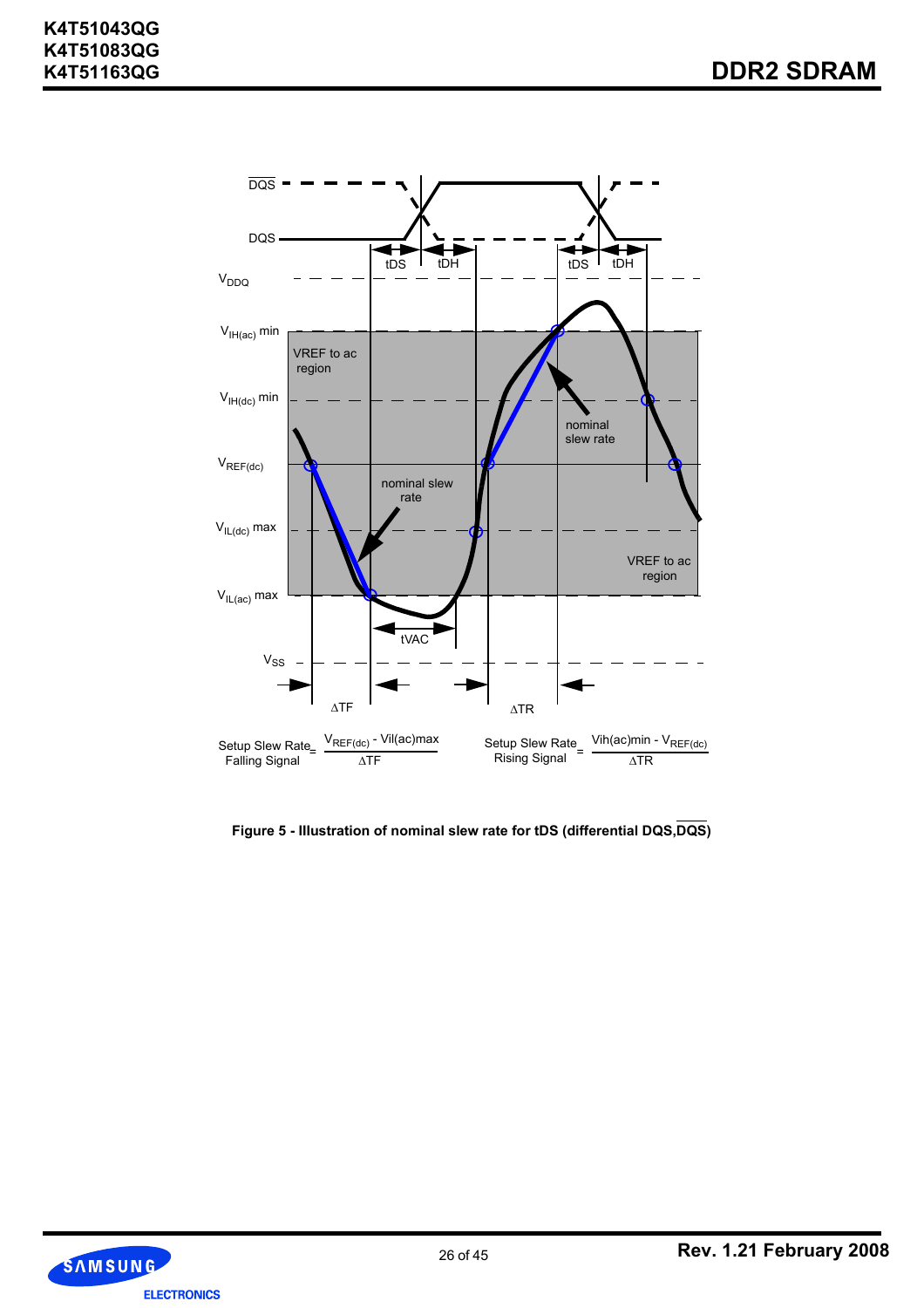$$\text{Setup Slew Rate Falling Signal} = \frac{V_{REF(dc)} - V_{il(ac)max}}{\Delta TF}$$

$$\text{Setup Slew Rate Rising Signal} = \frac{V_{ih(ac)min} - V_{REF(dc)}}{\Delta TR}$$

**Figure 5 - Illustration of nominal slew rate for tDS (differential DQS,$\overline{DQS}$)**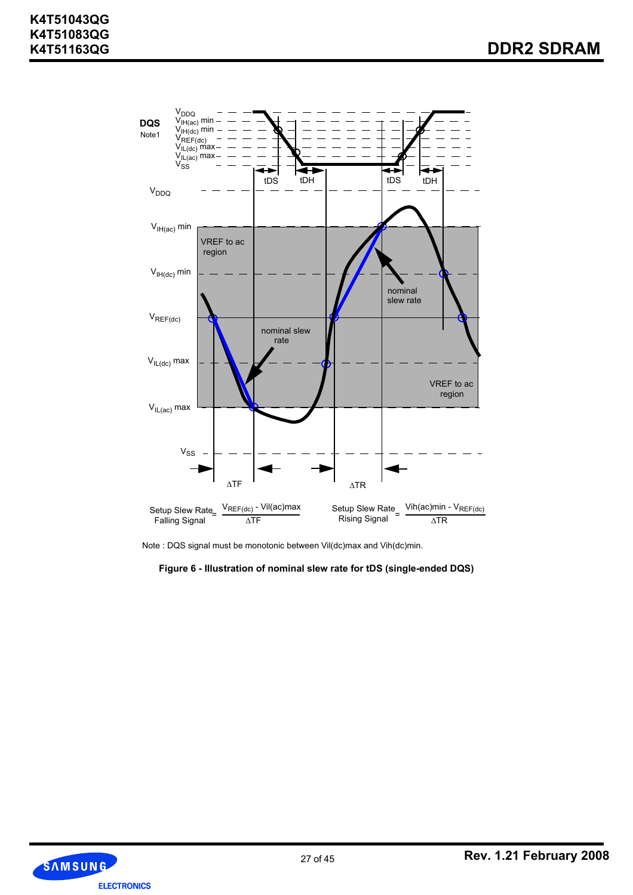Setup Slew Rate Falling Signal = $\frac{V_{REF(dc)} - Vil(ac)max}{\Delta TF}$

Setup Slew Rate Rising Signal = $\frac{Vih(ac)min - V_{REF(dc)}}{\Delta TR}$

Note : DQS signal must be monotonic between Vil(dc)max and Vih(dc)min.

**Figure 6 - Illustration of nominal slew rate for tDS (single-ended DQS)**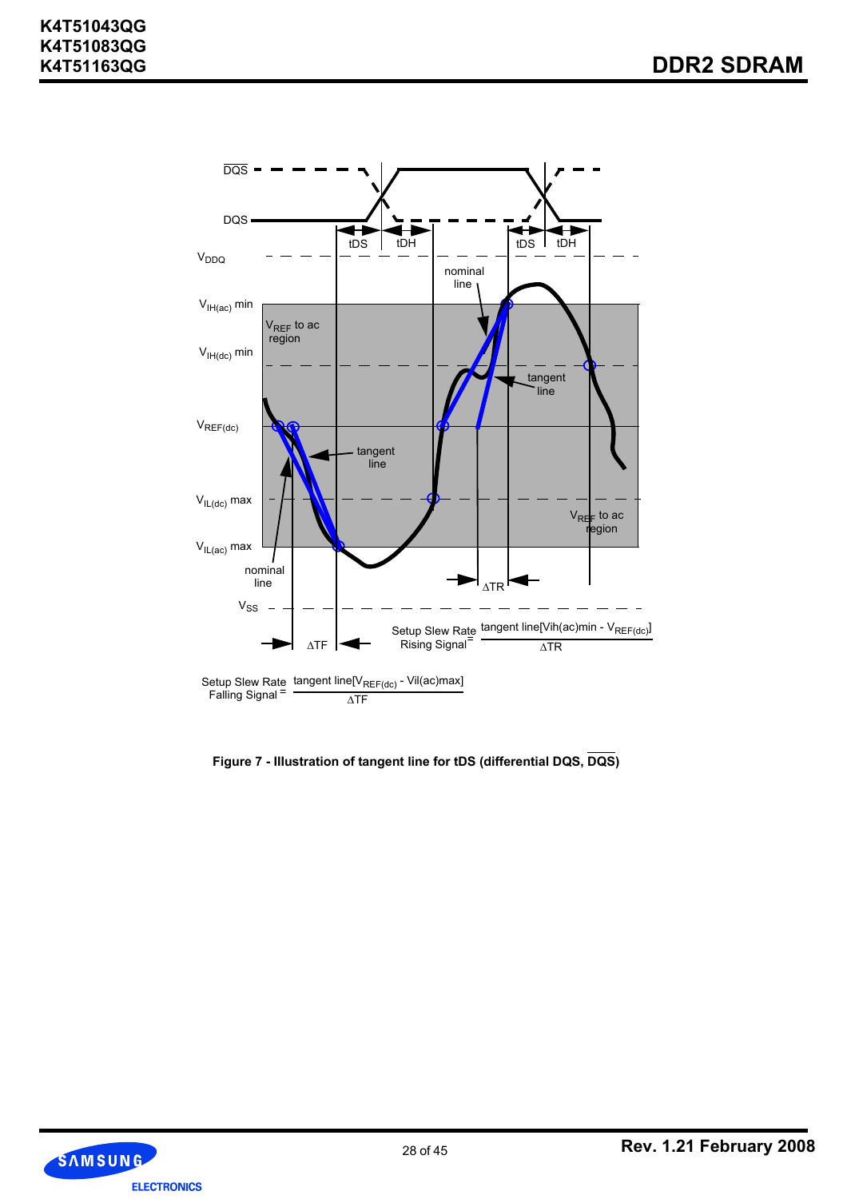Setup Slew Rate Rising Signal = $\frac{\text{tangent line}[V_{IH(ac)}\text{min} - V_{REF(dc)}]}{\Delta TR}$

Setup Slew Rate Falling Signal = $\frac{\text{tangent line}[V_{REF(dc)} - V_{IL(ac)}\text{max}]}{\Delta TF}$

**Figure 7 - Illustration of tangent line for tDS (differential DQS, $\overline{DQS}$)**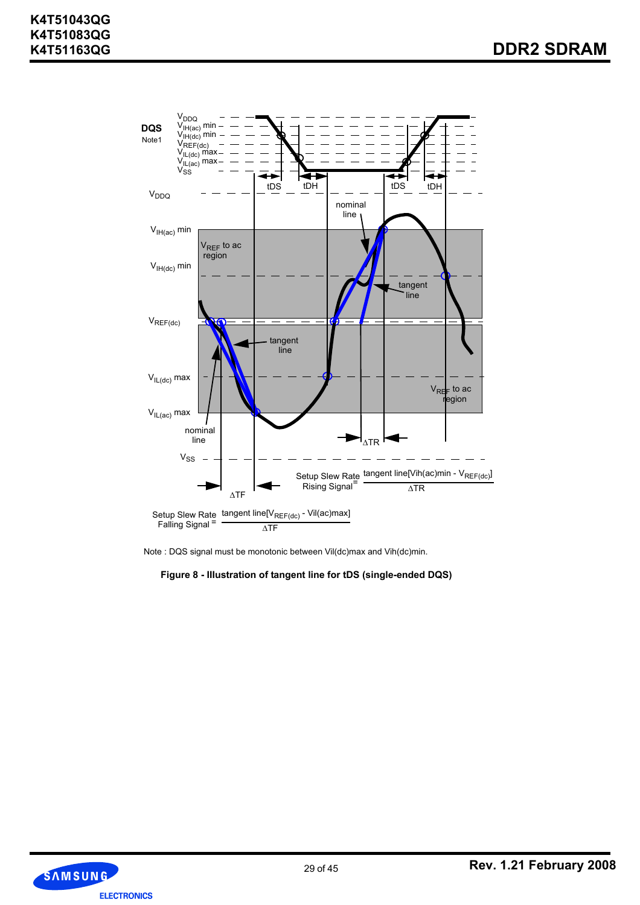Setup Slew Rate Rising Signal = $\frac{\text{tangent line}[V_{ih(ac)min} - V_{REF(dc)}]}{\Delta TR}$

Setup Slew Rate Falling Signal = $\frac{\text{tangent line}[V_{REF(dc)} - V_{il(ac)max}]}{\Delta TF}$

Note : DQS signal must be monotonic between Vil(dc)max and Vih(dc)min.

**Figure 8 - Illustration of tangent line for tDS (single-ended DQS)**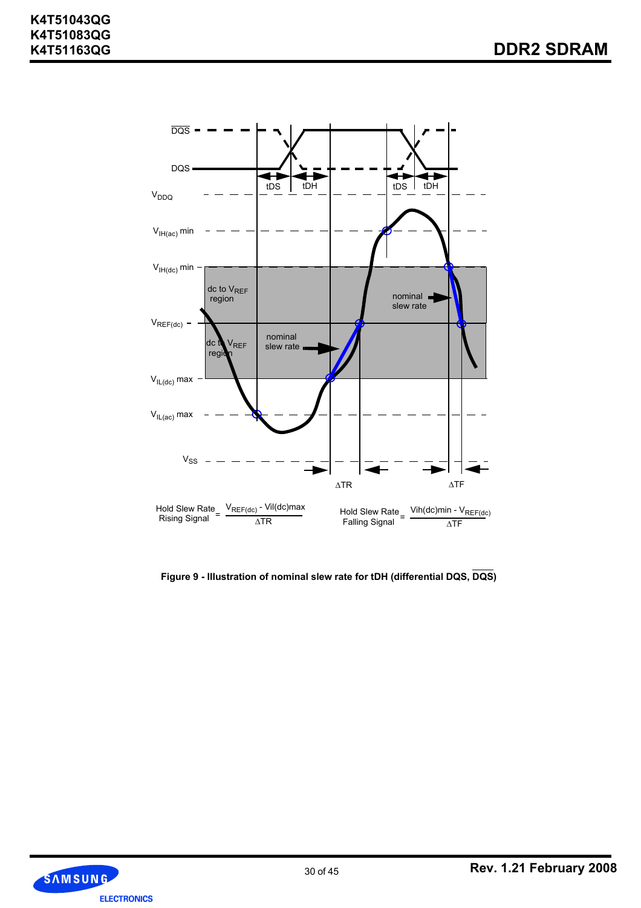Hold Slew Rate Rising Signal = $\frac{V_{REF(dc)} - Vil(dc)max}{\Delta TR}$

Hold Slew Rate Falling Signal = $\frac{Vih(dc)min - V_{REF(dc)}}{\Delta TF}$

**Figure 9 - Illustration of nominal slew rate for tDH (differential DQS, $\overline{DQS}$)**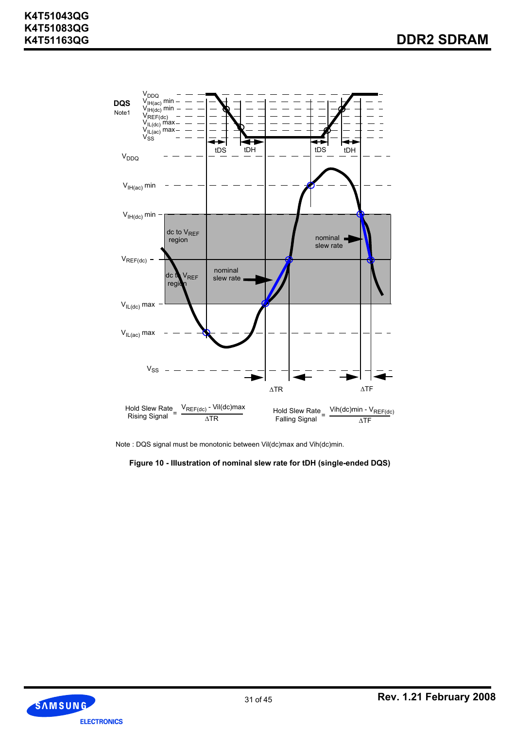Hold Slew Rate Rising Signal = $\frac{V_{REF(dc)} - Vil(dc)max}{\Delta TR}$

Hold Slew Rate Falling Signal = $\frac{Vih(dc)min - V_{REF(dc)}}{\Delta TF}$

Note : DQS signal must be monotonic between Vil(dc)max and Vih(dc)min.

**Figure 10 - Illustration of nominal slew rate for tDH (single-ended DQS)**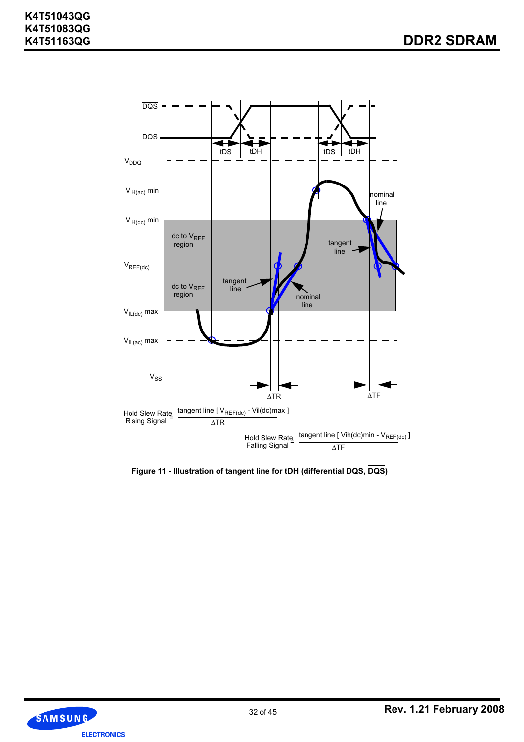$$\text{Hold Slew Rate Rising Signal} = \frac{\text{tangent line } [V_{REF(dc)} - Vil(dc)max]}{\Delta TR}$$

$$\text{Hold Slew Rate Falling Signal} = \frac{\text{tangent line } [Vih(dc)min - V_{REF(dc)}]}{\Delta TF}$$

**Figure 11 - Illustration of tangent line for tDH (differential DQS, $\overline{DQS}$)**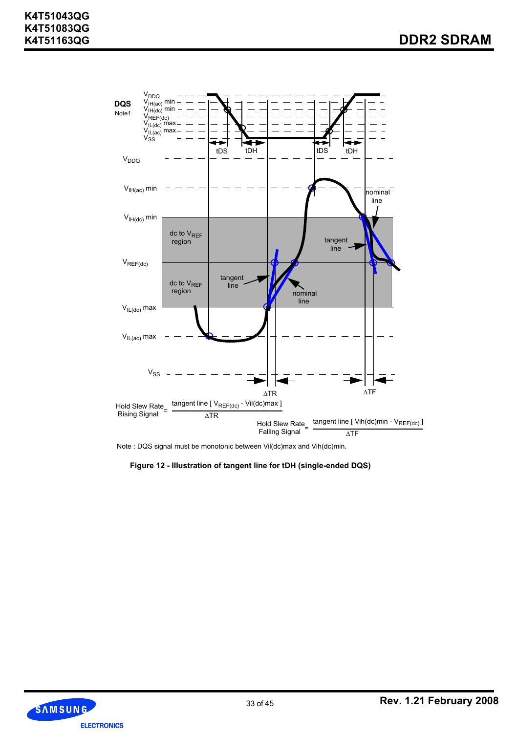Hold Slew Rate Rising Signal = $\frac{\text{tangent line } [V_{REF(dc)} - V_{il(dc)max}]}{\Delta TR}$

Hold Slew Rate Falling Signal = $\frac{\text{tangent line } [V_{ih(dc)min} - V_{REF(dc)}]}{\Delta TF}$

Note : DQS signal must be monotonic between Vil(dc)max and Vih(dc)min.

**Figure 12 - Illustration of tangent line for tDH (single-ended DQS)**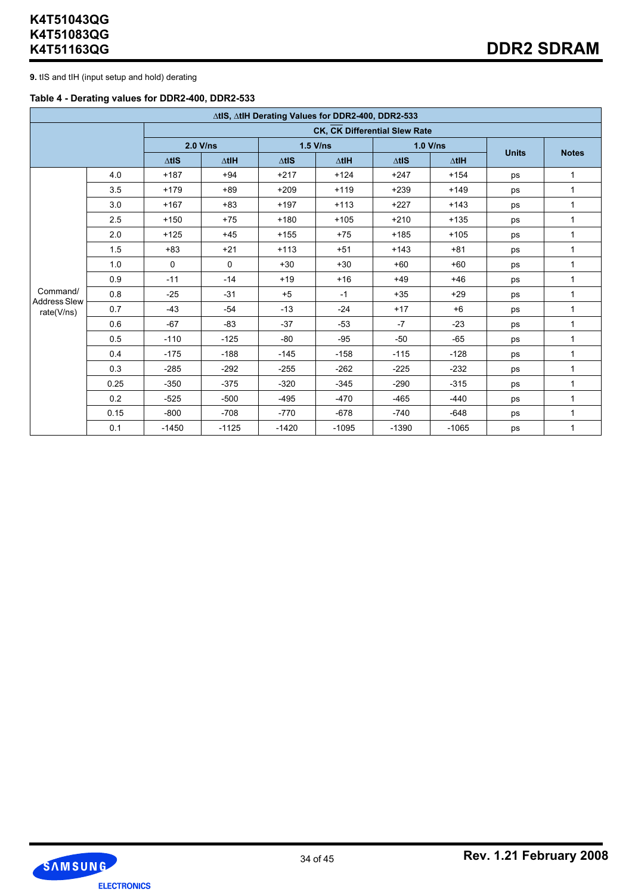**9.** tIS and tIH (input setup and hold) derating

**Table 4 - Derating values for DDR2-400, DDR2-533**

| ∆tIS, ∆tIH Derating Values for DDR2-400, DDR2-533 | | | | | | | | | |
|---|---|---|---|---|---|---|---|---|---|
| | | CK, $\overline{CK}$ Differential Slew Rate | | | | | | | |
| | | 2.0 V/ns | | 1.5 V/ns | | 1.0 V/ns | | Units | Notes |
| | | ∆tIS | ∆tIH | ∆tIS | ∆tIH | ∆tIS | ∆tIH | | |
| Command/ Address Slew rate(V/ns) | 4.0 | +187 | +94 | +217 | +124 | +247 | +154 | ps | 1 |
| | 3.5 | +179 | +89 | +209 | +119 | +239 | +149 | ps | 1 |
| | 3.0 | +167 | +83 | +197 | +113 | +227 | +143 | ps | 1 |
| | 2.5 | +150 | +75 | +180 | +105 | +210 | +135 | ps | 1 |
| | 2.0 | +125 | +45 | +155 | +75 | +185 | +105 | ps | 1 |
| | 1.5 | +83 | +21 | +113 | +51 | +143 | +81 | ps | 1 |
| | 1.0 | 0 | 0 | +30 | +30 | +60 | +60 | ps | 1 |
| | 0.9 | -11 | -14 | +19 | +16 | +49 | +46 | ps | 1 |
| | 0.8 | -25 | -31 | +5 | -1 | +35 | +29 | ps | 1 |
| | 0.7 | -43 | -54 | -13 | -24 | +17 | +6 | ps | 1 |
| | 0.6 | -67 | -83 | -37 | -53 | -7 | -23 | ps | 1 |
| | 0.5 | -110 | -125 | -80 | -95 | -50 | -65 | ps | 1 |
| | 0.4 | -175 | -188 | -145 | -158 | -115 | -128 | ps | 1 |
| | 0.3 | -285 | -292 | -255 | -262 | -225 | -232 | ps | 1 |
| | 0.25 | -350 | -375 | -320 | -345 | -290 | -315 | ps | 1 |
| | 0.2 | -525 | -500 | -495 | -470 | -465 | -440 | ps | 1 |
| | 0.15 | -800 | -708 | -770 | -678 | -740 | -648 | ps | 1 |
| | 0.1 | -1450 | -1125 | -1420 | -1095 | -1390 | -1065 | ps | 1 |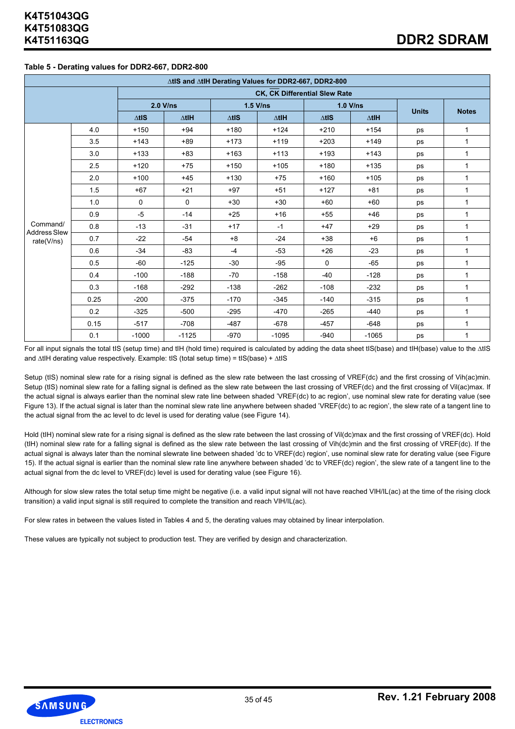**Table 5 - Derating values for DDR2-667, DDR2-800**

| ΔtIS and ΔtIH Derating Values for DDR2-667, DDR2-800 | | | | | | | | | |
|---|---|---|---|---|---|---|---|---|---|
| | | CK, $\overline{CK}$ Differential Slew Rate | | | | | | | |
| | | 2.0 V/ns | | 1.5 V/ns | | 1.0 V/ns | | Units | Notes |
| | | ΔtIS | ΔtIH | ΔtIS | ΔtIH | ΔtIS | ΔtIH | | |
| Command/ Address Slew rate(V/ns) | 4.0 | +150 | +94 | +180 | +124 | +210 | +154 | ps | 1 |
| | 3.5 | +143 | +89 | +173 | +119 | +203 | +149 | ps | 1 |
| | 3.0 | +133 | +83 | +163 | +113 | +193 | +143 | ps | 1 |
| | 2.5 | +120 | +75 | +150 | +105 | +180 | +135 | ps | 1 |
| | 2.0 | +100 | +45 | +130 | +75 | +160 | +105 | ps | 1 |
| | 1.5 | +67 | +21 | +97 | +51 | +127 | +81 | ps | 1 |
| | 1.0 | 0 | 0 | +30 | +30 | +60 | +60 | ps | 1 |
| | 0.9 | -5 | -14 | +25 | +16 | +55 | +46 | ps | 1 |
| | 0.8 | -13 | -31 | +17 | -1 | +47 | +29 | ps | 1 |
| | 0.7 | -22 | -54 | +8 | -24 | +38 | +6 | ps | 1 |
| | 0.6 | -34 | -83 | -4 | -53 | +26 | -23 | ps | 1 |
| | 0.5 | -60 | -125 | -30 | -95 | 0 | -65 | ps | 1 |
| | 0.4 | -100 | -188 | -70 | -158 | -40 | -128 | ps | 1 |
| | 0.3 | -168 | -292 | -138 | -262 | -108 | -232 | ps | 1 |
| | 0.25 | -200 | -375 | -170 | -345 | -140 | -315 | ps | 1 |
| | 0.2 | -325 | -500 | -295 | -470 | -265 | -440 | ps | 1 |
| | 0.15 | -517 | -708 | -487 | -678 | -457 | -648 | ps | 1 |
| | 0.1 | -1000 | -1125 | -970 | -1095 | -940 | -1065 | ps | 1 |

For all input signals the total tIS (setup time) and tIH (hold time) required is calculated by adding the data sheet tIS(base) and tIH(base) value to the ΔtIS and ΔtIH derating value respectively. Example: tIS (total setup time) = tIS(base) + ΔtIS

Setup (tIS) nominal slew rate for a rising signal is defined as the slew rate between the last crossing of VREF(dc) and the first crossing of Vih(ac)min. Setup (tIS) nominal slew rate for a falling signal is defined as the slew rate between the last crossing of VREF(dc) and the first crossing of Vil(ac)max. If the actual signal is always earlier than the nominal slew rate line between shaded 'VREF(dc) to ac region', use nominal slew rate for derating value (see Figure 13). If the actual signal is later than the nominal slew rate line anywhere between shaded 'VREF(dc) to ac region', the slew rate of a tangent line to the actual signal from the ac level to dc level is used for derating value (see Figure 14).

Hold (tIH) nominal slew rate for a rising signal is defined as the slew rate between the last crossing of Vil(dc)max and the first crossing of VREF(dc). Hold (tIH) nominal slew rate for a falling signal is defined as the slew rate between the last crossing of Vih(dc)min and the first crossing of VREF(dc). If the actual signal is always later than the nominal slewrate line between shaded 'dc to VREF(dc) region', use nominal slew rate for derating value (see Figure 15). If the actual signal is earlier than the nominal slew rate line anywhere between shaded 'dc to VREF(dc) region', the slew rate of a tangent line to the actual signal from the dc level to VREF(dc) level is used for derating value (see Figure 16).

Although for slow slew rates the total setup time might be negative (i.e. a valid input signal will not have reached VIH/IL(ac) at the time of the rising clock transition) a valid input signal is still required to complete the transition and reach VIH/IL(ac).

For slew rates in between the values listed in Tables 4 and 5, the derating values may obtained by linear interpolation.

These values are typically not subject to production test. They are verified by design and characterization.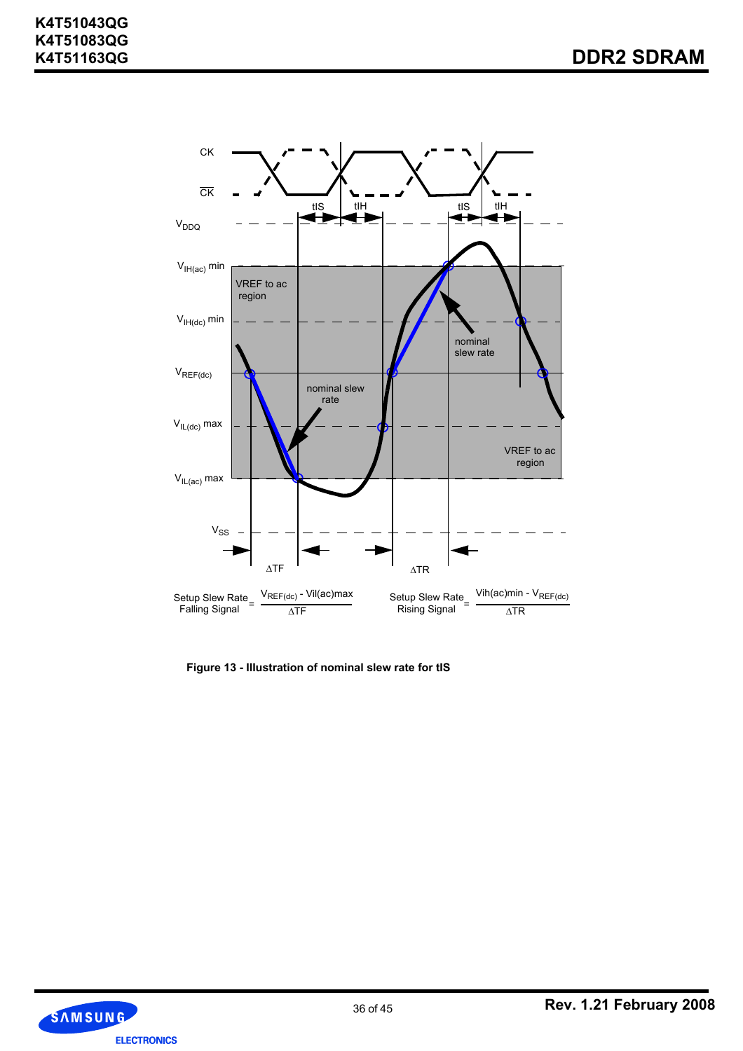Setup Slew Rate Falling Signal = $\frac{V_{REF(dc)} - V_{il(ac)max}}{\Delta TF}$

Setup Slew Rate Rising Signal = $\frac{V_{ih(ac)min} - V_{REF(dc)}}{\Delta TR}$

**Figure 13 - Illustration of nominal slew rate for tIS**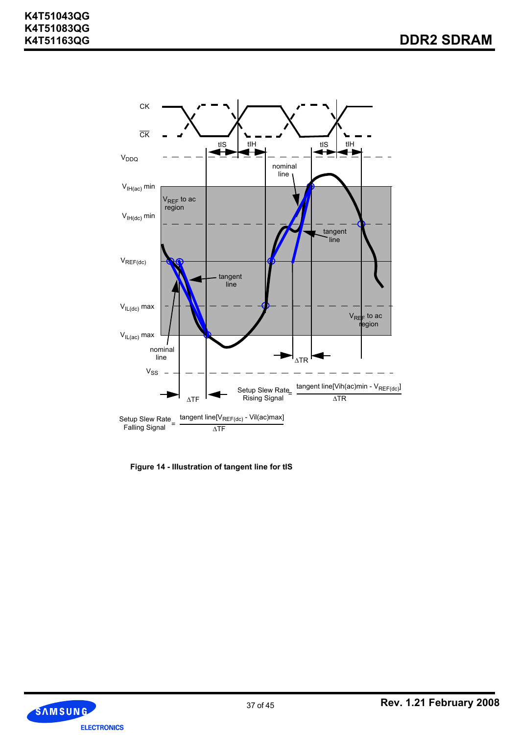$$\text{Setup Slew Rate Rising Signal} = \frac{\text{tangent line}[V_{ih(ac)min} - V_{REF(dc)}]}{\Delta TR}$$

$$\text{Setup Slew Rate Falling Signal} = \frac{\text{tangent line}[V_{REF(dc)} - V_{il(ac)max}]}{\Delta TF}$$

**Figure 14 - Illustration of tangent line for tIS**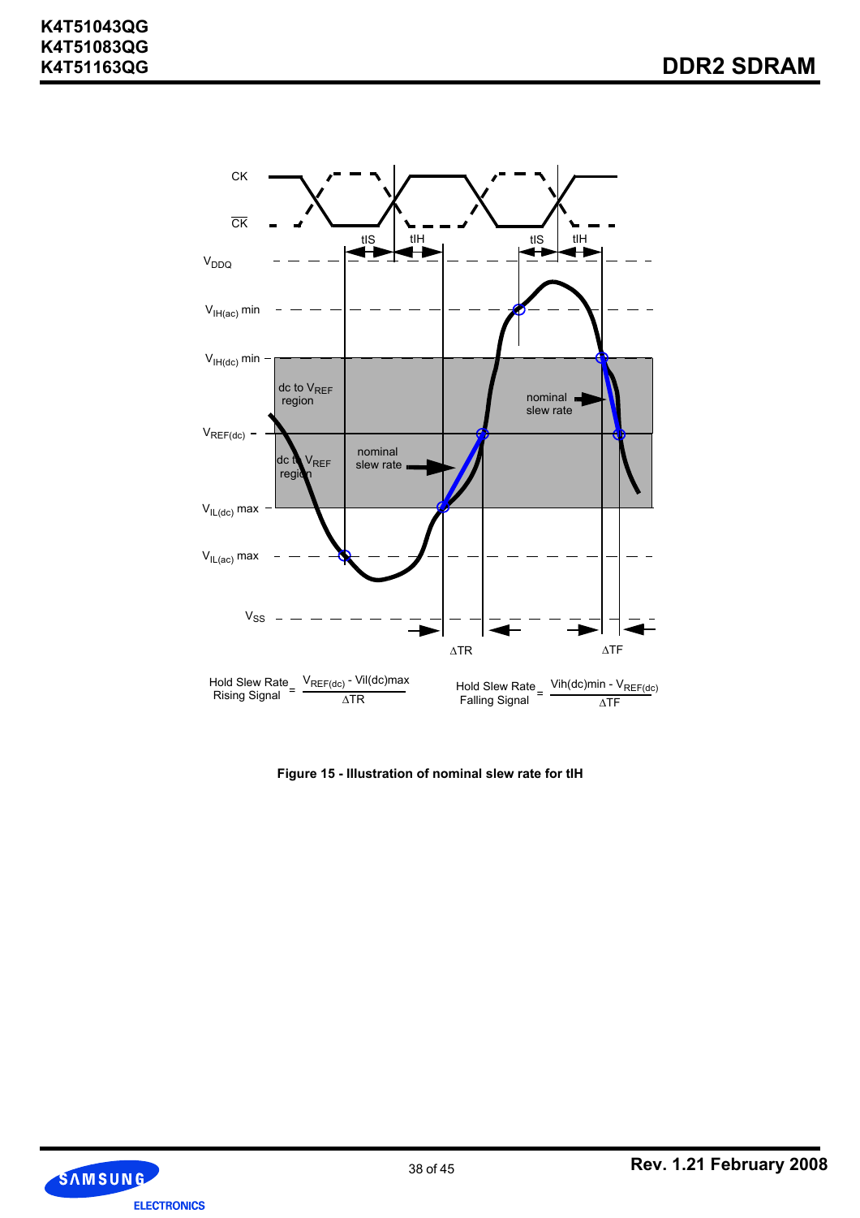Hold Slew Rate Rising Signal = $\frac{V_{REF(dc)} - Vil(dc)max}{\Delta TR}$

Hold Slew Rate Falling Signal = $\frac{Vih(dc)min - V_{REF(dc)}}{\Delta TF}$

**Figure 15 - Illustration of nominal slew rate for tIH**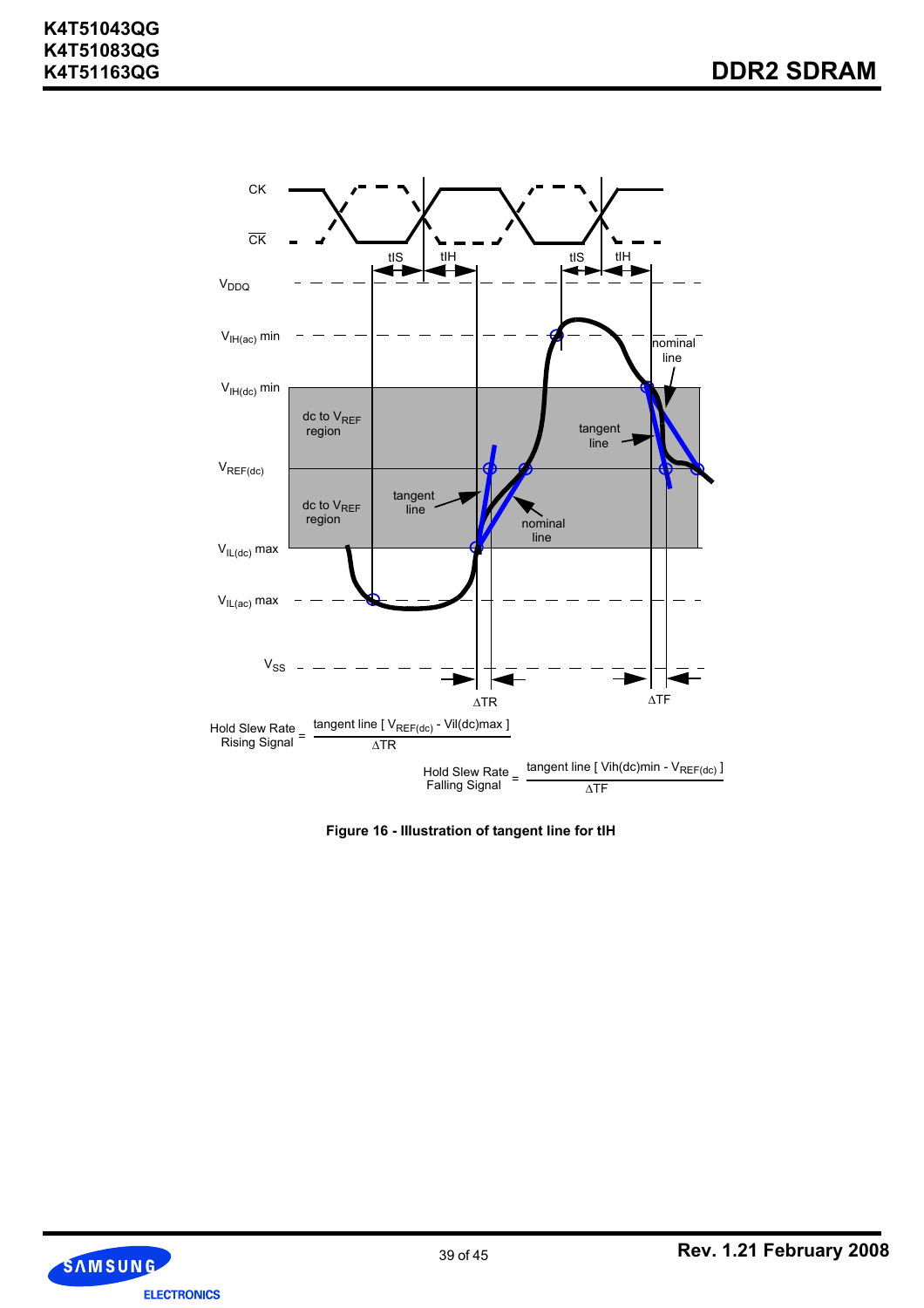$$\text{Hold Slew Rate Rising Signal} = \frac{\text{tangent line } [V_{REF(dc)} - Vil(dc)max]}{\Delta TR}$$

$$\text{Hold Slew Rate Falling Signal} = \frac{\text{tangent line } [Vih(dc)min - V_{REF(dc)}]}{\Delta TF}$$

**Figure 16 - Illustration of tangent line for tIH**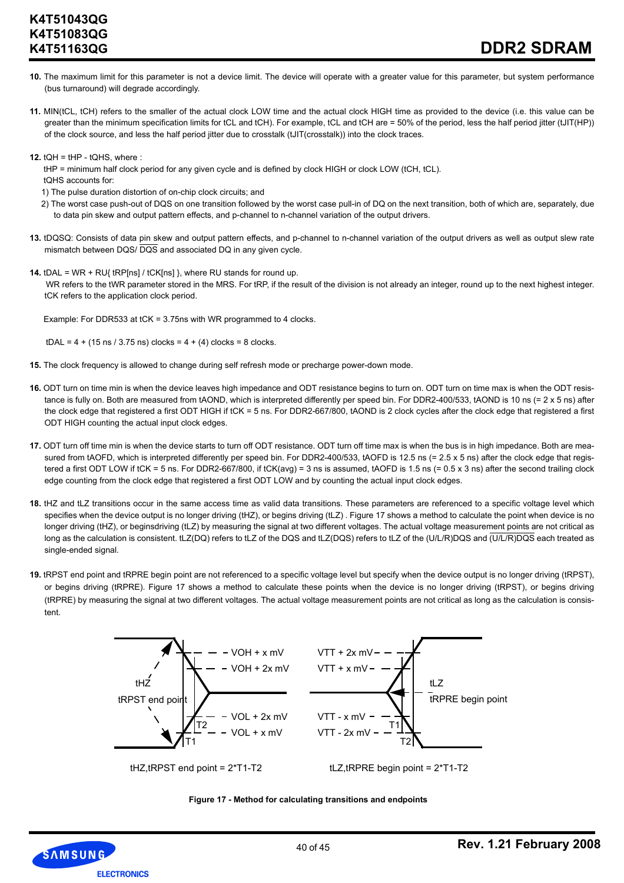10. The maximum limit for this parameter is not a device limit. The device will operate with a greater value for this parameter, but system performance (bus turnaround) will degrade accordingly.

11. MIN(tCL, tCH) refers to the smaller of the actual clock LOW time and the actual clock HIGH time as provided to the device (i.e. this value can be greater than the minimum specification limits for tCL and tCH). For example, tCL and tCH are = 50% of the period, less the half period jitter (tJIT(HP)) of the clock source, and less the half period jitter due to crosstalk (tJIT(crosstalk)) into the clock traces.

12. tQH = tHP - tQHS, where :
    tHP = minimum half clock period for any given cycle and is defined by clock HIGH or clock LOW (tCH, tCL).
    tQHS accounts for:
    1) The pulse duration distortion of on-chip clock circuits; and
    2) The worst case push-out of DQS on one transition followed by the worst case pull-in of DQ on the next transition, both of which are, separately, due to data pin skew and output pattern effects, and p-channel to n-channel variation of the output drivers.

13. tDQSQ: Consists of data pin skew and output pattern effects, and p-channel to n-channel variation of the output drivers as well as output slew rate mismatch between DQS/ $\overline{\text{DQS}}$ and associated DQ in any given cycle.

14. tDAL = WR + RU{ tRP[ns] / tCK[ns] }, where RU stands for round up.
    WR refers to the tWR parameter stored in the MRS. For tRP, if the result of the division is not already an integer, round up to the next highest integer. tCK refers to the application clock period.

    Example: For DDR533 at tCK = 3.75ns with WR programmed to 4 clocks.

    tDAL = 4 + (15 ns / 3.75 ns) clocks = 4 + (4) clocks = 8 clocks.

15. The clock frequency is allowed to change during self refresh mode or precharge power-down mode.

16. ODT turn on time min is when the device leaves high impedance and ODT resistance begins to turn on. ODT turn on time max is when the ODT resistance is fully on. Both are measured from tAOND, which is interpreted differently per speed bin. For DDR2-400/533, tAOND is 10 ns (= 2 x 5 ns) after the clock edge that registered a first ODT HIGH if tCK = 5 ns. For DDR2-667/800, tAOND is 2 clock cycles after the clock edge that registered a first ODT HIGH counting the actual input clock edges.

17. ODT turn off time min is when the device starts to turn off ODT resistance. ODT turn off time max is when the bus is in high impedance. Both are measured from tAOFD, which is interpreted differently per speed bin. For DDR2-400/533, tAOFD is 12.5 ns (= 2.5 x 5 ns) after the clock edge that registered a first ODT LOW if tCK = 5 ns. For DDR2-667/800, if tCK(avg) = 3 ns is assumed, tAOFD is 1.5 ns (= 0.5 x 3 ns) after the second trailing clock edge counting from the clock edge that registered a first ODT LOW and by counting the actual input clock edges.

18. tHZ and tLZ transitions occur in the same access time as valid data transitions. These parameters are referenced to a specific voltage level which specifies when the device output is no longer driving (tHZ), or begins driving (tLZ) . Figure 17 shows a method to calculate the point when device is no longer driving (tHZ), or beginsdriving (tLZ) by measuring the signal at two different voltages. The actual voltage measurement points are not critical as long as the calculation is consistent. tLZ(DQ) refers to tLZ of the DQS and tLZ(DQS) refers to tLZ of the (U/L/R)DQS and $\overline{\text{(U/L/R)DQS}}$ each treated as single-ended signal.

19. tRPST end point and tRPRE begin point are not referenced to a specific voltage level but specify when the device output is no longer driving (tRPST), or begins driving (tRPRE). Figure 17 shows a method to calculate these points when the device is no longer driving (tRPST), or begins driving (tRPRE) by measuring the signal at two different voltages. The actual voltage measurement points are not critical as long as the calculation is consistent.

tHZ, tRPST end point: VOH + x mV, VOH + 2x mV, VOL + 2x mV, VOL + x mV, T1, T2

tHZ,tRPST end point = 2*T1-T2

tLZ, tRPRE begin point: VTT + 2x mV, VTT + x mV, VTT - x mV, VTT - 2x mV, T1, T2

tLZ,tRPRE begin point = 2*T1-T2

**Figure 17 - Method for calculating transitions and endpoints**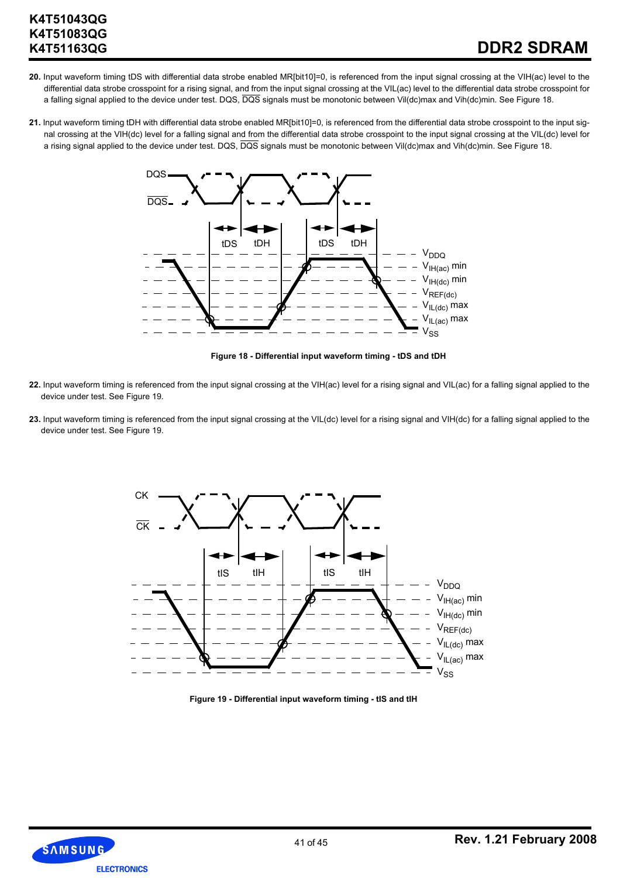20. Input waveform timing tDS with differential data strobe enabled MR[bit10]=0, is referenced from the input signal crossing at the VIH(ac) level to the differential data strobe crosspoint for a rising signal, and from the input signal crossing at the VIL(ac) level to the differential data strobe crosspoint for a falling signal applied to the device under test. DQS, $\overline{DQS}$ signals must be monotonic between Vil(dc)max and Vih(dc)min. See Figure 18.

21. Input waveform timing tDH with differential data strobe enabled MR[bit10]=0, is referenced from the differential data strobe crosspoint to the input signal crossing at the VIH(dc) level for a falling signal and from the differential data strobe crosspoint to the input signal crossing at the VIL(dc) level for a rising signal applied to the device under test. DQS, $\overline{DQS}$ signals must be monotonic between Vil(dc)max and Vih(dc)min. See Figure 18.

**Figure 18 - Differential input waveform timing - tDS and tDH**

22. Input waveform timing is referenced from the input signal crossing at the VIH(ac) level for a rising signal and VIL(ac) for a falling signal applied to the device under test. See Figure 19.

23. Input waveform timing is referenced from the input signal crossing at the VIL(dc) level for a rising signal and VIH(dc) for a falling signal applied to the device under test. See Figure 19.

**Figure 19 - Differential input waveform timing - tIS and tIH**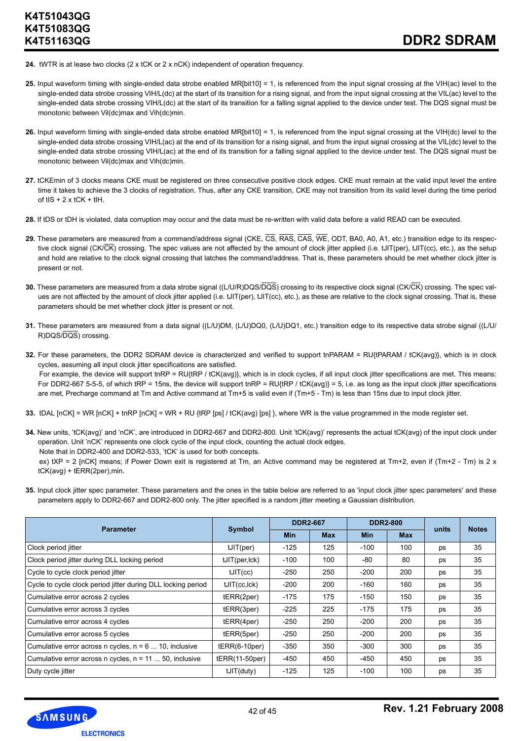**24.** tWTR is at lease two clocks (2 x tCK or 2 x nCK) independent of operation frequency.

**25.** Input waveform timing with single-ended data strobe enabled MR[bit10] = 1, is referenced from the input signal crossing at the VIH(ac) level to the single-ended data strobe crossing VIH/L(dc) at the start of its transition for a rising signal, and from the input signal crossing at the VIL(ac) level to the single-ended data strobe crossing VIH/L(dc) at the start of its transition for a falling signal applied to the device under test. The DQS signal must be monotonic between Vil(dc)max and Vih(dc)min.

**26.** Input waveform timing with single-ended data strobe enabled MR[bit10] = 1, is referenced from the input signal crossing at the VIH(dc) level to the single-ended data strobe crossing VIH/L(ac) at the end of its transition for a rising signal, and from the input signal crossing at the VIL(dc) level to the single-ended data strobe crossing VIH/L(ac) at the end of its transition for a falling signal applied to the device under test. The DQS signal must be monotonic between Vil(dc)max and Vih(dc)min.

**27.** tCKEmin of 3 clocks means CKE must be registered on three consecutive positive clock edges. CKE must remain at the valid input level the entire time it takes to achieve the 3 clocks of registration. Thus, after any CKE transition, CKE may not transition from its valid level during the time period of tIS + 2 x tCK + tIH.

**28.** If tDS or tDH is violated, data corruption may occur and the data must be re-written with valid data before a valid READ can be executed.

**29.** These parameters are measured from a command/address signal (CKE, $\overline{CS}$, $\overline{RAS}$, $\overline{CAS}$, $\overline{WE}$, ODT, BA0, A0, A1, etc.) transition edge to its respective clock signal (CK/$\overline{CK}$) crossing. The spec values are not affected by the amount of clock jitter applied (i.e. tJIT(per), tJIT(cc), etc.), as the setup and hold are relative to the clock signal crossing that latches the command/address. That is, these parameters should be met whether clock jitter is present or not.

**30.** These parameters are measured from a data strobe signal ((L/U/R)DQS/$\overline{DQS}$) crossing to its respective clock signal (CK/$\overline{CK}$) crossing. The spec values are not affected by the amount of clock jitter applied (i.e. tJIT(per), tJIT(cc), etc.), as these are relative to the clock signal crossing. That is, these parameters should be met whether clock jitter is present or not.

**31.** These parameters are measured from a data signal ((L/U)DM, (L/U)DQ0, (L/U)DQ1, etc.) transition edge to its respective data strobe signal ((L/U/R)DQS/$\overline{DQS}$) crossing.

**32.** For these parameters, the DDR2 SDRAM device is characterized and verified to support tnPARAM = RU{tPARAM / tCK(avg)}, which is in clock cycles, assuming all input clock jitter specifications are satisfied.
For example, the device will support tnRP = RU{tRP / tCK(avg)}, which is in clock cycles, if all input clock jitter specifications are met. This means: For DDR2-667 5-5-5, of which tRP = 15ns, the device will support tnRP = RU{tRP / tCK(avg)} = 5, i.e. as long as the input clock jitter specifications are met, Precharge command at Tm and Active command at Tm+5 is valid even if (Tm+5 - Tm) is less than 15ns due to input clock jitter.

**33.** tDAL [nCK] = WR [nCK] + tnRP [nCK] = WR + RU {tRP [ps] / tCK(avg) [ps] }, where WR is the value programmed in the mode register set.

**34.** New units, 'tCK(avg)' and 'nCK', are introduced in DDR2-667 and DDR2-800. Unit 'tCK(avg)' represents the actual tCK(avg) of the input clock under operation. Unit 'nCK' represents one clock cycle of the input clock, counting the actual clock edges.
Note that in DDR2-400 and DDR2-533, 'tCK' is used for both concepts.
ex) tXP = 2 [nCK] means; if Power Down exit is registered at Tm, an Active command may be registered at Tm+2, even if (Tm+2 - Tm) is 2 x tCK(avg) + tERR(2per),min.

**35.** Input clock jitter spec parameter. These parameters and the ones in the table below are referred to as 'input clock jitter spec parameters' and these parameters apply to DDR2-667 and DDR2-800 only. The jitter specified is a random jitter meeting a Gaussian distribution.

| Parameter | Symbol | DDR2-667 | | DDR2-800 | | units | Notes |
|---|---|---|---|---|---|---|---|
| | | Min | Max | Min | Max | | |
| Clock period jitter | tJIT(per) | -125 | 125 | -100 | 100 | ps | 35 |
| Clock period jitter during DLL locking period | tJIT(per,lck) | -100 | 100 | -80 | 80 | ps | 35 |
| Cycle to cycle clock period jitter | tJIT(cc) | -250 | 250 | -200 | 200 | ps | 35 |
| Cycle to cycle clock period jitter during DLL locking period | tJIT(cc,lck) | -200 | 200 | -160 | 160 | ps | 35 |
| Cumulative error across 2 cycles | tERR(2per) | -175 | 175 | -150 | 150 | ps | 35 |
| Cumulative error across 3 cycles | tERR(3per) | -225 | 225 | -175 | 175 | ps | 35 |
| Cumulative error across 4 cycles | tERR(4per) | -250 | 250 | -200 | 200 | ps | 35 |
| Cumulative error across 5 cycles | tERR(5per) | -250 | 250 | -200 | 200 | ps | 35 |
| Cumulative error across n cycles, n = 6 ... 10, inclusive | tERR(6-10per) | -350 | 350 | -300 | 300 | ps | 35 |
| Cumulative error across n cycles, n = 11 ... 50, inclusive | tERR(11-50per) | -450 | 450 | -450 | 450 | ps | 35 |
| Duty cycle jitter | tJIT(duty) | -125 | 125 | -100 | 100 | ps | 35 |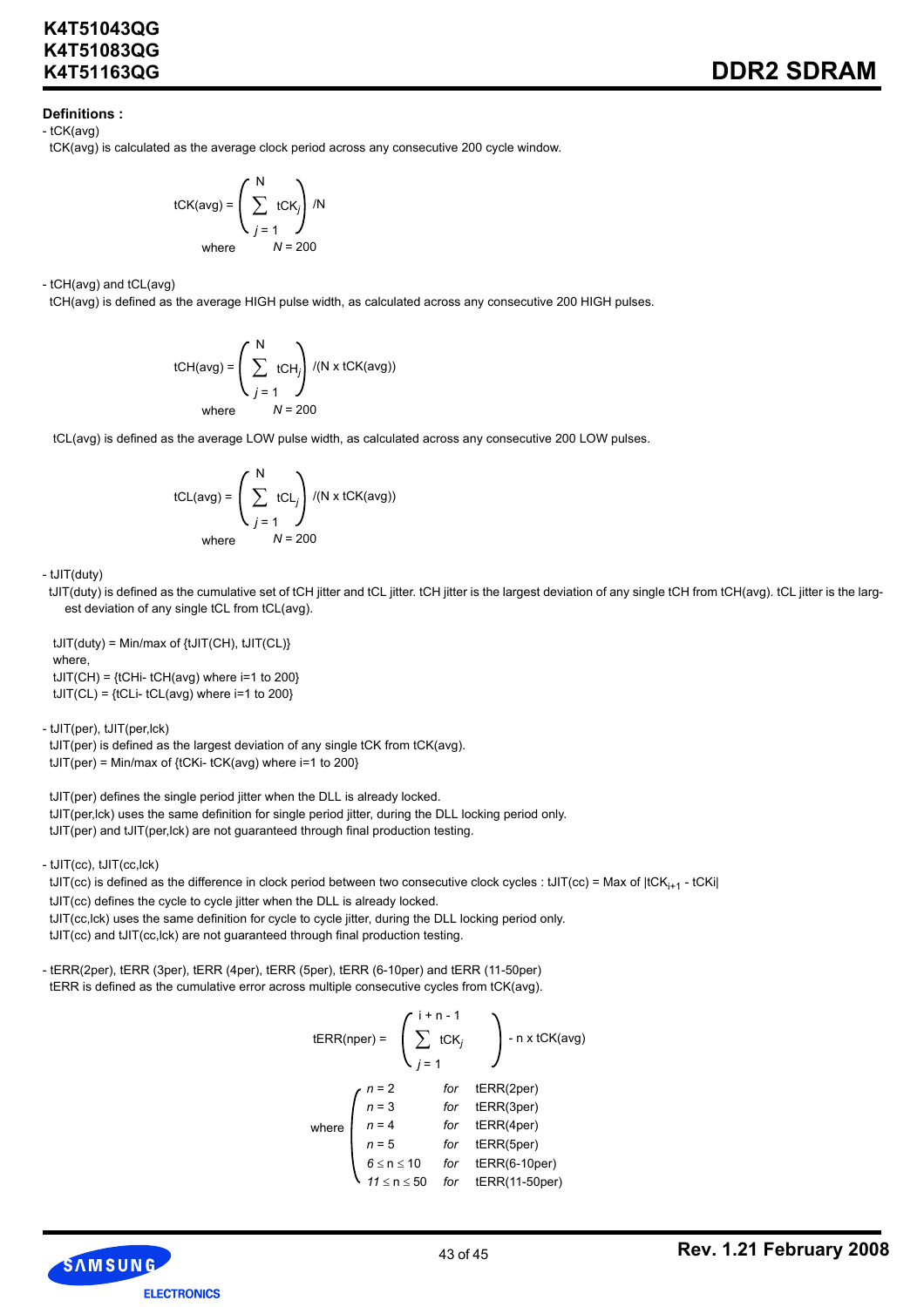**Definitions :**

- tCK(avg)

tCK(avg) is calculated as the average clock period across any consecutive 200 cycle window.

$$tCK(avg) = \left(\sum_{j=1}^{N} tCK_j\right) / N$$

where $N = 200$

- tCH(avg) and tCL(avg)

tCH(avg) is defined as the average HIGH pulse width, as calculated across any consecutive 200 HIGH pulses.

$$tCH(avg) = \left(\sum_{j=1}^{N} tCH_j\right) / (N \times tCK(avg))$$

where $N = 200$

tCL(avg) is defined as the average LOW pulse width, as calculated across any consecutive 200 LOW pulses.

$$tCL(avg) = \left(\sum_{j=1}^{N} tCL_j\right) / (N \times tCK(avg))$$

where $N = 200$

- tJIT(duty)

tJIT(duty) is defined as the cumulative set of tCH jitter and tCL jitter. tCH jitter is the largest deviation of any single tCH from tCH(avg). tCL jitter is the largest deviation of any single tCL from tCL(avg).

tJIT(duty) = Min/max of {tJIT(CH), tJIT(CL)}
where,
tJIT(CH) = {tCHi- tCH(avg) where i=1 to 200}
tJIT(CL) = {tCLi- tCL(avg) where i=1 to 200}

- tJIT(per), tJIT(per,lck)

tJIT(per) is defined as the largest deviation of any single tCK from tCK(avg).
tJIT(per) = Min/max of {tCKi- tCK(avg) where i=1 to 200}

tJIT(per) defines the single period jitter when the DLL is already locked.
tJIT(per,lck) uses the same definition for single period jitter, during the DLL locking period only.
tJIT(per) and tJIT(per,lck) are not guaranteed through final production testing.

- tJIT(cc), tJIT(cc,lck)

tJIT(cc) is defined as the difference in clock period between two consecutive clock cycles : tJIT(cc) = Max of $|tCK_{i+1} - tCK_i|$
tJIT(cc) defines the cycle to cycle jitter when the DLL is already locked.
tJIT(cc,lck) uses the same definition for cycle to cycle jitter, during the DLL locking period only.
tJIT(cc) and tJIT(cc,lck) are not guaranteed through final production testing.

- tERR(2per), tERR (3per), tERR (4per), tERR (5per), tERR (6-10per) and tERR (11-50per)

tERR is defined as the cumulative error across multiple consecutive cycles from tCK(avg).

$$tERR(nper) = \left(\sum_{j=1}^{i+n-1} tCK_j\right) - n \times tCK(avg)$$

where

| | | |
|---|---|---|
| $n = 2$ | *for* | tERR(2per) |
| $n = 3$ | *for* | tERR(3per) |
| $n = 4$ | *for* | tERR(4per) |
| $n = 5$ | *for* | tERR(5per) |
| $6 \le n \le 10$ | *for* | tERR(6-10per) |
| $11 \le n \le 50$ | *for* | tERR(11-50per) |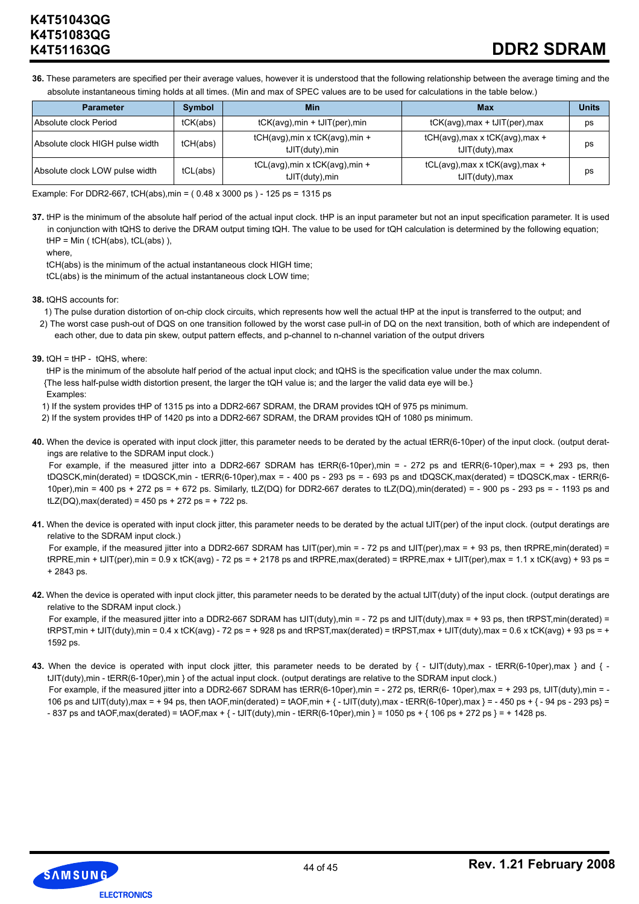**36.** These parameters are specified per their average values, however it is understood that the following relationship between the average timing and the absolute instantaneous timing holds at all times. (Min and max of SPEC values are to be used for calculations in the table below.)

| Parameter | Symbol | Min | Max | Units |
|---|---|---|---|---|
| Absolute clock Period | tCK(abs) | tCK(avg),min + tJIT(per),min | tCK(avg),max + tJIT(per),max | ps |
| Absolute clock HIGH pulse width | tCH(abs) | tCH(avg),min x tCK(avg),min + tJIT(duty),min | tCH(avg),max x tCK(avg),max + tJIT(duty),max | ps |
| Absolute clock LOW pulse width | tCL(abs) | tCL(avg),min x tCK(avg),min + tJIT(duty),min | tCL(avg),max x tCK(avg),max + tJIT(duty),max | ps |

Example: For DDR2-667, tCH(abs),min = ( 0.48 x 3000 ps ) - 125 ps = 1315 ps

**37.** tHP is the minimum of the absolute half period of the actual input clock. tHP is an input parameter but not an input specification parameter. It is used in conjunction with tQHS to derive the DRAM output timing tQH. The value to be used for tQH calculation is determined by the following equation;

tHP = Min ( tCH(abs), tCL(abs) ),

where,

tCH(abs) is the minimum of the actual instantaneous clock HIGH time;

tCL(abs) is the minimum of the actual instantaneous clock LOW time;

**38.** tQHS accounts for:

1) The pulse duration distortion of on-chip clock circuits, which represents how well the actual tHP at the input is transferred to the output; and

2) The worst case push-out of DQS on one transition followed by the worst case pull-in of DQ on the next transition, both of which are independent of each other, due to data pin skew, output pattern effects, and p-channel to n-channel variation of the output drivers

**39.** tQH = tHP - tQHS, where:

tHP is the minimum of the absolute half period of the actual input clock; and tQHS is the specification value under the max column.

{The less half-pulse width distortion present, the larger the tQH value is; and the larger the valid data eye will be.}

Examples:

1) If the system provides tHP of 1315 ps into a DDR2-667 SDRAM, the DRAM provides tQH of 975 ps minimum.

2) If the system provides tHP of 1420 ps into a DDR2-667 SDRAM, the DRAM provides tQH of 1080 ps minimum.

**40.** When the device is operated with input clock jitter, this parameter needs to be derated by the actual tERR(6-10per) of the input clock. (output deratings are relative to the SDRAM input clock.)

For example, if the measured jitter into a DDR2-667 SDRAM has tERR(6-10per),min = - 272 ps and tERR(6-10per),max = + 293 ps, then tDQSCK,min(derated) = tDQSCK,min - tERR(6-10per),max = - 400 ps - 293 ps = - 693 ps and tDQSCK,max(derated) = tDQSCK,max - tERR(6-10per),min = 400 ps + 272 ps = + 672 ps. Similarly, tLZ(DQ) for DDR2-667 derates to tLZ(DQ),min(derated) = - 900 ps - 293 ps = - 1193 ps and tLZ(DQ),max(derated) = 450 ps + 272 ps = + 722 ps.

**41.** When the device is operated with input clock jitter, this parameter needs to be derated by the actual tJIT(per) of the input clock. (output deratings are relative to the SDRAM input clock.)

For example, if the measured jitter into a DDR2-667 SDRAM has tJIT(per),min = - 72 ps and tJIT(per),max = + 93 ps, then tRPRE,min(derated) = tRPRE,min + tJIT(per),min = 0.9 x tCK(avg) - 72 ps = + 2178 ps and tRPRE,max(derated) = tRPRE,max + tJIT(per),max = 1.1 x tCK(avg) + 93 ps = + 2843 ps.

**42.** When the device is operated with input clock jitter, this parameter needs to be derated by the actual tJIT(duty) of the input clock. (output deratings are relative to the SDRAM input clock.)

For example, if the measured jitter into a DDR2-667 SDRAM has tJIT(duty),min = - 72 ps and tJIT(duty),max = + 93 ps, then tRPST,min(derated) = tRPST,min + tJIT(duty),min = 0.4 x tCK(avg) - 72 ps = + 928 ps and tRPST,max(derated) = tRPST,max + tJIT(duty),max = 0.6 x tCK(avg) + 93 ps = + 1592 ps.

**43.** When the device is operated with input clock jitter, this parameter needs to be derated by { - tJIT(duty),max - tERR(6-10per),max } and { - tJIT(duty),min - tERR(6-10per),min } of the actual input clock. (output deratings are relative to the SDRAM input clock.)

For example, if the measured jitter into a DDR2-667 SDRAM has tERR(6-10per),min = - 272 ps, tERR(6- 10per),max = + 293 ps, tJIT(duty),min = - 106 ps and tJIT(duty),max = + 94 ps, then tAOF,min(derated) = tAOF,min + { - tJIT(duty),max - tERR(6-10per),max } = - 450 ps + { - 94 ps - 293 ps} = - 837 ps and tAOF,max(derated) = tAOF,max + { - tJIT(duty),min - tERR(6-10per),min } = 1050 ps + { 106 ps + 272 ps } = + 1428 ps.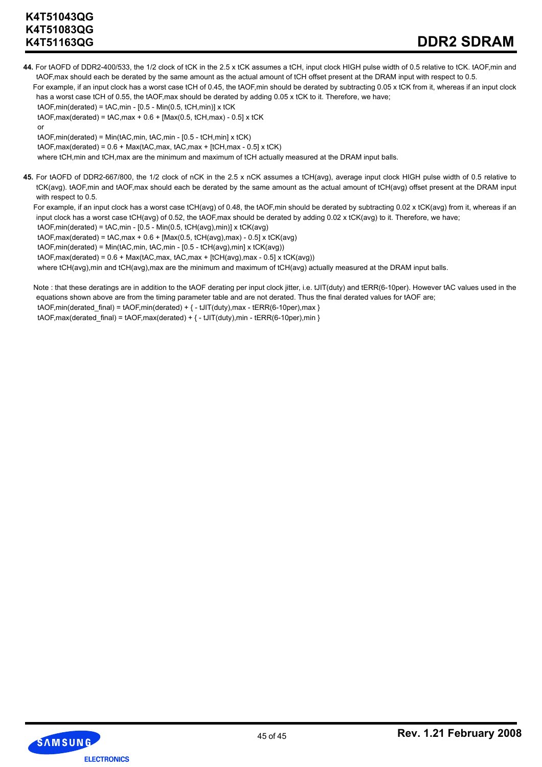**44.** For tAOFD of DDR2-400/533, the 1/2 clock of tCK in the 2.5 x tCK assumes a tCH, input clock HIGH pulse width of 0.5 relative to tCK. tAOF,min and tAOF,max should each be derated by the same amount as the actual amount of tCH offset present at the DRAM input with respect to 0.5.

For example, if an input clock has a worst case tCH of 0.45, the tAOF,min should be derated by subtracting 0.05 x tCK from it, whereas if an input clock has a worst case tCH of 0.55, the tAOF,max should be derated by adding 0.05 x tCK to it. Therefore, we have;

tAOF,min(derated) = tAC,min - [0.5 - Min(0.5, tCH,min)] x tCK

tAOF,max(derated) = tAC,max + 0.6 + [Max(0.5, tCH,max) - 0.5] x tCK

or

tAOF,min(derated) = Min(tAC,min, tAC,min - [0.5 - tCH,min] x tCK)

tAOF,max(derated) = 0.6 + Max(tAC,max, tAC,max + [tCH,max - 0.5] x tCK)

where tCH,min and tCH,max are the minimum and maximum of tCH actually measured at the DRAM input balls.

**45.** For tAOFD of DDR2-667/800, the 1/2 clock of nCK in the 2.5 x nCK assumes a tCH(avg), average input clock HIGH pulse width of 0.5 relative to tCK(avg). tAOF,min and tAOF,max should each be derated by the same amount as the actual amount of tCH(avg) offset present at the DRAM input with respect to 0.5.

For example, if an input clock has a worst case tCH(avg) of 0.48, the tAOF,min should be derated by subtracting 0.02 x tCK(avg) from it, whereas if an input clock has a worst case tCH(avg) of 0.52, the tAOF,max should be derated by adding 0.02 x tCK(avg) to it. Therefore, we have;

tAOF,min(derated) = tAC,min - [0.5 - Min(0.5, tCH(avg),min)] x tCK(avg)

tAOF,max(derated) = tAC,max + 0.6 + [Max(0.5, tCH(avg),max) - 0.5] x tCK(avg)

tAOF,min(derated) = Min(tAC,min, tAC,min - [0.5 - tCH(avg),min] x tCK(avg))

tAOF,max(derated) = 0.6 + Max(tAC,max, tAC,max + [tCH(avg),max - 0.5] x tCK(avg))

where tCH(avg),min and tCH(avg),max are the minimum and maximum of tCH(avg) actually measured at the DRAM input balls.

Note : that these deratings are in addition to the tAOF derating per input clock jitter, i.e. tJIT(duty) and tERR(6-10per). However tAC values used in the equations shown above are from the timing parameter table and are not derated. Thus the final derated values for tAOF are;

tAOF,min(derated_final) = tAOF,min(derated) + { - tJIT(duty),max - tERR(6-10per),max }

tAOF,max(derated_final) = tAOF,max(derated) + { - tJIT(duty),min - tERR(6-10per),min }